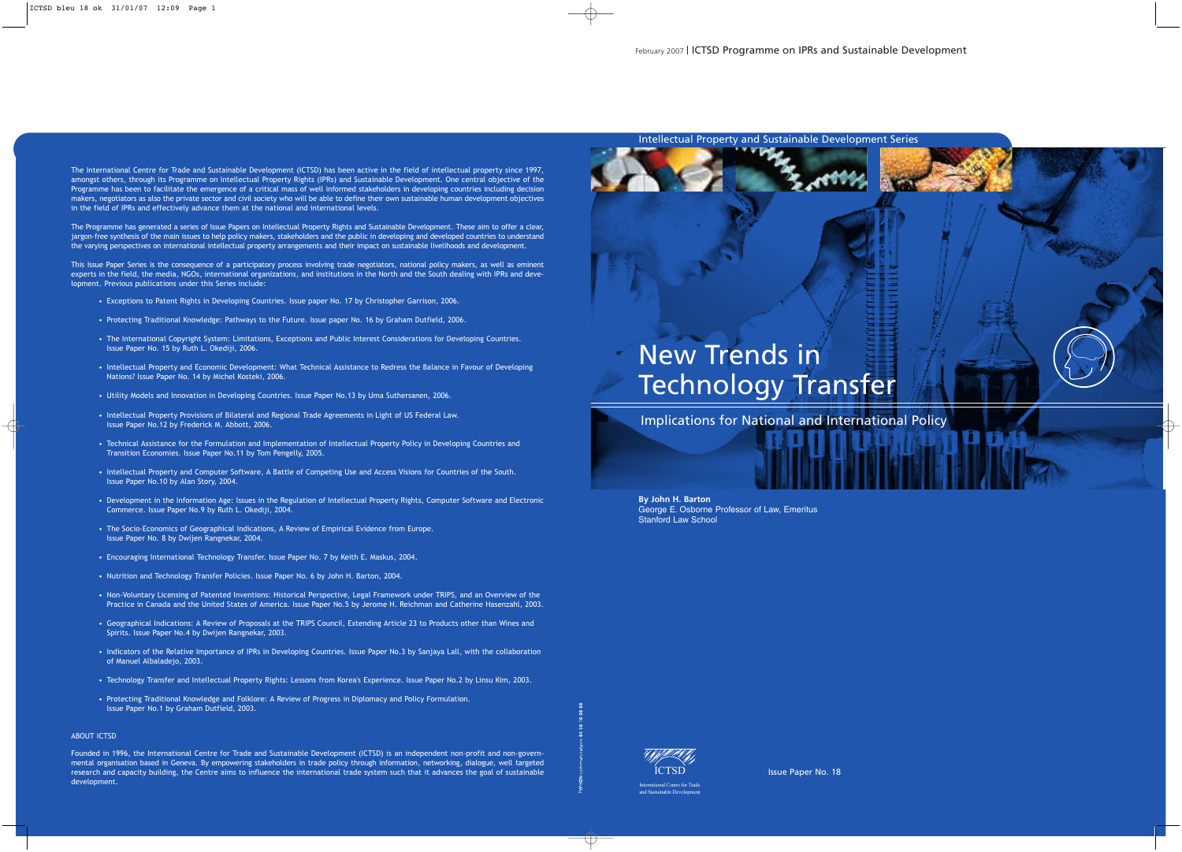February 2007 | ICTSD Programme on IPRs and Sustainable Development

Intellectual Property and Sustainable Development Series

# New Trends in Technology Transfer

## Implications for National and International Policy

**By John H. Barton**
George E. Osborne Professor of Law, Emeritus
Stanford Law School

ICTSD
International Centre for Trade and Sustainable Development

Issue Paper No. 18

The International Centre for Trade and Sustainable Development (ICTSD) has been active in the field of intellectual property since 1997, amongst others, through its Programme on Intellectual Property Rights (IPRs) and Sustainable Development. One central objective of the Programme has been to facilitate the emergence of a critical mass of well informed stakeholders in developing countries including decision makers, negotiators as also the private sector and civil society who will be able to define their own sustainable human development objectives in the field of IPRs and effectively advance them at the national and international levels.

The Programme has generated a series of Issue Papers on Intellectual Property Rights and Sustainable Development. These aim to offer a clear, jargon-free synthesis of the main issues to help policy makers, stakeholders and the public in developing and developed countries to understand the varying perspectives on international intellectual property arrangements and their impact on sustainable livelihoods and development.

This Issue Paper Series is the consequence of a participatory process involving trade negotiators, national policy makers, as well as eminent experts in the field, the media, NGOs, international organizations, and institutions in the North and the South dealing with IPRs and development. Previous publications under this Series include:

- Exceptions to Patent Rights in Developing Countries. Issue paper No. 17 by Christopher Garrison, 2006.
- Protecting Traditional Knowledge: Pathways to the Future. Issue paper No. 16 by Graham Dutfield, 2006.
- The International Copyright System: Limitations, Exceptions and Public Interest Considerations for Developing Countries. Issue Paper No. 15 by Ruth L. Okediji, 2006.
- Intellectual Property and Economic Development: What Technical Assistance to Redress the Balance in Favour of Developing Nations? Issue Paper No. 14 by Michel Kostecki, 2006.
- Utility Models and Innovation in Developing Countries. Issue Paper No.13 by Uma Suthersanen, 2006.
- Intellectual Property Provisions of Bilateral and Regional Trade Agreements in Light of US Federal Law. Issue Paper No.12 by Frederick M. Abbott, 2006.
- Technical Assistance for the Formulation and Implementation of Intellectual Property Policy in Developing Countries and Transition Economies. Issue Paper No.11 by Tom Pengelly, 2005.
- Intellectual Property and Computer Software, A Battle of Competing Use and Access Visions for Countries of the South. Issue Paper No.10 by Alan Story, 2004.
- Development in the Information Age: Issues in the Regulation of Intellectual Property Rights, Computer Software and Electronic Commerce. Issue Paper No.9 by Ruth L. Okediji, 2004.
- The Socio-Economics of Geographical Indications, A Review of Empirical Evidence from Europe. Issue Paper No. 8 by Dwijen Rangnekar, 2004.
- Encouraging International Technology Transfer. Issue Paper No. 7 by Keith E. Maskus, 2004.
- Nutrition and Technology Transfer Policies. Issue Paper No. 6 by John H. Barton, 2004.
- Non-Voluntary Licensing of Patented Inventions: Historical Perspective, Legal Framework under TRIPS, and an Overview of the Practice in Canada and the United States of America. Issue Paper No.5 by Jerome H. Reichman and Catherine Hasenzahl, 2003.
- Geographical Indications: A Review of Proposals at the TRIPS Council, Extending Article 23 to Products other than Wines and Spirits. Issue Paper No.4 by Dwijen Rangnekar, 2003.
- Indicators of the Relative Importance of IPRs in Developing Countries. Issue Paper No.3 by Sanjaya Lall, with the collaboration of Manuel Albaladejo, 2003.
- Technology Transfer and Intellectual Property Rights: Lessons from Korea's Experience. Issue Paper No.2 by Linsu Kim, 2003.
- Protecting Traditional Knowledge and Folklore: A Review of Progress in Diplomacy and Policy Formulation. Issue Paper No.1 by Graham Dutfield, 2003.

ABOUT ICTSD

Founded in 1996, the International Centre for Trade and Sustainable Development (ICTSD) is an independent non-profit and non-governmental organisation based in Geneva. By empowering stakeholders in trade policy through information, networking, dialogue, well targeted research and capacity building, the Centre aims to influence the international trade system such that it advances the goal of sustainable development.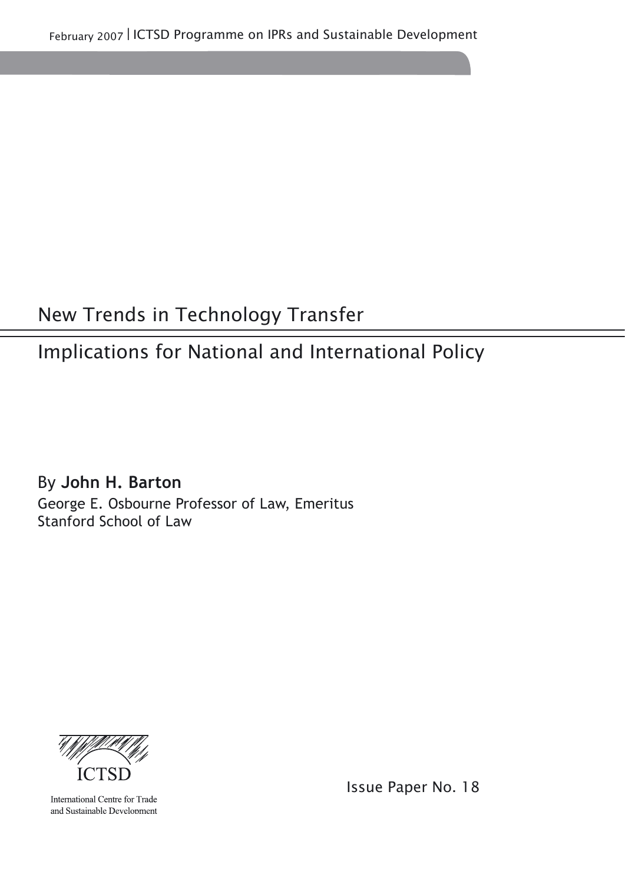February 2007 | ICTSD Programme on IPRs and Sustainable Development

# New Trends in Technology Transfer

## Implications for National and International Policy

By **John H. Barton**

George E. Osbourne Professor of Law, Emeritus

Stanford School of Law

ICTSD

International Centre for Trade and Sustainable Development

Issue Paper No. 18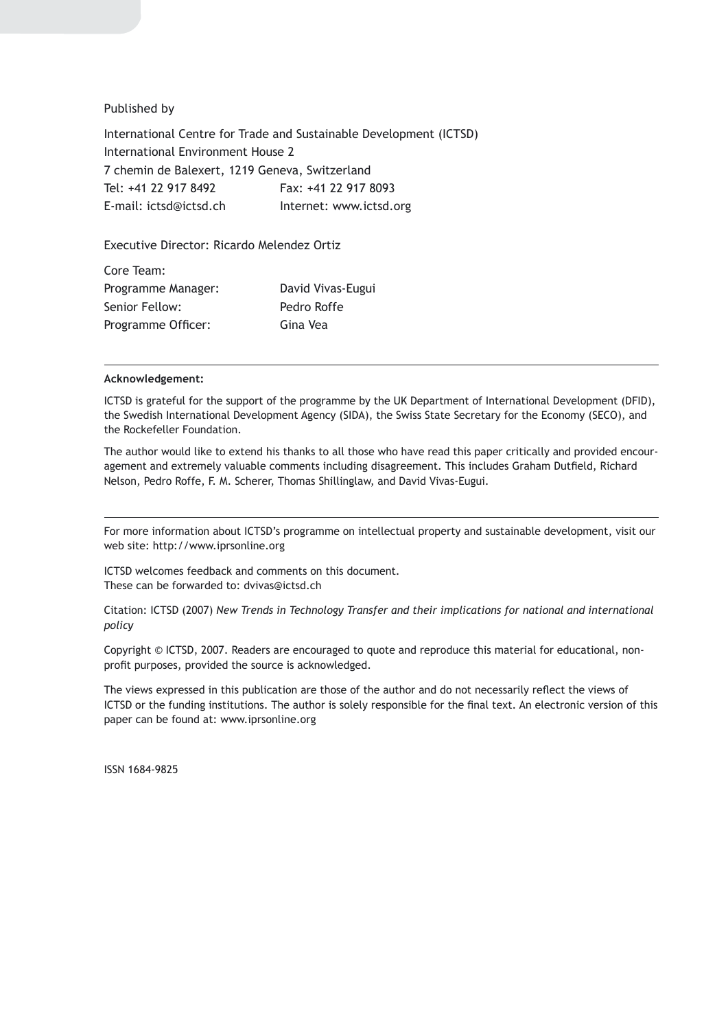Published by

International Centre for Trade and Sustainable Development (ICTSD)
International Environment House 2
7 chemin de Balexert, 1219 Geneva, Switzerland

| | |
|---|---|
| Tel: +41 22 917 8492 | Fax: +41 22 917 8093 |
| E-mail: ictsd@ictsd.ch | Internet: www.ictsd.org |

Executive Director: Ricardo Melendez Ortiz

| Core Team: | |
|---|---|
| Programme Manager: | David Vivas-Eugui |
| Senior Fellow: | Pedro Roffe |
| Programme Officer: | Gina Vea |

---

**Acknowledgement:**

ICTSD is grateful for the support of the programme by the UK Department of International Development (DFID), the Swedish International Development Agency (SIDA), the Swiss State Secretary for the Economy (SECO), and the Rockefeller Foundation.

The author would like to extend his thanks to all those who have read this paper critically and provided encouragement and extremely valuable comments including disagreement. This includes Graham Dutfield, Richard Nelson, Pedro Roffe, F. M. Scherer, Thomas Shillinglaw, and David Vivas-Eugui.

---

For more information about ICTSD's programme on intellectual property and sustainable development, visit our web site: http://www.iprsonline.org

ICTSD welcomes feedback and comments on this document.
These can be forwarded to: dvivas@ictsd.ch

Citation: ICTSD (2007) *New Trends in Technology Transfer and their implications for national and international policy*

Copyright © ICTSD, 2007. Readers are encouraged to quote and reproduce this material for educational, non-profit purposes, provided the source is acknowledged.

The views expressed in this publication are those of the author and do not necessarily reflect the views of ICTSD or the funding institutions. The author is solely responsible for the final text. An electronic version of this paper can be found at: www.iprsonline.org

ISSN 1684-9825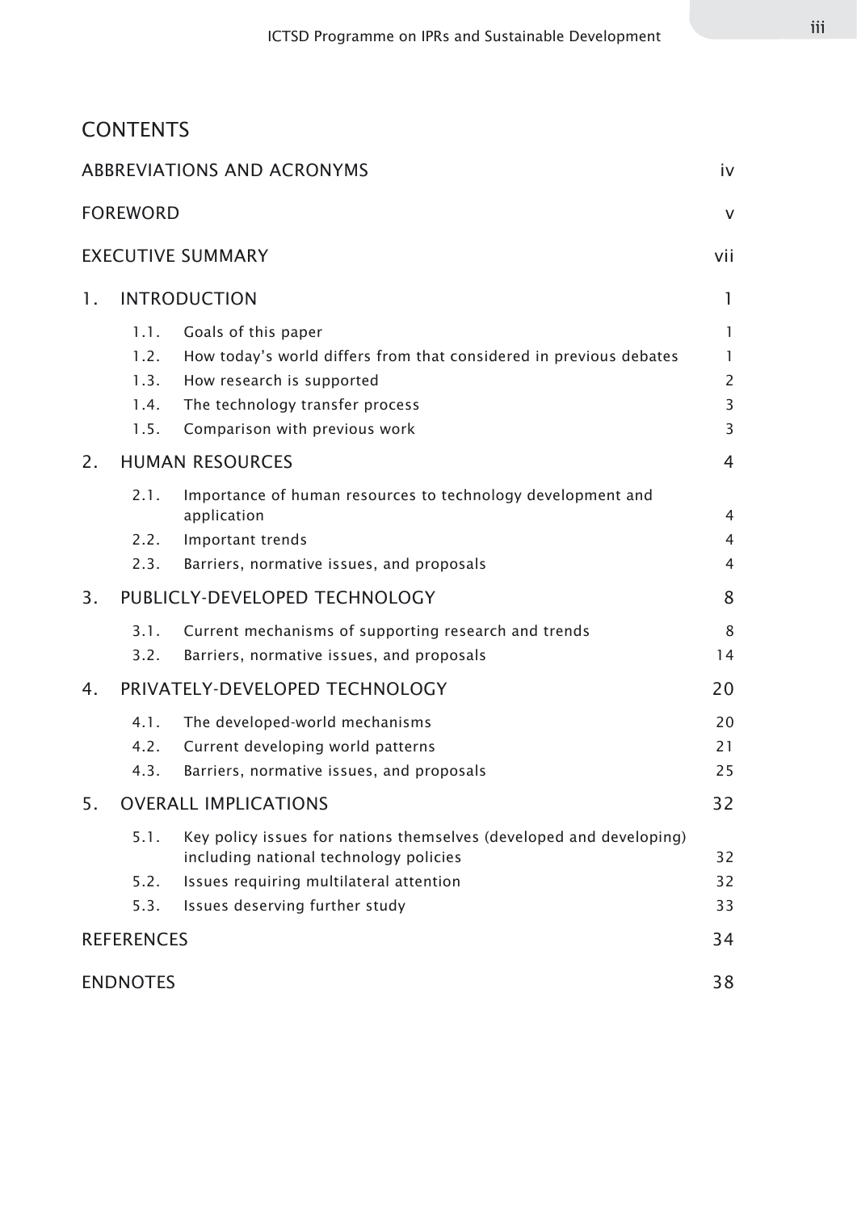# CONTENTS

| | |
|---|---|
| ABBREVIATIONS AND ACRONYMS | iv |
| FOREWORD | v |
| EXECUTIVE SUMMARY | vii |
| 1. INTRODUCTION | 1 |
| 1.1. Goals of this paper | 1 |
| 1.2. How today's world differs from that considered in previous debates | 1 |
| 1.3. How research is supported | 2 |
| 1.4. The technology transfer process | 3 |
| 1.5. Comparison with previous work | 3 |
| 2. HUMAN RESOURCES | 4 |
| 2.1. Importance of human resources to technology development and application | 4 |
| 2.2. Important trends | 4 |
| 2.3. Barriers, normative issues, and proposals | 4 |
| 3. PUBLICLY-DEVELOPED TECHNOLOGY | 8 |
| 3.1. Current mechanisms of supporting research and trends | 8 |
| 3.2. Barriers, normative issues, and proposals | 14 |
| 4. PRIVATELY-DEVELOPED TECHNOLOGY | 20 |
| 4.1. The developed-world mechanisms | 20 |
| 4.2. Current developing world patterns | 21 |
| 4.3. Barriers, normative issues, and proposals | 25 |
| 5. OVERALL IMPLICATIONS | 32 |
| 5.1. Key policy issues for nations themselves (developed and developing) including national technology policies | 32 |
| 5.2. Issues requiring multilateral attention | 32 |
| 5.3. Issues deserving further study | 33 |
| REFERENCES | 34 |
| ENDNOTES | 38 |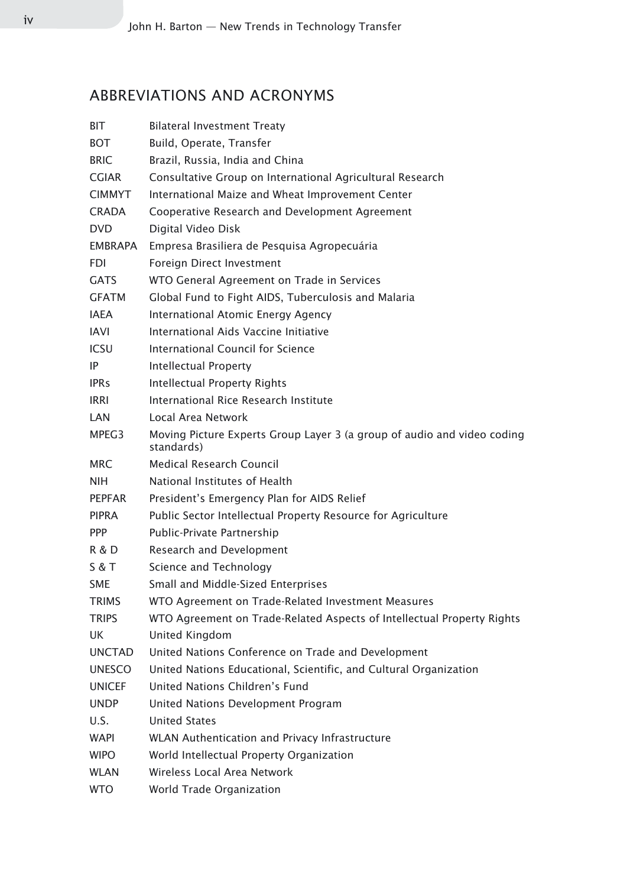## ABBREVIATIONS AND ACRONYMS

| | |
|---|---|
| BIT | Bilateral Investment Treaty |
| BOT | Build, Operate, Transfer |
| BRIC | Brazil, Russia, India and China |
| CGIAR | Consultative Group on International Agricultural Research |
| CIMMYT | International Maize and Wheat Improvement Center |
| CRADA | Cooperative Research and Development Agreement |
| DVD | Digital Video Disk |
| EMBRAPA | Empresa Brasiliera de Pesquisa Agropecuária |
| FDI | Foreign Direct Investment |
| GATS | WTO General Agreement on Trade in Services |
| GFATM | Global Fund to Fight AIDS, Tuberculosis and Malaria |
| IAEA | International Atomic Energy Agency |
| IAVI | International Aids Vaccine Initiative |
| ICSU | International Council for Science |
| IP | Intellectual Property |
| IPRs | Intellectual Property Rights |
| IRRI | International Rice Research Institute |
| LAN | Local Area Network |
| MPEG3 | Moving Picture Experts Group Layer 3 (a group of audio and video coding standards) |
| MRC | Medical Research Council |
| NIH | National Institutes of Health |
| PEPFAR | President's Emergency Plan for AIDS Relief |
| PIPRA | Public Sector Intellectual Property Resource for Agriculture |
| PPP | Public-Private Partnership |
| R & D | Research and Development |
| S & T | Science and Technology |
| SME | Small and Middle-Sized Enterprises |
| TRIMS | WTO Agreement on Trade-Related Investment Measures |
| TRIPS | WTO Agreement on Trade-Related Aspects of Intellectual Property Rights |
| UK | United Kingdom |
| UNCTAD | United Nations Conference on Trade and Development |
| UNESCO | United Nations Educational, Scientific, and Cultural Organization |
| UNICEF | United Nations Children's Fund |
| UNDP | United Nations Development Program |
| U.S. | United States |
| WAPI | WLAN Authentication and Privacy Infrastructure |
| WIPO | World Intellectual Property Organization |
| WLAN | Wireless Local Area Network |
| WTO | World Trade Organization |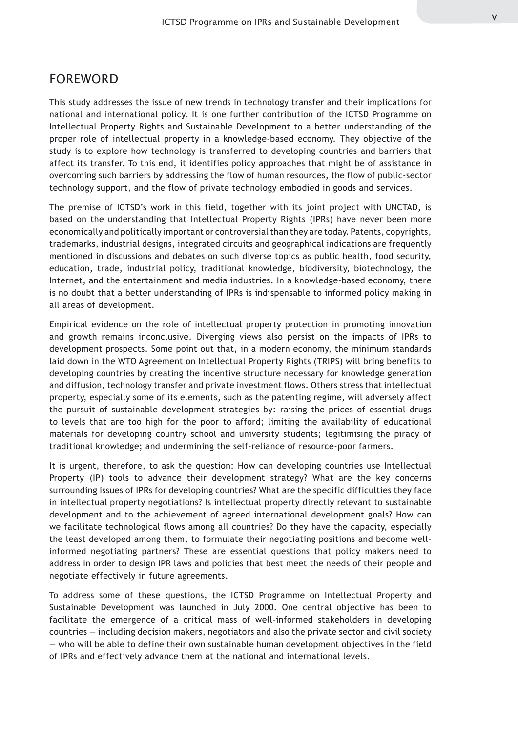## FOREWORD

This study addresses the issue of new trends in technology transfer and their implications for national and international policy. It is one further contribution of the ICTSD Programme on Intellectual Property Rights and Sustainable Development to a better understanding of the proper role of intellectual property in a knowledge-based economy. They objective of the study is to explore how technology is transferred to developing countries and barriers that affect its transfer. To this end, it identifies policy approaches that might be of assistance in overcoming such barriers by addressing the flow of human resources, the flow of public-sector technology support, and the flow of private technology embodied in goods and services.

The premise of ICTSD's work in this field, together with its joint project with UNCTAD, is based on the understanding that Intellectual Property Rights (IPRs) have never been more economically and politically important or controversial than they are today. Patents, copyrights, trademarks, industrial designs, integrated circuits and geographical indications are frequently mentioned in discussions and debates on such diverse topics as public health, food security, education, trade, industrial policy, traditional knowledge, biodiversity, biotechnology, the Internet, and the entertainment and media industries. In a knowledge-based economy, there is no doubt that a better understanding of IPRs is indispensable to informed policy making in all areas of development.

Empirical evidence on the role of intellectual property protection in promoting innovation and growth remains inconclusive. Diverging views also persist on the impacts of IPRs to development prospects. Some point out that, in a modern economy, the minimum standards laid down in the WTO Agreement on Intellectual Property Rights (TRIPS) will bring benefits to developing countries by creating the incentive structure necessary for knowledge generation and diffusion, technology transfer and private investment flows. Others stress that intellectual property, especially some of its elements, such as the patenting regime, will adversely affect the pursuit of sustainable development strategies by: raising the prices of essential drugs to levels that are too high for the poor to afford; limiting the availability of educational materials for developing country school and university students; legitimising the piracy of traditional knowledge; and undermining the self-reliance of resource-poor farmers.

It is urgent, therefore, to ask the question: How can developing countries use Intellectual Property (IP) tools to advance their development strategy? What are the key concerns surrounding issues of IPRs for developing countries? What are the specific difficulties they face in intellectual property negotiations? Is intellectual property directly relevant to sustainable development and to the achievement of agreed international development goals? How can we facilitate technological flows among all countries? Do they have the capacity, especially the least developed among them, to formulate their negotiating positions and become well-informed negotiating partners? These are essential questions that policy makers need to address in order to design IPR laws and policies that best meet the needs of their people and negotiate effectively in future agreements.

To address some of these questions, the ICTSD Programme on Intellectual Property and Sustainable Development was launched in July 2000. One central objective has been to facilitate the emergence of a critical mass of well-informed stakeholders in developing countries — including decision makers, negotiators and also the private sector and civil society — who will be able to define their own sustainable human development objectives in the field of IPRs and effectively advance them at the national and international levels.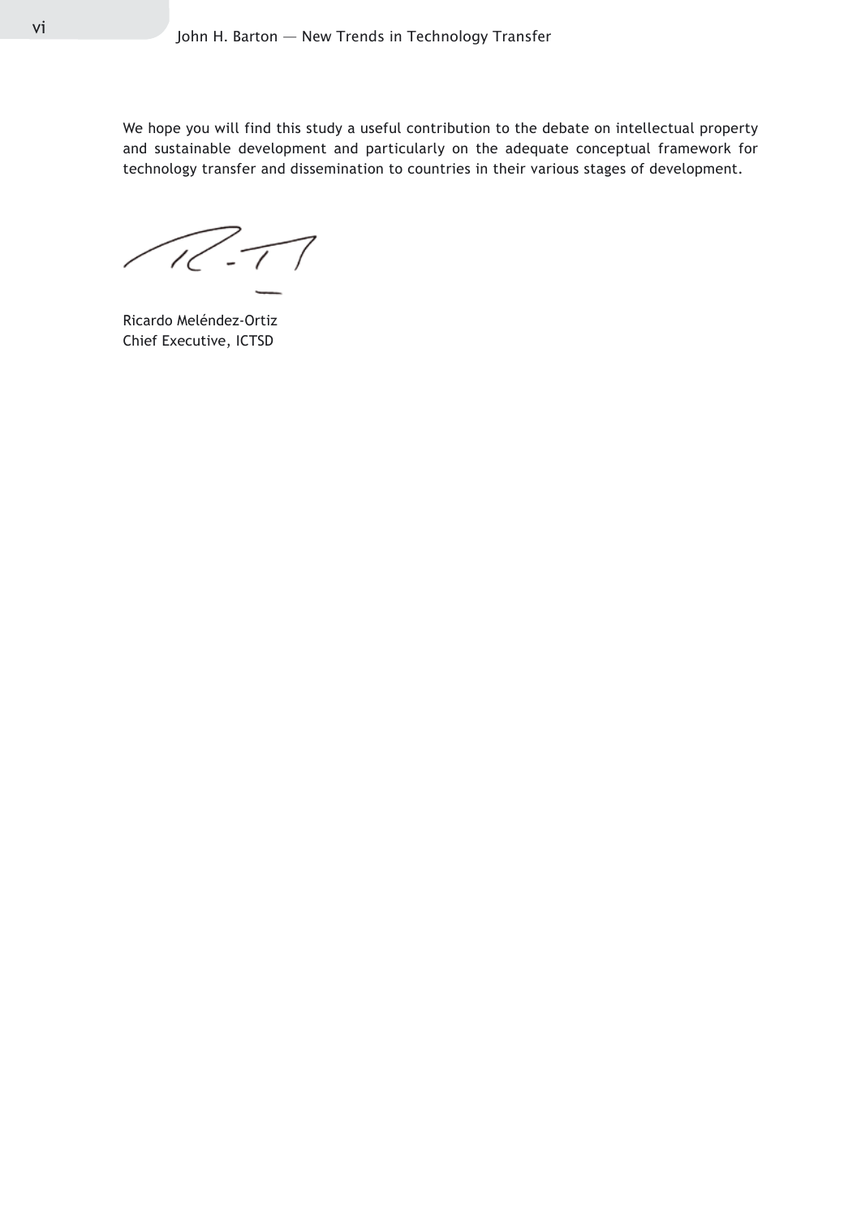We hope you will find this study a useful contribution to the debate on intellectual property and sustainable development and particularly on the adequate conceptual framework for technology transfer and dissemination to countries in their various stages of development.

Ricardo Meléndez-Ortiz
Chief Executive, ICTSD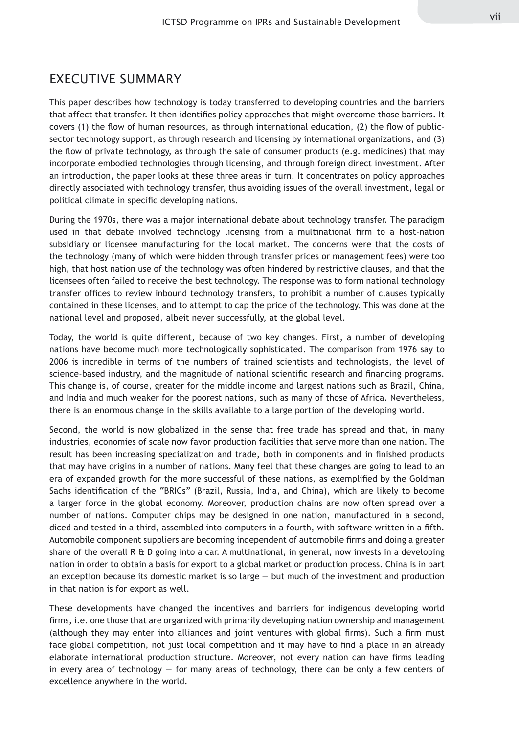## EXECUTIVE SUMMARY

This paper describes how technology is today transferred to developing countries and the barriers that affect that transfer. It then identifies policy approaches that might overcome those barriers. It covers (1) the flow of human resources, as through international education, (2) the flow of public-sector technology support, as through research and licensing by international organizations, and (3) the flow of private technology, as through the sale of consumer products (e.g. medicines) that may incorporate embodied technologies through licensing, and through foreign direct investment. After an introduction, the paper looks at these three areas in turn. It concentrates on policy approaches directly associated with technology transfer, thus avoiding issues of the overall investment, legal or political climate in specific developing nations.

During the 1970s, there was a major international debate about technology transfer. The paradigm used in that debate involved technology licensing from a multinational firm to a host-nation subsidiary or licensee manufacturing for the local market. The concerns were that the costs of the technology (many of which were hidden through transfer prices or management fees) were too high, that host nation use of the technology was often hindered by restrictive clauses, and that the licensees often failed to receive the best technology. The response was to form national technology transfer offices to review inbound technology transfers, to prohibit a number of clauses typically contained in these licenses, and to attempt to cap the price of the technology. This was done at the national level and proposed, albeit never successfully, at the global level.

Today, the world is quite different, because of two key changes. First, a number of developing nations have become much more technologically sophisticated. The comparison from 1976 say to 2006 is incredible in terms of the numbers of trained scientists and technologists, the level of science-based industry, and the magnitude of national scientific research and financing programs. This change is, of course, greater for the middle income and largest nations such as Brazil, China, and India and much weaker for the poorest nations, such as many of those of Africa. Nevertheless, there is an enormous change in the skills available to a large portion of the developing world.

Second, the world is now globalized in the sense that free trade has spread and that, in many industries, economies of scale now favor production facilities that serve more than one nation. The result has been increasing specialization and trade, both in components and in finished products that may have origins in a number of nations. Many feel that these changes are going to lead to an era of expanded growth for the more successful of these nations, as exemplified by the Goldman Sachs identification of the "BRICs" (Brazil, Russia, India, and China), which are likely to become a larger force in the global economy. Moreover, production chains are now often spread over a number of nations. Computer chips may be designed in one nation, manufactured in a second, diced and tested in a third, assembled into computers in a fourth, with software written in a fifth. Automobile component suppliers are becoming independent of automobile firms and doing a greater share of the overall R & D going into a car. A multinational, in general, now invests in a developing nation in order to obtain a basis for export to a global market or production process. China is in part an exception because its domestic market is so large — but much of the investment and production in that nation is for export as well.

These developments have changed the incentives and barriers for indigenous developing world firms, i.e. one those that are organized with primarily developing nation ownership and management (although they may enter into alliances and joint ventures with global firms). Such a firm must face global competition, not just local competition and it may have to find a place in an already elaborate international production structure. Moreover, not every nation can have firms leading in every area of technology — for many areas of technology, there can be only a few centers of excellence anywhere in the world.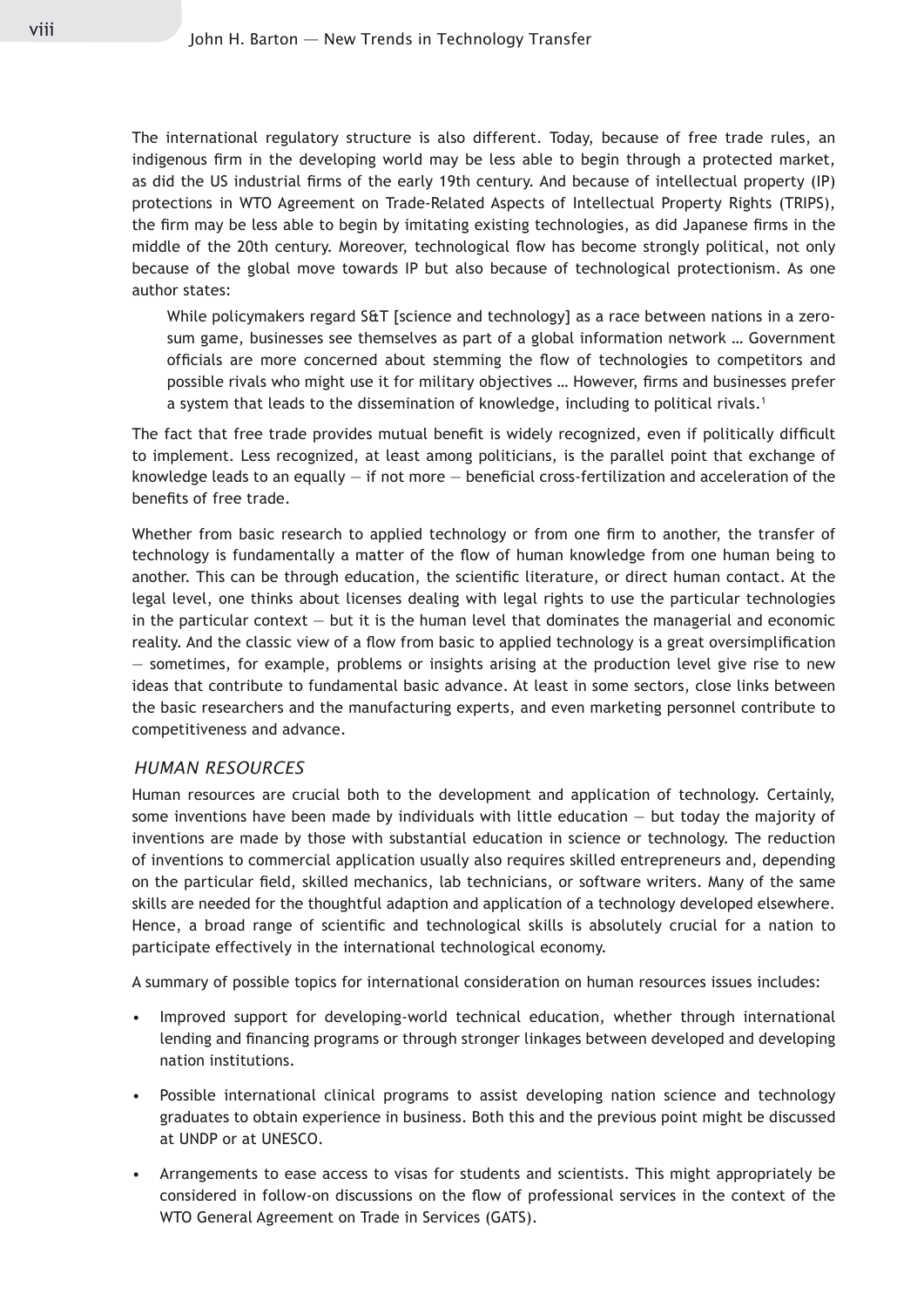The international regulatory structure is also different. Today, because of free trade rules, an indigenous firm in the developing world may be less able to begin through a protected market, as did the US industrial firms of the early 19th century. And because of intellectual property (IP) protections in WTO Agreement on Trade-Related Aspects of Intellectual Property Rights (TRIPS), the firm may be less able to begin by imitating existing technologies, as did Japanese firms in the middle of the 20th century. Moreover, technological flow has become strongly political, not only because of the global move towards IP but also because of technological protectionism. As one author states:

> While policymakers regard S&T [science and technology] as a race between nations in a zero-sum game, businesses see themselves as part of a global information network … Government officials are more concerned about stemming the flow of technologies to competitors and possible rivals who might use it for military objectives … However, firms and businesses prefer a system that leads to the dissemination of knowledge, including to political rivals.[1]

The fact that free trade provides mutual benefit is widely recognized, even if politically difficult to implement. Less recognized, at least among politicians, is the parallel point that exchange of knowledge leads to an equally — if not more — beneficial cross-fertilization and acceleration of the benefits of free trade.

Whether from basic research to applied technology or from one firm to another, the transfer of technology is fundamentally a matter of the flow of human knowledge from one human being to another. This can be through education, the scientific literature, or direct human contact. At the legal level, one thinks about licenses dealing with legal rights to use the particular technologies in the particular context — but it is the human level that dominates the managerial and economic reality. And the classic view of a flow from basic to applied technology is a great oversimplification — sometimes, for example, problems or insights arising at the production level give rise to new ideas that contribute to fundamental basic advance. At least in some sectors, close links between the basic researchers and the manufacturing experts, and even marketing personnel contribute to competitiveness and advance.

### *HUMAN RESOURCES*

Human resources are crucial both to the development and application of technology. Certainly, some inventions have been made by individuals with little education — but today the majority of inventions are made by those with substantial education in science or technology. The reduction of inventions to commercial application usually also requires skilled entrepreneurs and, depending on the particular field, skilled mechanics, lab technicians, or software writers. Many of the same skills are needed for the thoughtful adaption and application of a technology developed elsewhere. Hence, a broad range of scientific and technological skills is absolutely crucial for a nation to participate effectively in the international technological economy.

A summary of possible topics for international consideration on human resources issues includes:

- Improved support for developing-world technical education, whether through international lending and financing programs or through stronger linkages between developed and developing nation institutions.
- Possible international clinical programs to assist developing nation science and technology graduates to obtain experience in business. Both this and the previous point might be discussed at UNDP or at UNESCO.
- Arrangements to ease access to visas for students and scientists. This might appropriately be considered in follow-on discussions on the flow of professional services in the context of the WTO General Agreement on Trade in Services (GATS).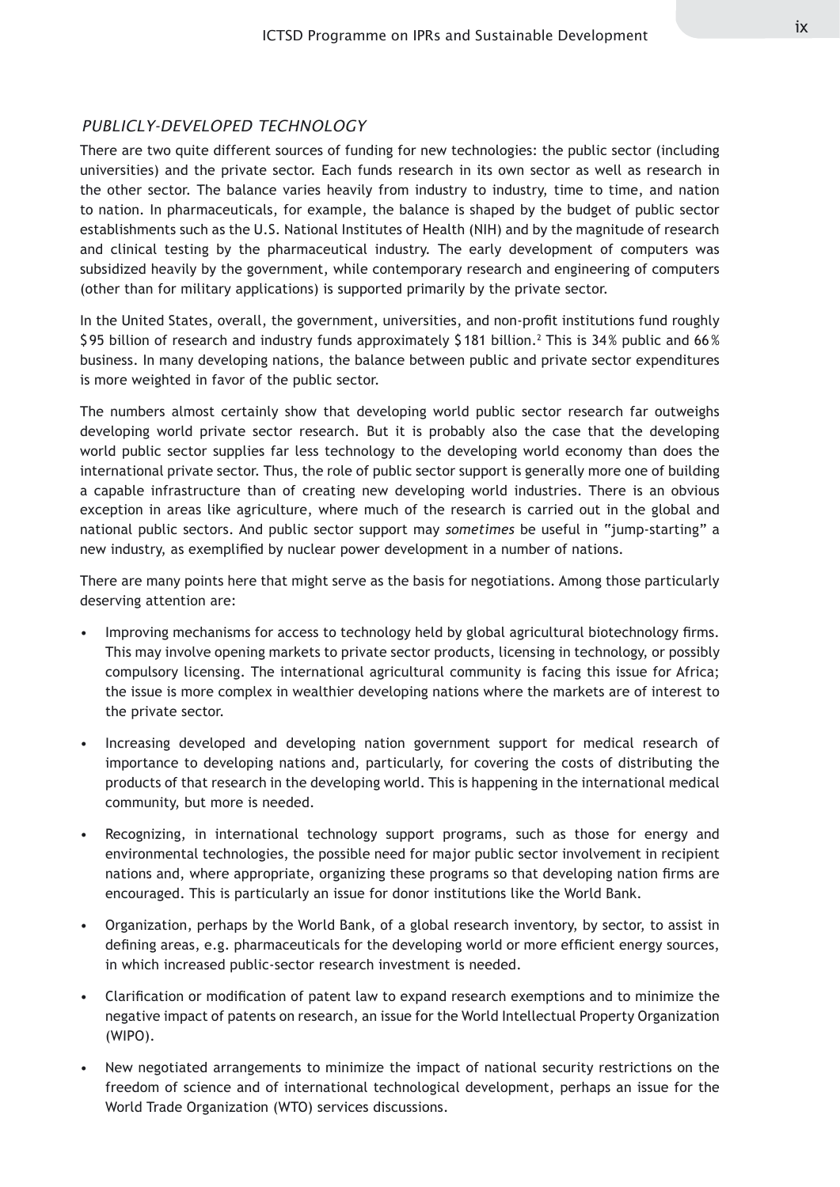### *PUBLICLY-DEVELOPED TECHNOLOGY*

There are two quite different sources of funding for new technologies: the public sector (including universities) and the private sector. Each funds research in its own sector as well as research in the other sector. The balance varies heavily from industry to industry, time to time, and nation to nation. In pharmaceuticals, for example, the balance is shaped by the budget of public sector establishments such as the U.S. National Institutes of Health (NIH) and by the magnitude of research and clinical testing by the pharmaceutical industry. The early development of computers was subsidized heavily by the government, while contemporary research and engineering of computers (other than for military applications) is supported primarily by the private sector.

In the United States, overall, the government, universities, and non-profit institutions fund roughly $95 billion of research and industry funds approximately $181 billion.[2] This is 34% public and 66% business. In many developing nations, the balance between public and private sector expenditures is more weighted in favor of the public sector.

The numbers almost certainly show that developing world public sector research far outweighs developing world private sector research. But it is probably also the case that the developing world public sector supplies far less technology to the developing world economy than does the international private sector. Thus, the role of public sector support is generally more one of building a capable infrastructure than of creating new developing world industries. There is an obvious exception in areas like agriculture, where much of the research is carried out in the global and national public sectors. And public sector support may *sometimes* be useful in "jump-starting" a new industry, as exemplified by nuclear power development in a number of nations.

There are many points here that might serve as the basis for negotiations. Among those particularly deserving attention are:

- Improving mechanisms for access to technology held by global agricultural biotechnology firms. This may involve opening markets to private sector products, licensing in technology, or possibly compulsory licensing. The international agricultural community is facing this issue for Africa; the issue is more complex in wealthier developing nations where the markets are of interest to the private sector.
- Increasing developed and developing nation government support for medical research of importance to developing nations and, particularly, for covering the costs of distributing the products of that research in the developing world. This is happening in the international medical community, but more is needed.
- Recognizing, in international technology support programs, such as those for energy and environmental technologies, the possible need for major public sector involvement in recipient nations and, where appropriate, organizing these programs so that developing nation firms are encouraged. This is particularly an issue for donor institutions like the World Bank.
- Organization, perhaps by the World Bank, of a global research inventory, by sector, to assist in defining areas, e.g. pharmaceuticals for the developing world or more efficient energy sources, in which increased public-sector research investment is needed.
- Clarification or modification of patent law to expand research exemptions and to minimize the negative impact of patents on research, an issue for the World Intellectual Property Organization (WIPO).
- New negotiated arrangements to minimize the impact of national security restrictions on the freedom of science and of international technological development, perhaps an issue for the World Trade Organization (WTO) services discussions.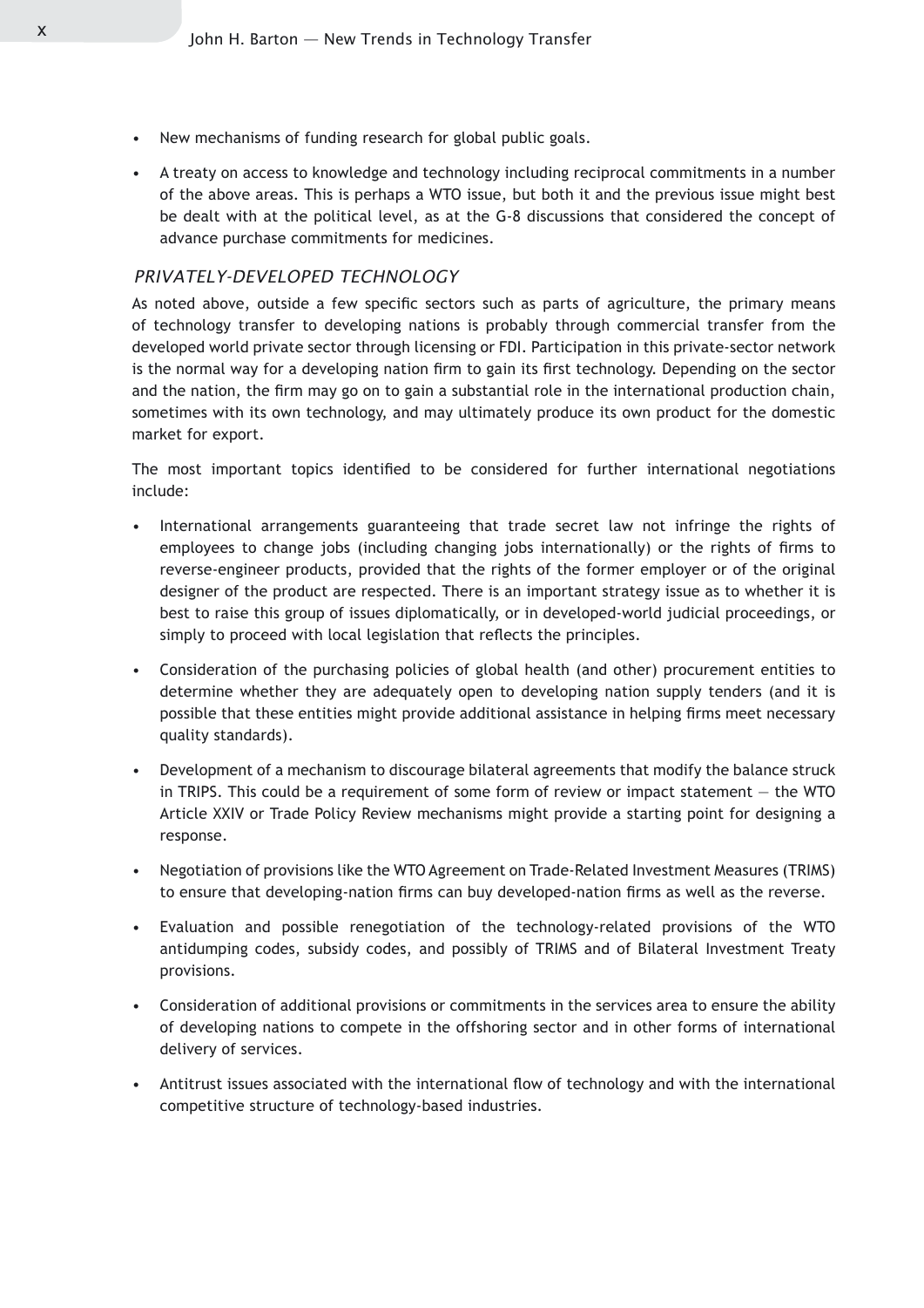- New mechanisms of funding research for global public goals.
- A treaty on access to knowledge and technology including reciprocal commitments in a number of the above areas. This is perhaps a WTO issue, but both it and the previous issue might best be dealt with at the political level, as at the G-8 discussions that considered the concept of advance purchase commitments for medicines.

### *PRIVATELY-DEVELOPED TECHNOLOGY*

As noted above, outside a few specific sectors such as parts of agriculture, the primary means of technology transfer to developing nations is probably through commercial transfer from the developed world private sector through licensing or FDI. Participation in this private-sector network is the normal way for a developing nation firm to gain its first technology. Depending on the sector and the nation, the firm may go on to gain a substantial role in the international production chain, sometimes with its own technology, and may ultimately produce its own product for the domestic market for export.

The most important topics identified to be considered for further international negotiations include:

- International arrangements guaranteeing that trade secret law not infringe the rights of employees to change jobs (including changing jobs internationally) or the rights of firms to reverse-engineer products, provided that the rights of the former employer or of the original designer of the product are respected. There is an important strategy issue as to whether it is best to raise this group of issues diplomatically, or in developed-world judicial proceedings, or simply to proceed with local legislation that reflects the principles.
- Consideration of the purchasing policies of global health (and other) procurement entities to determine whether they are adequately open to developing nation supply tenders (and it is possible that these entities might provide additional assistance in helping firms meet necessary quality standards).
- Development of a mechanism to discourage bilateral agreements that modify the balance struck in TRIPS. This could be a requirement of some form of review or impact statement — the WTO Article XXIV or Trade Policy Review mechanisms might provide a starting point for designing a response.
- Negotiation of provisions like the WTO Agreement on Trade-Related Investment Measures (TRIMS) to ensure that developing-nation firms can buy developed-nation firms as well as the reverse.
- Evaluation and possible renegotiation of the technology-related provisions of the WTO antidumping codes, subsidy codes, and possibly of TRIMS and of Bilateral Investment Treaty provisions.
- Consideration of additional provisions or commitments in the services area to ensure the ability of developing nations to compete in the offshoring sector and in other forms of international delivery of services.
- Antitrust issues associated with the international flow of technology and with the international competitive structure of technology-based industries.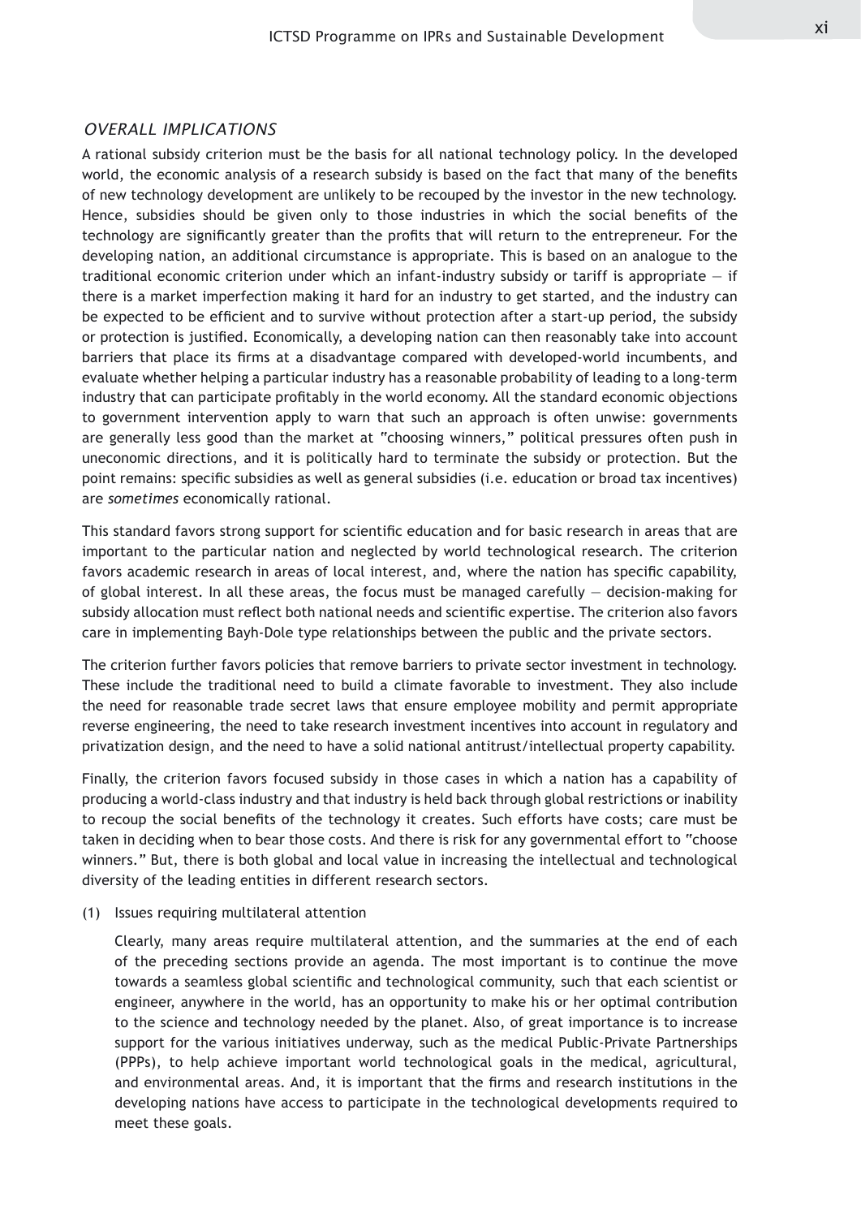### *OVERALL IMPLICATIONS*

A rational subsidy criterion must be the basis for all national technology policy. In the developed world, the economic analysis of a research subsidy is based on the fact that many of the benefits of new technology development are unlikely to be recouped by the investor in the new technology. Hence, subsidies should be given only to those industries in which the social benefits of the technology are significantly greater than the profits that will return to the entrepreneur. For the developing nation, an additional circumstance is appropriate. This is based on an analogue to the traditional economic criterion under which an infant-industry subsidy or tariff is appropriate — if there is a market imperfection making it hard for an industry to get started, and the industry can be expected to be efficient and to survive without protection after a start-up period, the subsidy or protection is justified. Economically, a developing nation can then reasonably take into account barriers that place its firms at a disadvantage compared with developed-world incumbents, and evaluate whether helping a particular industry has a reasonable probability of leading to a long-term industry that can participate profitably in the world economy. All the standard economic objections to government intervention apply to warn that such an approach is often unwise: governments are generally less good than the market at "choosing winners," political pressures often push in uneconomic directions, and it is politically hard to terminate the subsidy or protection. But the point remains: specific subsidies as well as general subsidies (i.e. education or broad tax incentives) are *sometimes* economically rational.

This standard favors strong support for scientific education and for basic research in areas that are important to the particular nation and neglected by world technological research. The criterion favors academic research in areas of local interest, and, where the nation has specific capability, of global interest. In all these areas, the focus must be managed carefully — decision-making for subsidy allocation must reflect both national needs and scientific expertise. The criterion also favors care in implementing Bayh-Dole type relationships between the public and the private sectors.

The criterion further favors policies that remove barriers to private sector investment in technology. These include the traditional need to build a climate favorable to investment. They also include the need for reasonable trade secret laws that ensure employee mobility and permit appropriate reverse engineering, the need to take research investment incentives into account in regulatory and privatization design, and the need to have a solid national antitrust/intellectual property capability.

Finally, the criterion favors focused subsidy in those cases in which a nation has a capability of producing a world-class industry and that industry is held back through global restrictions or inability to recoup the social benefits of the technology it creates. Such efforts have costs; care must be taken in deciding when to bear those costs. And there is risk for any governmental effort to "choose winners." But, there is both global and local value in increasing the intellectual and technological diversity of the leading entities in different research sectors.

(1) Issues requiring multilateral attention

Clearly, many areas require multilateral attention, and the summaries at the end of each of the preceding sections provide an agenda. The most important is to continue the move towards a seamless global scientific and technological community, such that each scientist or engineer, anywhere in the world, has an opportunity to make his or her optimal contribution to the science and technology needed by the planet. Also, of great importance is to increase support for the various initiatives underway, such as the medical Public-Private Partnerships (PPPs), to help achieve important world technological goals in the medical, agricultural, and environmental areas. And, it is important that the firms and research institutions in the developing nations have access to participate in the technological developments required to meet these goals.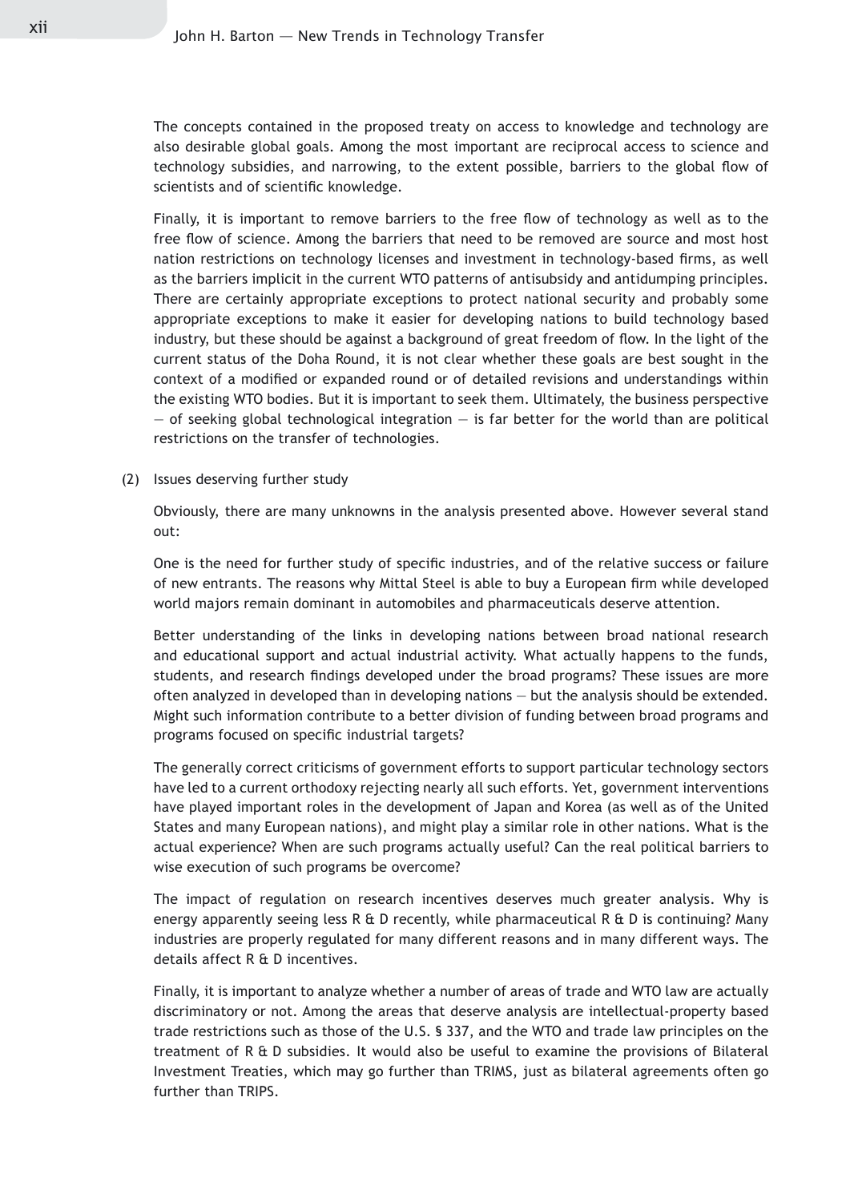The concepts contained in the proposed treaty on access to knowledge and technology are also desirable global goals. Among the most important are reciprocal access to science and technology subsidies, and narrowing, to the extent possible, barriers to the global flow of scientists and of scientific knowledge.

Finally, it is important to remove barriers to the free flow of technology as well as to the free flow of science. Among the barriers that need to be removed are source and most host nation restrictions on technology licenses and investment in technology-based firms, as well as the barriers implicit in the current WTO patterns of antisubsidy and antidumping principles. There are certainly appropriate exceptions to protect national security and probably some appropriate exceptions to make it easier for developing nations to build technology based industry, but these should be against a background of great freedom of flow. In the light of the current status of the Doha Round, it is not clear whether these goals are best sought in the context of a modified or expanded round or of detailed revisions and understandings within the existing WTO bodies. But it is important to seek them. Ultimately, the business perspective — of seeking global technological integration — is far better for the world than are political restrictions on the transfer of technologies.

(2) Issues deserving further study

Obviously, there are many unknowns in the analysis presented above. However several stand out:

One is the need for further study of specific industries, and of the relative success or failure of new entrants. The reasons why Mittal Steel is able to buy a European firm while developed world majors remain dominant in automobiles and pharmaceuticals deserve attention.

Better understanding of the links in developing nations between broad national research and educational support and actual industrial activity. What actually happens to the funds, students, and research findings developed under the broad programs? These issues are more often analyzed in developed than in developing nations — but the analysis should be extended. Might such information contribute to a better division of funding between broad programs and programs focused on specific industrial targets?

The generally correct criticisms of government efforts to support particular technology sectors have led to a current orthodoxy rejecting nearly all such efforts. Yet, government interventions have played important roles in the development of Japan and Korea (as well as of the United States and many European nations), and might play a similar role in other nations. What is the actual experience? When are such programs actually useful? Can the real political barriers to wise execution of such programs be overcome?

The impact of regulation on research incentives deserves much greater analysis. Why is energy apparently seeing less R & D recently, while pharmaceutical R & D is continuing? Many industries are properly regulated for many different reasons and in many different ways. The details affect R & D incentives.

Finally, it is important to analyze whether a number of areas of trade and WTO law are actually discriminatory or not. Among the areas that deserve analysis are intellectual-property based trade restrictions such as those of the U.S. § 337, and the WTO and trade law principles on the treatment of R & D subsidies. It would also be useful to examine the provisions of Bilateral Investment Treaties, which may go further than TRIMS, just as bilateral agreements often go further than TRIPS.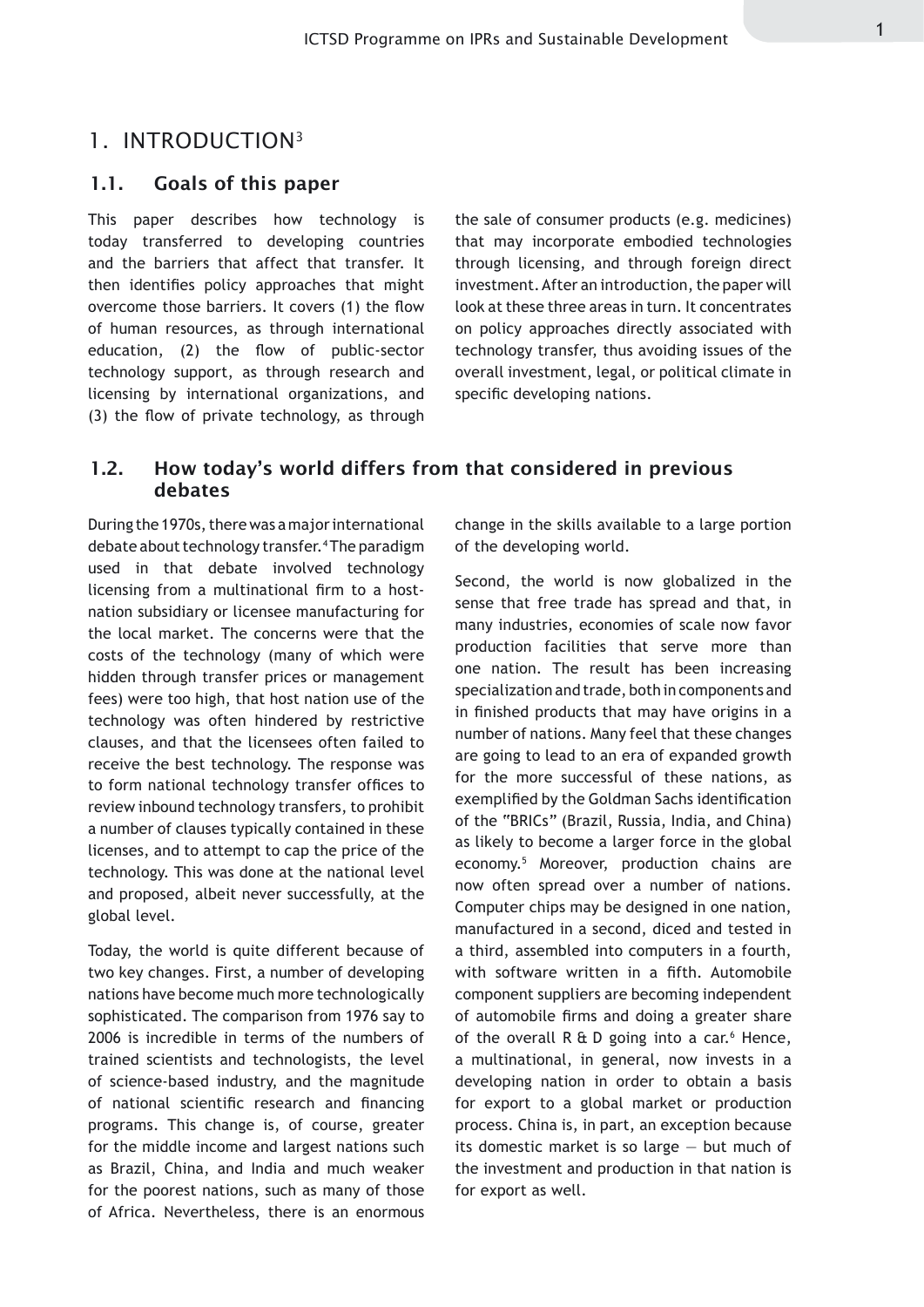# 1. INTRODUCTION[3]

## 1.1. Goals of this paper

This paper describes how technology is today transferred to developing countries and the barriers that affect that transfer. It then identifies policy approaches that might overcome those barriers. It covers (1) the flow of human resources, as through international education, (2) the flow of public-sector technology support, as through research and licensing by international organizations, and (3) the flow of private technology, as through the sale of consumer products (e.g. medicines) that may incorporate embodied technologies through licensing, and through foreign direct investment. After an introduction, the paper will look at these three areas in turn. It concentrates on policy approaches directly associated with technology transfer, thus avoiding issues of the overall investment, legal, or political climate in specific developing nations.

## 1.2. How today's world differs from that considered in previous debates

During the 1970s, there was a major international debate about technology transfer.[4] The paradigm used in that debate involved technology licensing from a multinational firm to a host-nation subsidiary or licensee manufacturing for the local market. The concerns were that the costs of the technology (many of which were hidden through transfer prices or management fees) were too high, that host nation use of the technology was often hindered by restrictive clauses, and that the licensees often failed to receive the best technology. The response was to form national technology transfer offices to review inbound technology transfers, to prohibit a number of clauses typically contained in these licenses, and to attempt to cap the price of the technology. This was done at the national level and proposed, albeit never successfully, at the global level.

Today, the world is quite different because of two key changes. First, a number of developing nations have become much more technologically sophisticated. The comparison from 1976 say to 2006 is incredible in terms of the numbers of trained scientists and technologists, the level of science-based industry, and the magnitude of national scientific research and financing programs. This change is, of course, greater for the middle income and largest nations such as Brazil, China, and India and much weaker for the poorest nations, such as many of those of Africa. Nevertheless, there is an enormous change in the skills available to a large portion of the developing world.

Second, the world is now globalized in the sense that free trade has spread and that, in many industries, economies of scale now favor production facilities that serve more than one nation. The result has been increasing specialization and trade, both in components and in finished products that may have origins in a number of nations. Many feel that these changes are going to lead to an era of expanded growth for the more successful of these nations, as exemplified by the Goldman Sachs identification of the "BRICs" (Brazil, Russia, India, and China) as likely to become a larger force in the global economy.[5] Moreover, production chains are now often spread over a number of nations. Computer chips may be designed in one nation, manufactured in a second, diced and tested in a third, assembled into computers in a fourth, with software written in a fifth. Automobile component suppliers are becoming independent of automobile firms and doing a greater share of the overall R & D going into a car.[6] Hence, a multinational, in general, now invests in a developing nation in order to obtain a basis for export to a global market or production process. China is, in part, an exception because its domestic market is so large — but much of the investment and production in that nation is for export as well.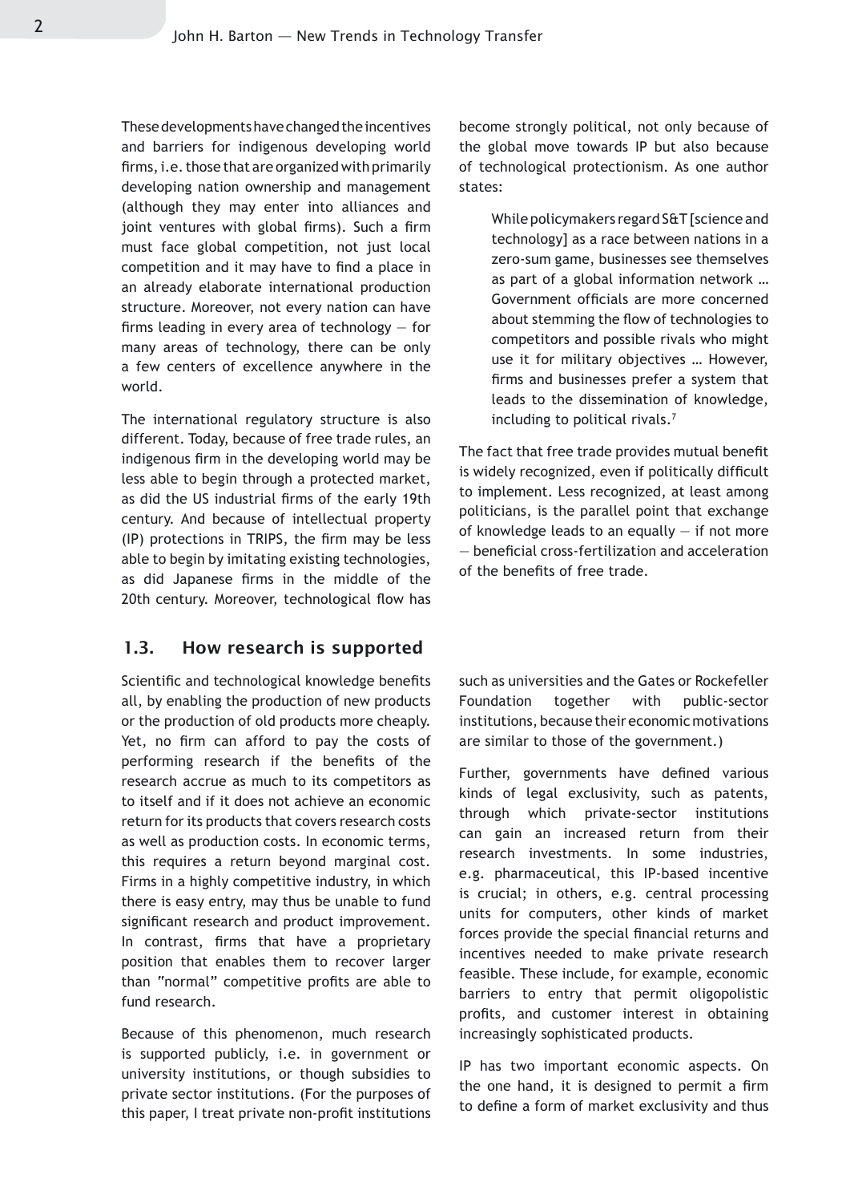These developments have changed the incentives and barriers for indigenous developing world firms, i.e. those that are organized with primarily developing nation ownership and management (although they may enter into alliances and joint ventures with global firms). Such a firm must face global competition, not just local competition and it may have to find a place in an already elaborate international production structure. Moreover, not every nation can have firms leading in every area of technology — for many areas of technology, there can be only a few centers of excellence anywhere in the world.

The international regulatory structure is also different. Today, because of free trade rules, an indigenous firm in the developing world may be less able to begin through a protected market, as did the US industrial firms of the early 19th century. And because of intellectual property (IP) protections in TRIPS, the firm may be less able to begin by imitating existing technologies, as did Japanese firms in the middle of the 20th century. Moreover, technological flow has become strongly political, not only because of the global move towards IP but also because of technological protectionism. As one author states:

> While policymakers regard S&T [science and technology] as a race between nations in a zero-sum game, businesses see themselves as part of a global information network … Government officials are more concerned about stemming the flow of technologies to competitors and possible rivals who might use it for military objectives … However, firms and businesses prefer a system that leads to the dissemination of knowledge, including to political rivals.[7]

The fact that free trade provides mutual benefit is widely recognized, even if politically difficult to implement. Less recognized, at least among politicians, is the parallel point that exchange of knowledge leads to an equally — if not more — beneficial cross-fertilization and acceleration of the benefits of free trade.

## 1.3. How research is supported

Scientific and technological knowledge benefits all, by enabling the production of new products or the production of old products more cheaply. Yet, no firm can afford to pay the costs of performing research if the benefits of the research accrue as much to its competitors as to itself and if it does not achieve an economic return for its products that covers research costs as well as production costs. In economic terms, this requires a return beyond marginal cost. Firms in a highly competitive industry, in which there is easy entry, may thus be unable to fund significant research and product improvement. In contrast, firms that have a proprietary position that enables them to recover larger than "normal" competitive profits are able to fund research.

Because of this phenomenon, much research is supported publicly, i.e. in government or university institutions, or though subsidies to private sector institutions. (For the purposes of this paper, I treat private non-profit institutions such as universities and the Gates or Rockefeller Foundation together with public-sector institutions, because their economic motivations are similar to those of the government.)

Further, governments have defined various kinds of legal exclusivity, such as patents, through which private-sector institutions can gain an increased return from their research investments. In some industries, e.g. pharmaceutical, this IP-based incentive is crucial; in others, e.g. central processing units for computers, other kinds of market forces provide the special financial returns and incentives needed to make private research feasible. These include, for example, economic barriers to entry that permit oligopolistic profits, and customer interest in obtaining increasingly sophisticated products.

IP has two important economic aspects. On the one hand, it is designed to permit a firm to define a form of market exclusivity and thus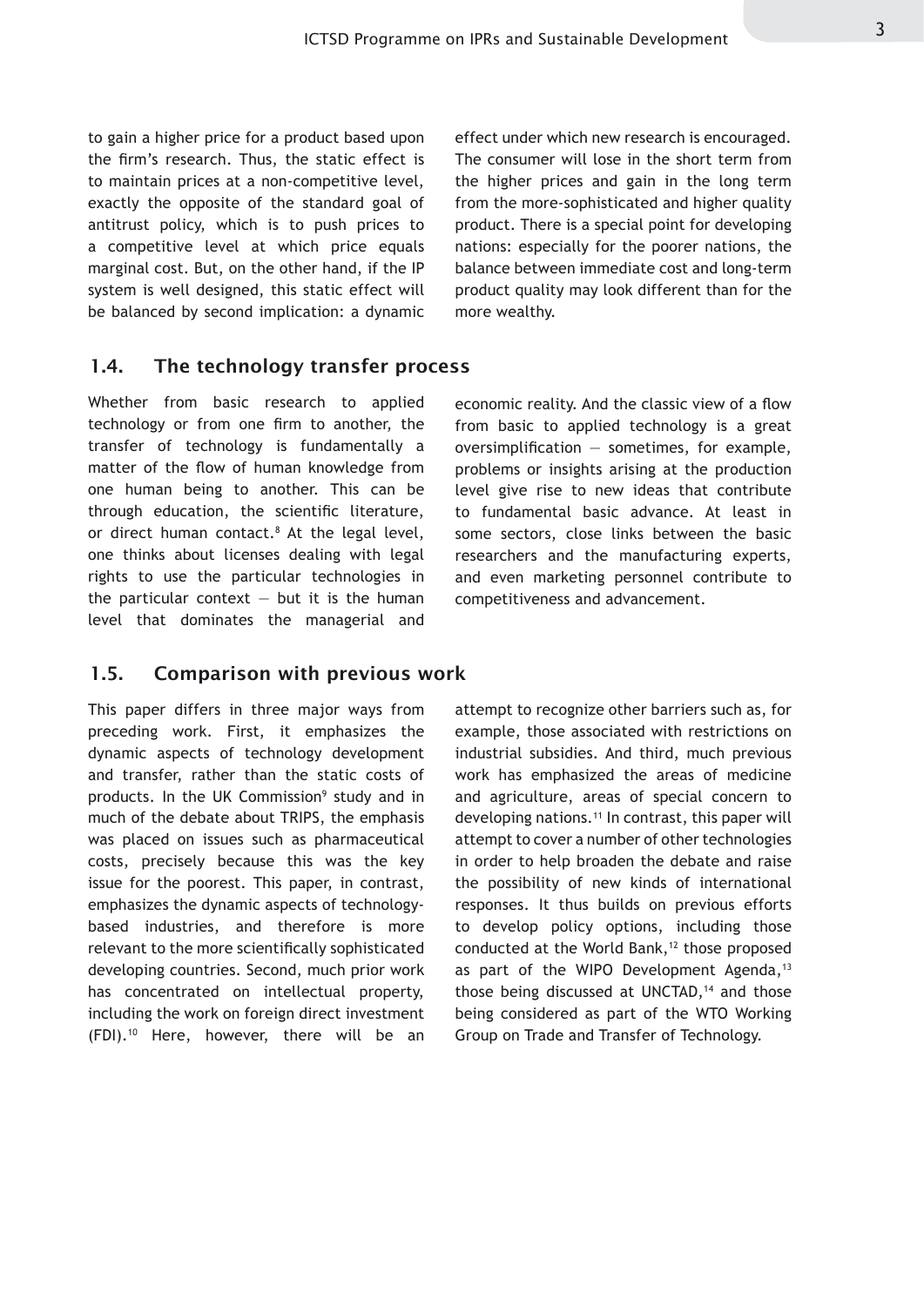to gain a higher price for a product based upon the firm's research. Thus, the static effect is to maintain prices at a non-competitive level, exactly the opposite of the standard goal of antitrust policy, which is to push prices to a competitive level at which price equals marginal cost. But, on the other hand, if the IP system is well designed, this static effect will be balanced by second implication: a dynamic effect under which new research is encouraged. The consumer will lose in the short term from the higher prices and gain in the long term from the more-sophisticated and higher quality product. There is a special point for developing nations: especially for the poorer nations, the balance between immediate cost and long-term product quality may look different than for the more wealthy.

## 1.4. The technology transfer process

Whether from basic research to applied technology or from one firm to another, the transfer of technology is fundamentally a matter of the flow of human knowledge from one human being to another. This can be through education, the scientific literature, or direct human contact.[8] At the legal level, one thinks about licenses dealing with legal rights to use the particular technologies in the particular context — but it is the human level that dominates the managerial and economic reality. And the classic view of a flow from basic to applied technology is a great oversimplification — sometimes, for example, problems or insights arising at the production level give rise to new ideas that contribute to fundamental basic advance. At least in some sectors, close links between the basic researchers and the manufacturing experts, and even marketing personnel contribute to competitiveness and advancement.

## 1.5. Comparison with previous work

This paper differs in three major ways from preceding work. First, it emphasizes the dynamic aspects of technology development and transfer, rather than the static costs of products. In the UK Commission[9] study and in much of the debate about TRIPS, the emphasis was placed on issues such as pharmaceutical costs, precisely because this was the key issue for the poorest. This paper, in contrast, emphasizes the dynamic aspects of technology-based industries, and therefore is more relevant to the more scientifically sophisticated developing countries. Second, much prior work has concentrated on intellectual property, including the work on foreign direct investment (FDI).[10] Here, however, there will be an attempt to recognize other barriers such as, for example, those associated with restrictions on industrial subsidies. And third, much previous work has emphasized the areas of medicine and agriculture, areas of special concern to developing nations.[11] In contrast, this paper will attempt to cover a number of other technologies in order to help broaden the debate and raise the possibility of new kinds of international responses. It thus builds on previous efforts to develop policy options, including those conducted at the World Bank,[12] those proposed as part of the WIPO Development Agenda,[13] those being discussed at UNCTAD,[14] and those being considered as part of the WTO Working Group on Trade and Transfer of Technology.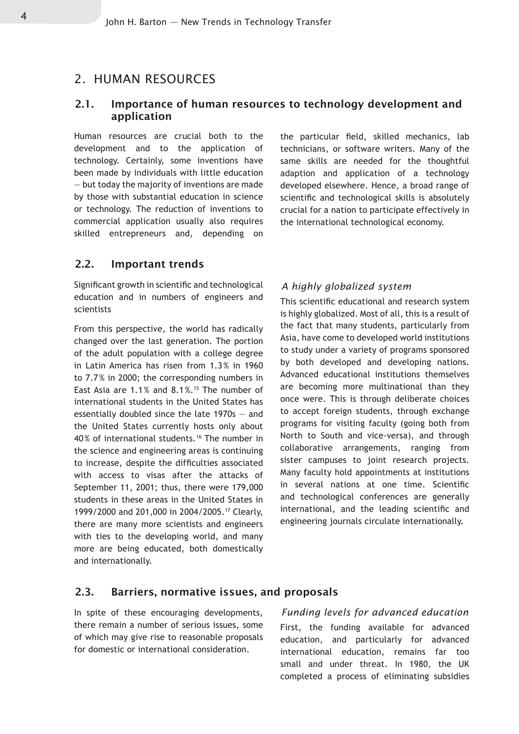# 2. HUMAN RESOURCES

## 2.1. Importance of human resources to technology development and application

Human resources are crucial both to the development and to the application of technology. Certainly, some inventions have been made by individuals with little education — but today the majority of inventions are made by those with substantial education in science or technology. The reduction of inventions to commercial application usually also requires skilled entrepreneurs and, depending on the particular field, skilled mechanics, lab technicians, or software writers. Many of the same skills are needed for the thoughtful adaption and application of a technology developed elsewhere. Hence, a broad range of scientific and technological skills is absolutely crucial for a nation to participate effectively in the international technological economy.

## 2.2. Important trends

Significant growth in scientific and technological education and in numbers of engineers and scientists

From this perspective, the world has radically changed over the last generation. The portion of the adult population with a college degree in Latin America has risen from 1.3% in 1960 to 7.7% in 2000; the corresponding numbers in East Asia are 1.1% and 8.1%.[15] The number of international students in the United States has essentially doubled since the late 1970s — and the United States currently hosts only about 40% of international students.[16] The number in the science and engineering areas is continuing to increase, despite the difficulties associated with access to visas after the attacks of September 11, 2001; thus, there were 179,000 students in these areas in the United States in 1999/2000 and 201,000 in 2004/2005.[17] Clearly, there are many more scientists and engineers with ties to the developing world, and many more are being educated, both domestically and internationally.

### *A highly globalized system*

This scientific educational and research system is highly globalized. Most of all, this is a result of the fact that many students, particularly from Asia, have come to developed world institutions to study under a variety of programs sponsored by both developed and developing nations. Advanced educational institutions themselves are becoming more multinational than they once were. This is through deliberate choices to accept foreign students, through exchange programs for visiting faculty (going both from North to South and vice-versa), and through collaborative arrangements, ranging from sister campuses to joint research projects. Many faculty hold appointments at institutions in several nations at one time. Scientific and technological conferences are generally international, and the leading scientific and engineering journals circulate internationally.

## 2.3. Barriers, normative issues, and proposals

In spite of these encouraging developments, there remain a number of serious issues, some of which may give rise to reasonable proposals for domestic or international consideration.

### *Funding levels for advanced education*

First, the funding available for advanced education, and particularly for advanced international education, remains far too small and under threat. In 1980, the UK completed a process of eliminating subsidies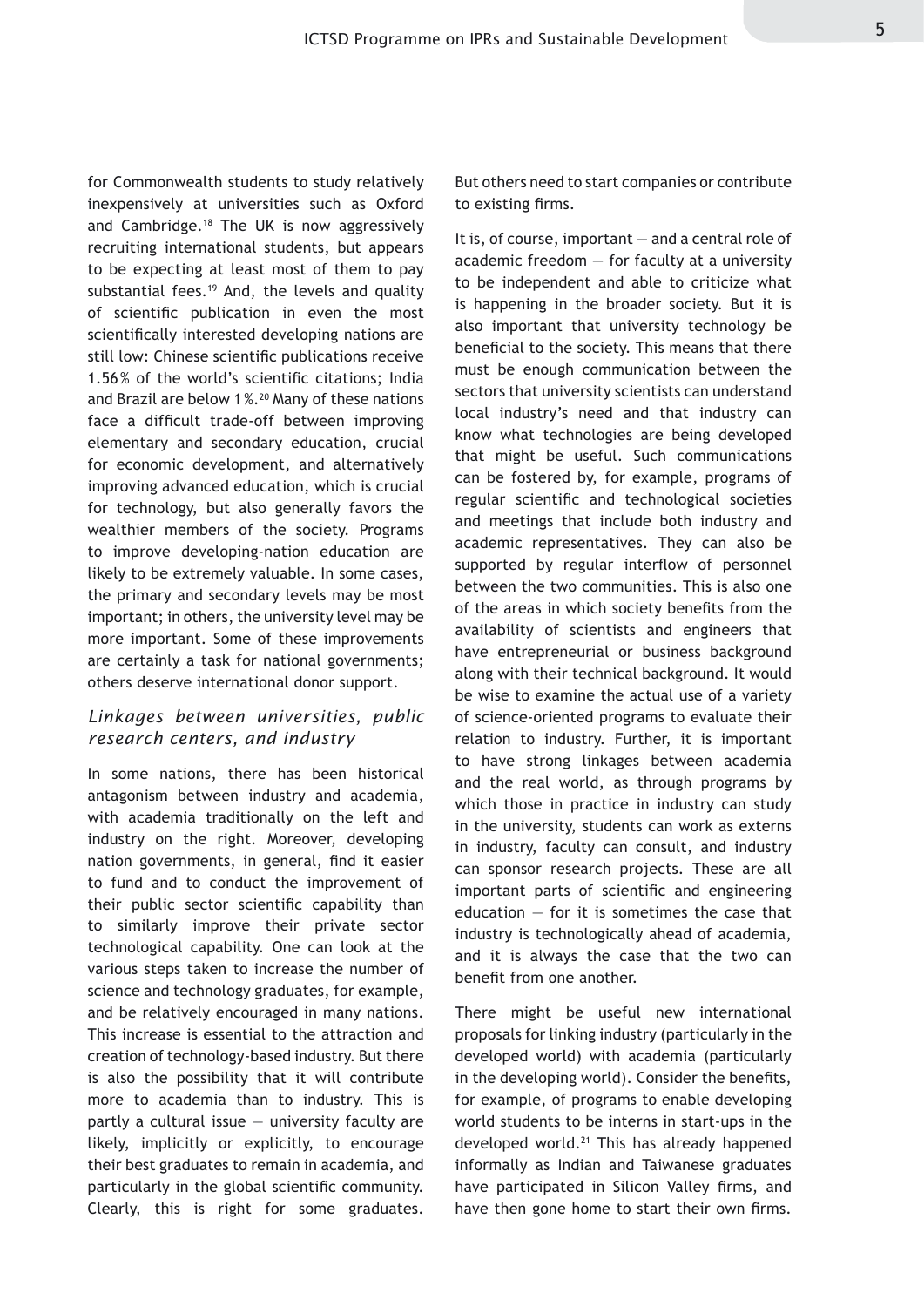for Commonwealth students to study relatively inexpensively at universities such as Oxford and Cambridge.[18] The UK is now aggressively recruiting international students, but appears to be expecting at least most of them to pay substantial fees.[19] And, the levels and quality of scientific publication in even the most scientifically interested developing nations are still low: Chinese scientific publications receive 1.56 % of the world's scientific citations; India and Brazil are below 1 %.[20] Many of these nations face a difficult trade-off between improving elementary and secondary education, crucial for economic development, and alternatively improving advanced education, which is crucial for technology, but also generally favors the wealthier members of the society. Programs to improve developing-nation education are likely to be extremely valuable. In some cases, the primary and secondary levels may be most important; in others, the university level may be more important. Some of these improvements are certainly a task for national governments; others deserve international donor support.

### *Linkages between universities, public research centers, and industry*

In some nations, there has been historical antagonism between industry and academia, with academia traditionally on the left and industry on the right. Moreover, developing nation governments, in general, find it easier to fund and to conduct the improvement of their public sector scientific capability than to similarly improve their private sector technological capability. One can look at the various steps taken to increase the number of science and technology graduates, for example, and be relatively encouraged in many nations. This increase is essential to the attraction and creation of technology-based industry. But there is also the possibility that it will contribute more to academia than to industry. This is partly a cultural issue — university faculty are likely, implicitly or explicitly, to encourage their best graduates to remain in academia, and particularly in the global scientific community. Clearly, this is right for some graduates. But others need to start companies or contribute to existing firms.

It is, of course, important — and a central role of academic freedom — for faculty at a university to be independent and able to criticize what is happening in the broader society. But it is also important that university technology be beneficial to the society. This means that there must be enough communication between the sectors that university scientists can understand local industry's need and that industry can know what technologies are being developed that might be useful. Such communications can be fostered by, for example, programs of regular scientific and technological societies and meetings that include both industry and academic representatives. They can also be supported by regular interflow of personnel between the two communities. This is also one of the areas in which society benefits from the availability of scientists and engineers that have entrepreneurial or business background along with their technical background. It would be wise to examine the actual use of a variety of science-oriented programs to evaluate their relation to industry. Further, it is important to have strong linkages between academia and the real world, as through programs by which those in practice in industry can study in the university, students can work as externs in industry, faculty can consult, and industry can sponsor research projects. These are all important parts of scientific and engineering education — for it is sometimes the case that industry is technologically ahead of academia, and it is always the case that the two can benefit from one another.

There might be useful new international proposals for linking industry (particularly in the developed world) with academia (particularly in the developing world). Consider the benefits, for example, of programs to enable developing world students to be interns in start-ups in the developed world.[21] This has already happened informally as Indian and Taiwanese graduates have participated in Silicon Valley firms, and have then gone home to start their own firms.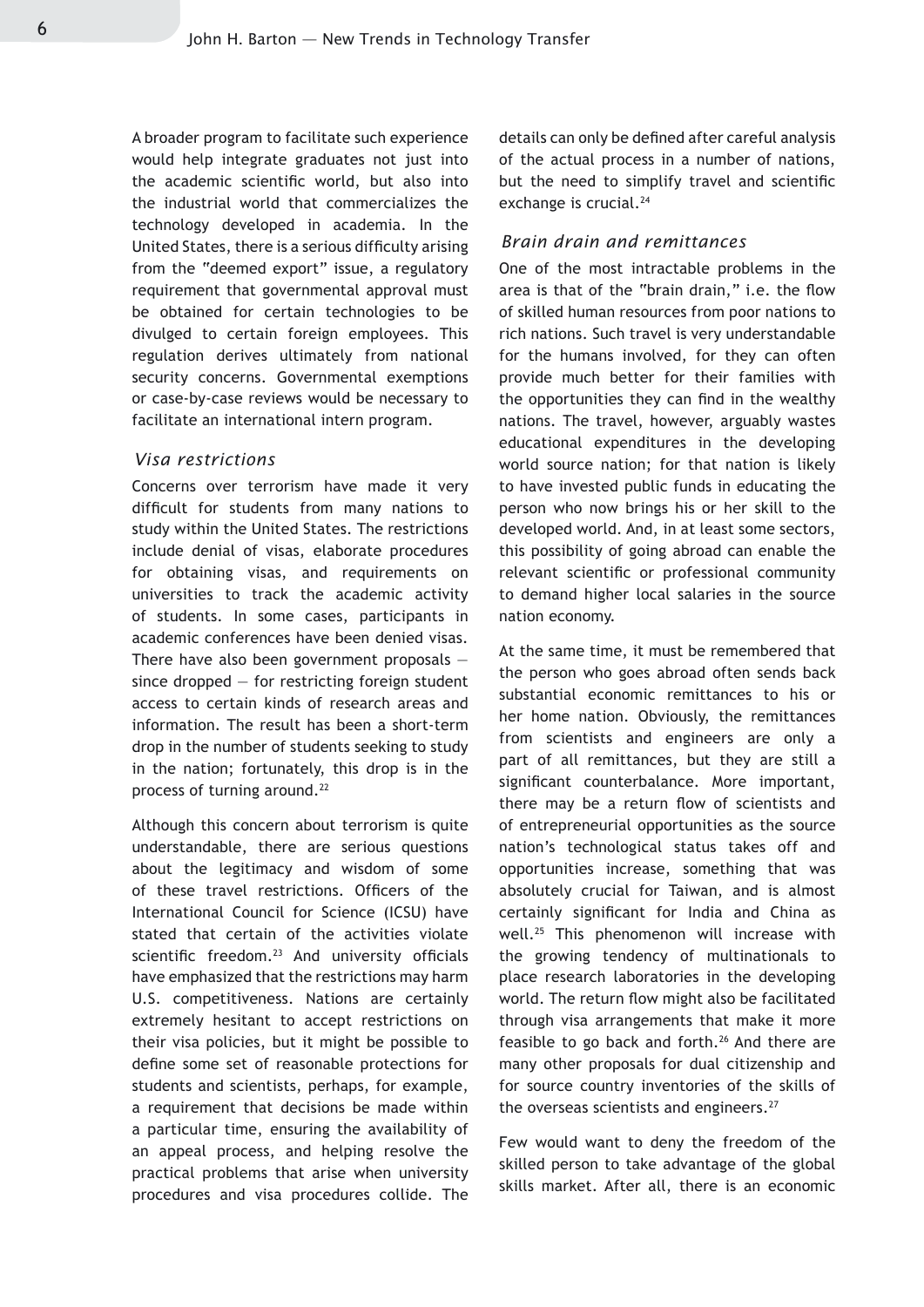A broader program to facilitate such experience would help integrate graduates not just into the academic scientific world, but also into the industrial world that commercializes the technology developed in academia. In the United States, there is a serious difficulty arising from the "deemed export" issue, a regulatory requirement that governmental approval must be obtained for certain technologies to be divulged to certain foreign employees. This regulation derives ultimately from national security concerns. Governmental exemptions or case-by-case reviews would be necessary to facilitate an international intern program.

### *Visa restrictions*

Concerns over terrorism have made it very difficult for students from many nations to study within the United States. The restrictions include denial of visas, elaborate procedures for obtaining visas, and requirements on universities to track the academic activity of students. In some cases, participants in academic conferences have been denied visas. There have also been government proposals — since dropped — for restricting foreign student access to certain kinds of research areas and information. The result has been a short-term drop in the number of students seeking to study in the nation; fortunately, this drop is in the process of turning around.[22]

Although this concern about terrorism is quite understandable, there are serious questions about the legitimacy and wisdom of some of these travel restrictions. Officers of the International Council for Science (ICSU) have stated that certain of the activities violate scientific freedom.[23] And university officials have emphasized that the restrictions may harm U.S. competitiveness. Nations are certainly extremely hesitant to accept restrictions on their visa policies, but it might be possible to define some set of reasonable protections for students and scientists, perhaps, for example, a requirement that decisions be made within a particular time, ensuring the availability of an appeal process, and helping resolve the practical problems that arise when university procedures and visa procedures collide. The details can only be defined after careful analysis of the actual process in a number of nations, but the need to simplify travel and scientific exchange is crucial.[24]

### *Brain drain and remittances*

One of the most intractable problems in the area is that of the "brain drain," i.e. the flow of skilled human resources from poor nations to rich nations. Such travel is very understandable for the humans involved, for they can often provide much better for their families with the opportunities they can find in the wealthy nations. The travel, however, arguably wastes educational expenditures in the developing world source nation; for that nation is likely to have invested public funds in educating the person who now brings his or her skill to the developed world. And, in at least some sectors, this possibility of going abroad can enable the relevant scientific or professional community to demand higher local salaries in the source nation economy.

At the same time, it must be remembered that the person who goes abroad often sends back substantial economic remittances to his or her home nation. Obviously, the remittances from scientists and engineers are only a part of all remittances, but they are still a significant counterbalance. More important, there may be a return flow of scientists and of entrepreneurial opportunities as the source nation's technological status takes off and opportunities increase, something that was absolutely crucial for Taiwan, and is almost certainly significant for India and China as well.[25] This phenomenon will increase with the growing tendency of multinationals to place research laboratories in the developing world. The return flow might also be facilitated through visa arrangements that make it more feasible to go back and forth.[26] And there are many other proposals for dual citizenship and for source country inventories of the skills of the overseas scientists and engineers.[27]

Few would want to deny the freedom of the skilled person to take advantage of the global skills market. After all, there is an economic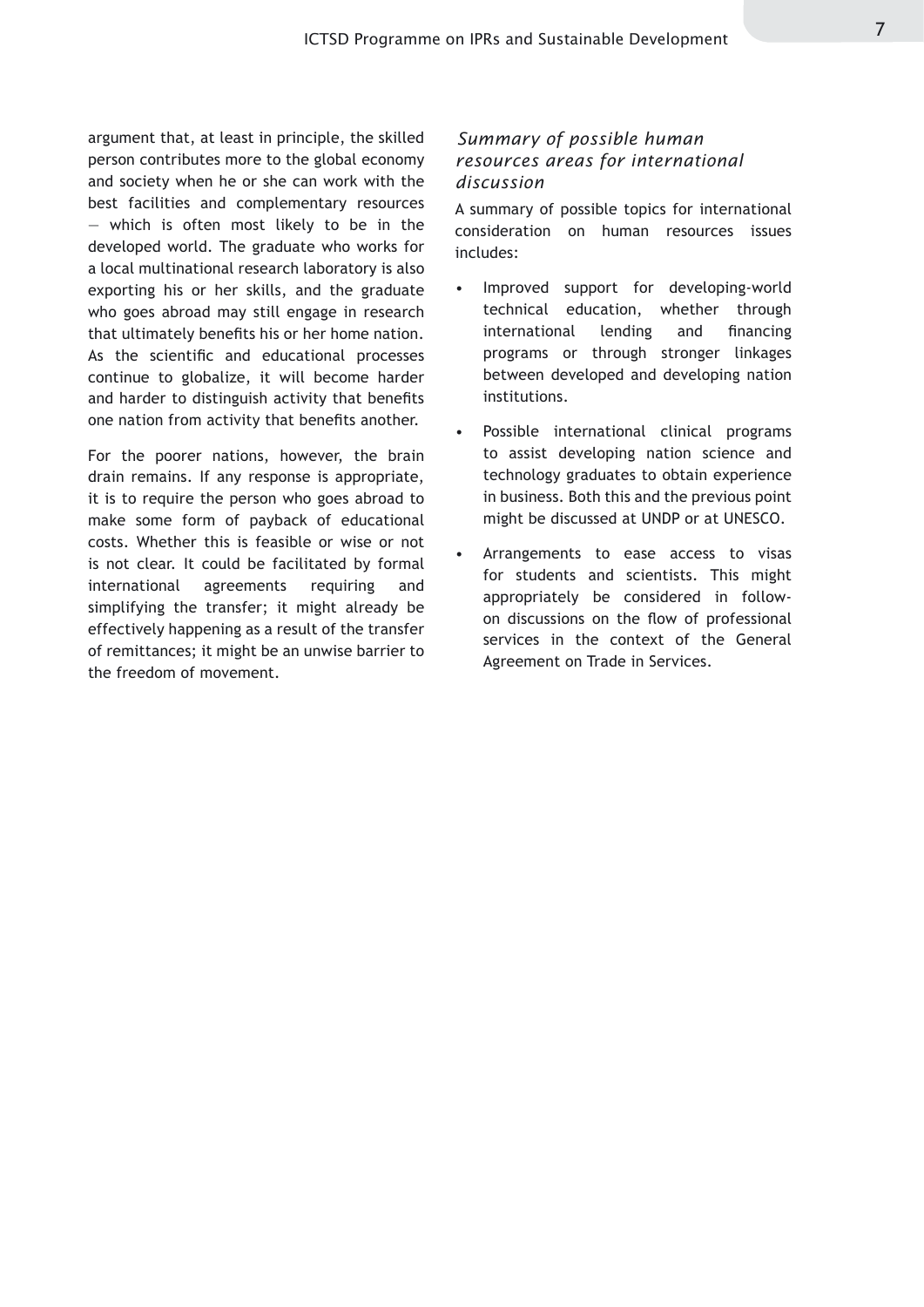argument that, at least in principle, the skilled person contributes more to the global economy and society when he or she can work with the best facilities and complementary resources — which is often most likely to be in the developed world. The graduate who works for a local multinational research laboratory is also exporting his or her skills, and the graduate who goes abroad may still engage in research that ultimately benefits his or her home nation. As the scientific and educational processes continue to globalize, it will become harder and harder to distinguish activity that benefits one nation from activity that benefits another.

For the poorer nations, however, the brain drain remains. If any response is appropriate, it is to require the person who goes abroad to make some form of payback of educational costs. Whether this is feasible or wise or not is not clear. It could be facilitated by formal international agreements requiring and simplifying the transfer; it might already be effectively happening as a result of the transfer of remittances; it might be an unwise barrier to the freedom of movement.

### *Summary of possible human resources areas for international discussion*

A summary of possible topics for international consideration on human resources issues includes:

- Improved support for developing-world technical education, whether through international lending and financing programs or through stronger linkages between developed and developing nation institutions.
- Possible international clinical programs to assist developing nation science and technology graduates to obtain experience in business. Both this and the previous point might be discussed at UNDP or at UNESCO.
- Arrangements to ease access to visas for students and scientists. This might appropriately be considered in follow-on discussions on the flow of professional services in the context of the General Agreement on Trade in Services.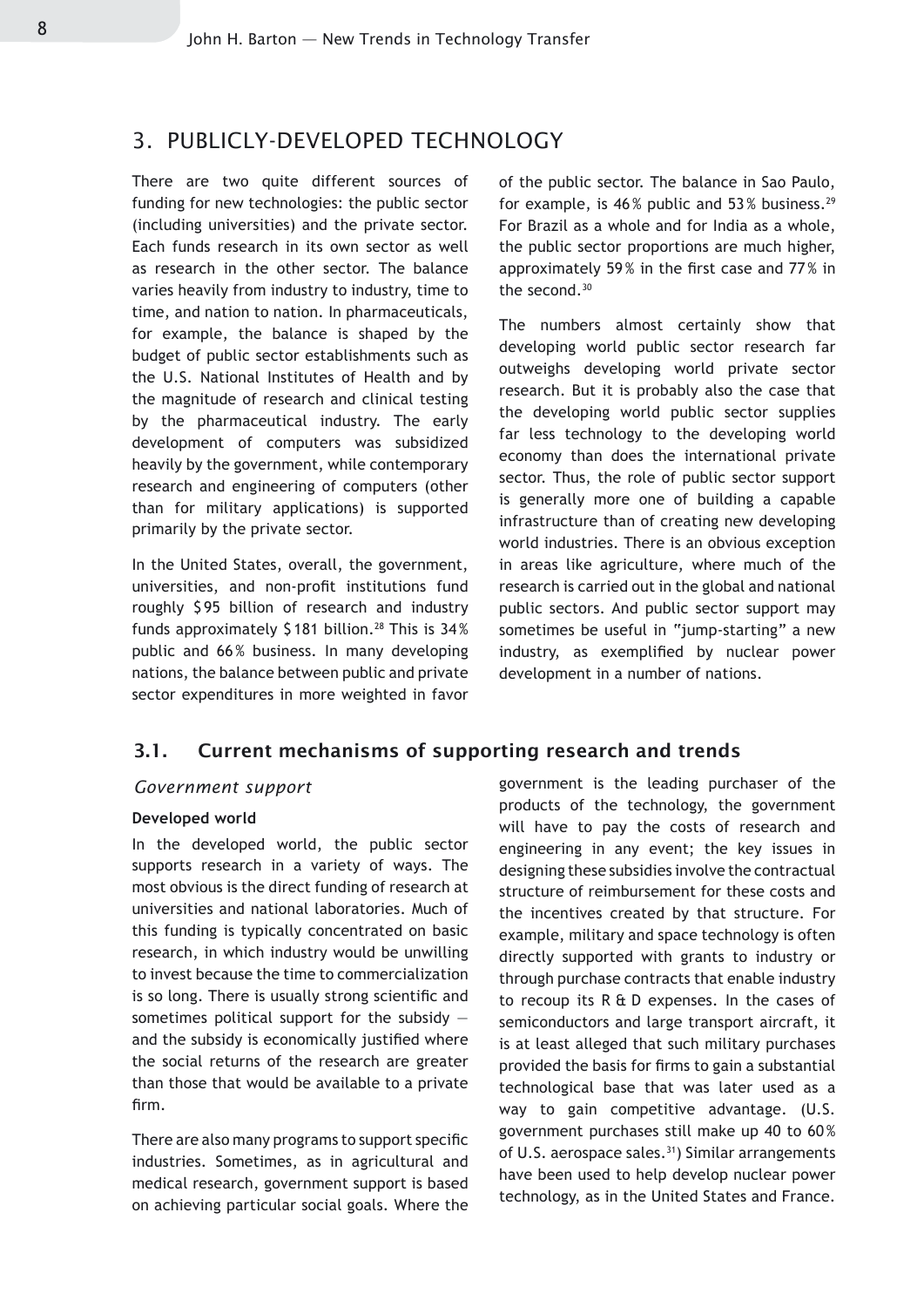## 3. PUBLICLY-DEVELOPED TECHNOLOGY

There are two quite different sources of funding for new technologies: the public sector (including universities) and the private sector. Each funds research in its own sector as well as research in the other sector. The balance varies heavily from industry to industry, time to time, and nation to nation. In pharmaceuticals, for example, the balance is shaped by the budget of public sector establishments such as the U.S. National Institutes of Health and by the magnitude of research and clinical testing by the pharmaceutical industry. The early development of computers was subsidized heavily by the government, while contemporary research and engineering of computers (other than for military applications) is supported primarily by the private sector.

In the United States, overall, the government, universities, and non-profit institutions fund roughly $95 billion of research and industry funds approximately $181 billion.[28] This is 34% public and 66% business. In many developing nations, the balance between public and private sector expenditures in more weighted in favor of the public sector. The balance in Sao Paulo, for example, is 46% public and 53% business.[29] For Brazil as a whole and for India as a whole, the public sector proportions are much higher, approximately 59% in the first case and 77% in the second.[30]

The numbers almost certainly show that developing world public sector research far outweighs developing world private sector research. But it is probably also the case that the developing world public sector supplies far less technology to the developing world economy than does the international private sector. Thus, the role of public sector support is generally more one of building a capable infrastructure than of creating new developing world industries. There is an obvious exception in areas like agriculture, where much of the research is carried out in the global and national public sectors. And public sector support may sometimes be useful in "jump-starting" a new industry, as exemplified by nuclear power development in a number of nations.

### 3.1. Current mechanisms of supporting research and trends

*Government support*

**Developed world**

In the developed world, the public sector supports research in a variety of ways. The most obvious is the direct funding of research at universities and national laboratories. Much of this funding is typically concentrated on basic research, in which industry would be unwilling to invest because the time to commercialization is so long. There is usually strong scientific and sometimes political support for the subsidy — and the subsidy is economically justified where the social returns of the research are greater than those that would be available to a private firm.

There are also many programs to support specific industries. Sometimes, as in agricultural and medical research, government support is based on achieving particular social goals. Where the government is the leading purchaser of the products of the technology, the government will have to pay the costs of research and engineering in any event; the key issues in designing these subsidies involve the contractual structure of reimbursement for these costs and the incentives created by that structure. For example, military and space technology is often directly supported with grants to industry or through purchase contracts that enable industry to recoup its R & D expenses. In the cases of semiconductors and large transport aircraft, it is at least alleged that such military purchases provided the basis for firms to gain a substantial technological base that was later used as a way to gain competitive advantage. (U.S. government purchases still make up 40 to 60% of U.S. aerospace sales.[31]) Similar arrangements have been used to help develop nuclear power technology, as in the United States and France.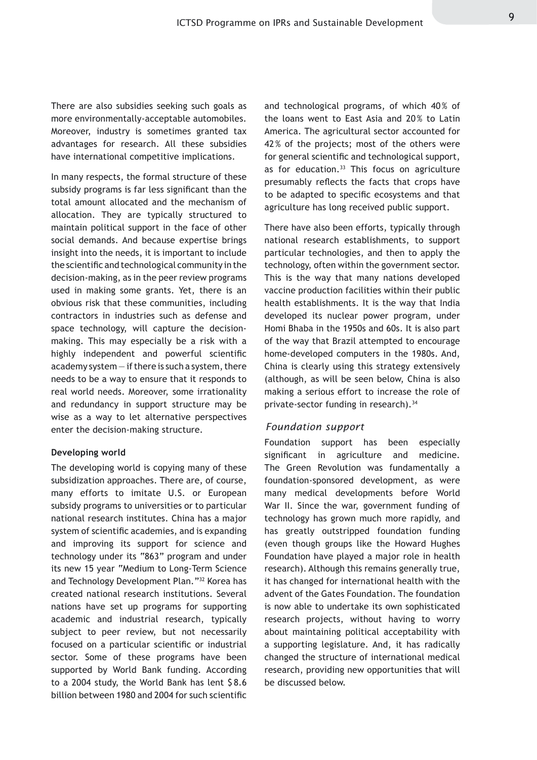There are also subsidies seeking such goals as more environmentally-acceptable automobiles. Moreover, industry is sometimes granted tax advantages for research. All these subsidies have international competitive implications.

In many respects, the formal structure of these subsidy programs is far less significant than the total amount allocated and the mechanism of allocation. They are typically structured to maintain political support in the face of other social demands. And because expertise brings insight into the needs, it is important to include the scientific and technological community in the decision-making, as in the peer review programs used in making some grants. Yet, there is an obvious risk that these communities, including contractors in industries such as defense and space technology, will capture the decision-making. This may especially be a risk with a highly independent and powerful scientific academy system — if there is such a system, there needs to be a way to ensure that it responds to real world needs. Moreover, some irrationality and redundancy in support structure may be wise as a way to let alternative perspectives enter the decision-making structure.

**Developing world**

The developing world is copying many of these subsidization approaches. There are, of course, many efforts to imitate U.S. or European subsidy programs to universities or to particular national research institutes. China has a major system of scientific academies, and is expanding and improving its support for science and technology under its "863" program and under its new 15 year "Medium to Long-Term Science and Technology Development Plan."[32] Korea has created national research institutions. Several nations have set up programs for supporting academic and industrial research, typically subject to peer review, but not necessarily focused on a particular scientific or industrial sector. Some of these programs have been supported by World Bank funding. According to a 2004 study, the World Bank has lent $8.6 billion between 1980 and 2004 for such scientific and technological programs, of which 40% of the loans went to East Asia and 20% to Latin America. The agricultural sector accounted for 42% of the projects; most of the others were for general scientific and technological support, as for education.[33] This focus on agriculture presumably reflects the facts that crops have to be adapted to specific ecosystems and that agriculture has long received public support.

There have also been efforts, typically through national research establishments, to support particular technologies, and then to apply the technology, often within the government sector. This is the way that many nations developed vaccine production facilities within their public health establishments. It is the way that India developed its nuclear power program, under Homi Bhaba in the 1950s and 60s. It is also part of the way that Brazil attempted to encourage home-developed computers in the 1980s. And, China is clearly using this strategy extensively (although, as will be seen below, China is also making a serious effort to increase the role of private-sector funding in research).[34]

### *Foundation support*

Foundation support has been especially significant in agriculture and medicine. The Green Revolution was fundamentally a foundation-sponsored development, as were many medical developments before World War II. Since the war, government funding of technology has grown much more rapidly, and has greatly outstripped foundation funding (even though groups like the Howard Hughes Foundation have played a major role in health research). Although this remains generally true, it has changed for international health with the advent of the Gates Foundation. The foundation is now able to undertake its own sophisticated research projects, without having to worry about maintaining political acceptability with a supporting legislature. And, it has radically changed the structure of international medical research, providing new opportunities that will be discussed below.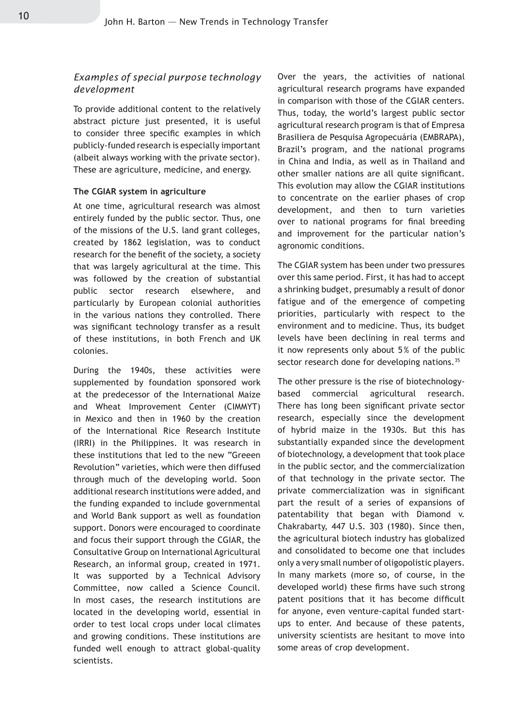### *Examples of special purpose technology development*

To provide additional content to the relatively abstract picture just presented, it is useful to consider three specific examples in which publicly-funded research is especially important (albeit always working with the private sector). These are agriculture, medicine, and energy.

**The CGIAR system in agriculture**

At one time, agricultural research was almost entirely funded by the public sector. Thus, one of the missions of the U.S. land grant colleges, created by 1862 legislation, was to conduct research for the benefit of the society, a society that was largely agricultural at the time. This was followed by the creation of substantial public sector research elsewhere, and particularly by European colonial authorities in the various nations they controlled. There was significant technology transfer as a result of these institutions, in both French and UK colonies.

During the 1940s, these activities were supplemented by foundation sponsored work at the predecessor of the International Maize and Wheat Improvement Center (CIMMYT) in Mexico and then in 1960 by the creation of the International Rice Research Institute (IRRI) in the Philippines. It was research in these institutions that led to the new "Greeen Revolution" varieties, which were then diffused through much of the developing world. Soon additional research institutions were added, and the funding expanded to include governmental and World Bank support as well as foundation support. Donors were encouraged to coordinate and focus their support through the CGIAR, the Consultative Group on International Agricultural Research, an informal group, created in 1971. It was supported by a Technical Advisory Committee, now called a Science Council. In most cases, the research institutions are located in the developing world, essential in order to test local crops under local climates and growing conditions. These institutions are funded well enough to attract global-quality scientists.

Over the years, the activities of national agricultural research programs have expanded in comparison with those of the CGIAR centers. Thus, today, the world's largest public sector agricultural research program is that of Empresa Brasiliera de Pesquisa Agropecuária (EMBRAPA), Brazil's program, and the national programs in China and India, as well as in Thailand and other smaller nations are all quite significant. This evolution may allow the CGIAR institutions to concentrate on the earlier phases of crop development, and then to turn varieties over to national programs for final breeding and improvement for the particular nation's agronomic conditions.

The CGIAR system has been under two pressures over this same period. First, it has had to accept a shrinking budget, presumably a result of donor fatigue and of the emergence of competing priorities, particularly with respect to the environment and to medicine. Thus, its budget levels have been declining in real terms and it now represents only about 5% of the public sector research done for developing nations.[35]

The other pressure is the rise of biotechnology-based commercial agricultural research. There has long been significant private sector research, especially since the development of hybrid maize in the 1930s. But this has substantially expanded since the development of biotechnology, a development that took place in the public sector, and the commercialization of that technology in the private sector. The private commercialization was in significant part the result of a series of expansions of patentability that began with Diamond v. Chakrabarty, 447 U.S. 303 (1980). Since then, the agricultural biotech industry has globalized and consolidated to become one that includes only a very small number of oligopolistic players. In many markets (more so, of course, in the developed world) these firms have such strong patent positions that it has become difficult for anyone, even venture-capital funded start-ups to enter. And because of these patents, university scientists are hesitant to move into some areas of crop development.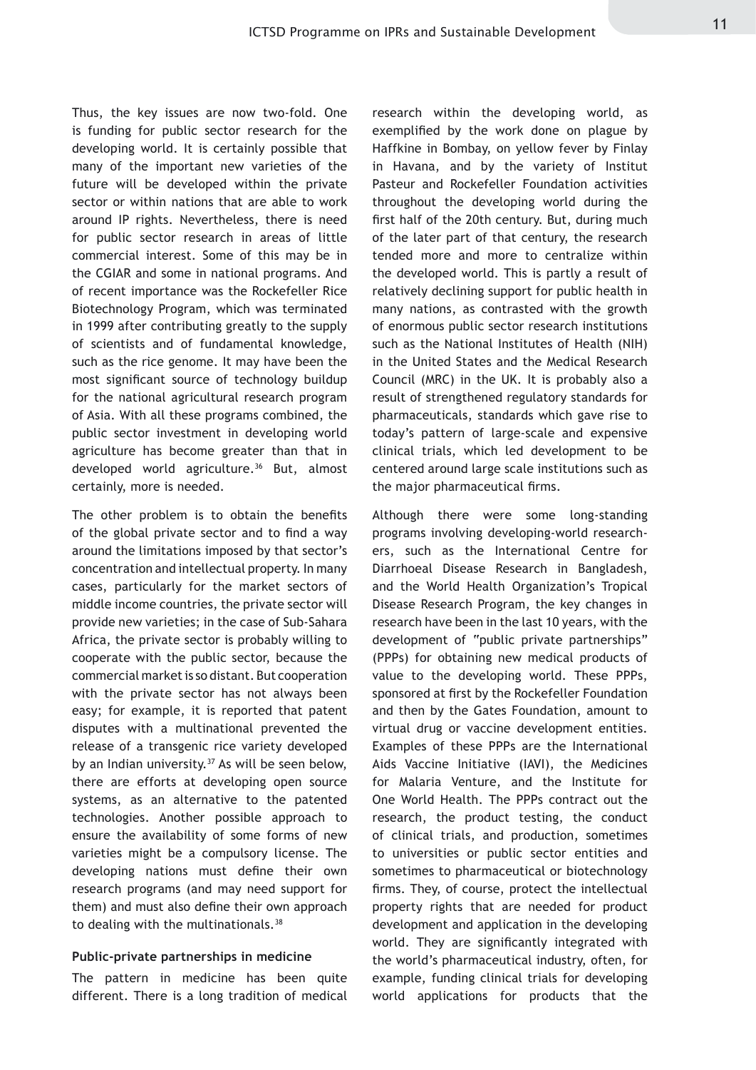Thus, the key issues are now two-fold. One is funding for public sector research for the developing world. It is certainly possible that many of the important new varieties of the future will be developed within the private sector or within nations that are able to work around IP rights. Nevertheless, there is need for public sector research in areas of little commercial interest. Some of this may be in the CGIAR and some in national programs. And of recent importance was the Rockefeller Rice Biotechnology Program, which was terminated in 1999 after contributing greatly to the supply of scientists and of fundamental knowledge, such as the rice genome. It may have been the most significant source of technology buildup for the national agricultural research program of Asia. With all these programs combined, the public sector investment in developing world agriculture has become greater than that in developed world agriculture.[36] But, almost certainly, more is needed.

The other problem is to obtain the benefits of the global private sector and to find a way around the limitations imposed by that sector's concentration and intellectual property. In many cases, particularly for the market sectors of middle income countries, the private sector will provide new varieties; in the case of Sub-Sahara Africa, the private sector is probably willing to cooperate with the public sector, because the commercial market is so distant. But cooperation with the private sector has not always been easy; for example, it is reported that patent disputes with a multinational prevented the release of a transgenic rice variety developed by an Indian university.[37] As will be seen below, there are efforts at developing open source systems, as an alternative to the patented technologies. Another possible approach to ensure the availability of some forms of new varieties might be a compulsory license. The developing nations must define their own research programs (and may need support for them) and must also define their own approach to dealing with the multinationals.[38]

**Public-private partnerships in medicine**

The pattern in medicine has been quite different. There is a long tradition of medical research within the developing world, as exemplified by the work done on plague by Haffkine in Bombay, on yellow fever by Finlay in Havana, and by the variety of Institut Pasteur and Rockefeller Foundation activities throughout the developing world during the first half of the 20th century. But, during much of the later part of that century, the research tended more and more to centralize within the developed world. This is partly a result of relatively declining support for public health in many nations, as contrasted with the growth of enormous public sector research institutions such as the National Institutes of Health (NIH) in the United States and the Medical Research Council (MRC) in the UK. It is probably also a result of strengthened regulatory standards for pharmaceuticals, standards which gave rise to today's pattern of large-scale and expensive clinical trials, which led development to be centered around large scale institutions such as the major pharmaceutical firms.

Although there were some long-standing programs involving developing-world researchers, such as the International Centre for Diarrhoeal Disease Research in Bangladesh, and the World Health Organization's Tropical Disease Research Program, the key changes in research have been in the last 10 years, with the development of "public private partnerships" (PPPs) for obtaining new medical products of value to the developing world. These PPPs, sponsored at first by the Rockefeller Foundation and then by the Gates Foundation, amount to virtual drug or vaccine development entities. Examples of these PPPs are the International Aids Vaccine Initiative (IAVI), the Medicines for Malaria Venture, and the Institute for One World Health. The PPPs contract out the research, the product testing, the conduct of clinical trials, and production, sometimes to universities or public sector entities and sometimes to pharmaceutical or biotechnology firms. They, of course, protect the intellectual property rights that are needed for product development and application in the developing world. They are significantly integrated with the world's pharmaceutical industry, often, for example, funding clinical trials for developing world applications for products that the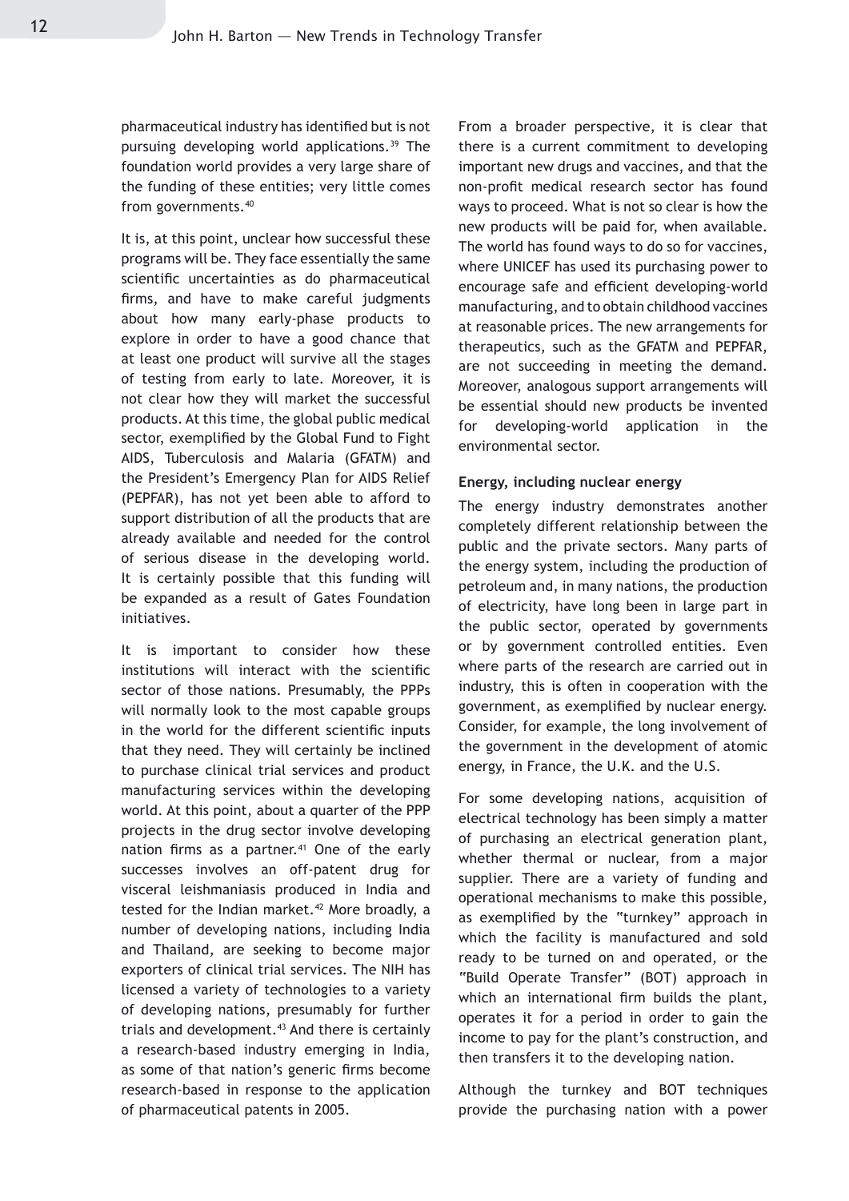pharmaceutical industry has identified but is not pursuing developing world applications.[39] The foundation world provides a very large share of the funding of these entities; very little comes from governments.[40]

It is, at this point, unclear how successful these programs will be. They face essentially the same scientific uncertainties as do pharmaceutical firms, and have to make careful judgments about how many early-phase products to explore in order to have a good chance that at least one product will survive all the stages of testing from early to late. Moreover, it is not clear how they will market the successful products. At this time, the global public medical sector, exemplified by the Global Fund to Fight AIDS, Tuberculosis and Malaria (GFATM) and the President's Emergency Plan for AIDS Relief (PEPFAR), has not yet been able to afford to support distribution of all the products that are already available and needed for the control of serious disease in the developing world. It is certainly possible that this funding will be expanded as a result of Gates Foundation initiatives.

It is important to consider how these institutions will interact with the scientific sector of those nations. Presumably, the PPPs will normally look to the most capable groups in the world for the different scientific inputs that they need. They will certainly be inclined to purchase clinical trial services and product manufacturing services within the developing world. At this point, about a quarter of the PPP projects in the drug sector involve developing nation firms as a partner.[41] One of the early successes involves an off-patent drug for visceral leishmaniasis produced in India and tested for the Indian market.[42] More broadly, a number of developing nations, including India and Thailand, are seeking to become major exporters of clinical trial services. The NIH has licensed a variety of technologies to a variety of developing nations, presumably for further trials and development.[43] And there is certainly a research-based industry emerging in India, as some of that nation's generic firms become research-based in response to the application of pharmaceutical patents in 2005.

From a broader perspective, it is clear that there is a current commitment to developing important new drugs and vaccines, and that the non-profit medical research sector has found ways to proceed. What is not so clear is how the new products will be paid for, when available. The world has found ways to do so for vaccines, where UNICEF has used its purchasing power to encourage safe and efficient developing-world manufacturing, and to obtain childhood vaccines at reasonable prices. The new arrangements for therapeutics, such as the GFATM and PEPFAR, are not succeeding in meeting the demand. Moreover, analogous support arrangements will be essential should new products be invented for developing-world application in the environmental sector.

**Energy, including nuclear energy**

The energy industry demonstrates another completely different relationship between the public and the private sectors. Many parts of the energy system, including the production of petroleum and, in many nations, the production of electricity, have long been in large part in the public sector, operated by governments or by government controlled entities. Even where parts of the research are carried out in industry, this is often in cooperation with the government, as exemplified by nuclear energy. Consider, for example, the long involvement of the government in the development of atomic energy, in France, the U.K. and the U.S.

For some developing nations, acquisition of electrical technology has been simply a matter of purchasing an electrical generation plant, whether thermal or nuclear, from a major supplier. There are a variety of funding and operational mechanisms to make this possible, as exemplified by the "turnkey" approach in which the facility is manufactured and sold ready to be turned on and operated, or the "Build Operate Transfer" (BOT) approach in which an international firm builds the plant, operates it for a period in order to gain the income to pay for the plant's construction, and then transfers it to the developing nation.

Although the turnkey and BOT techniques provide the purchasing nation with a power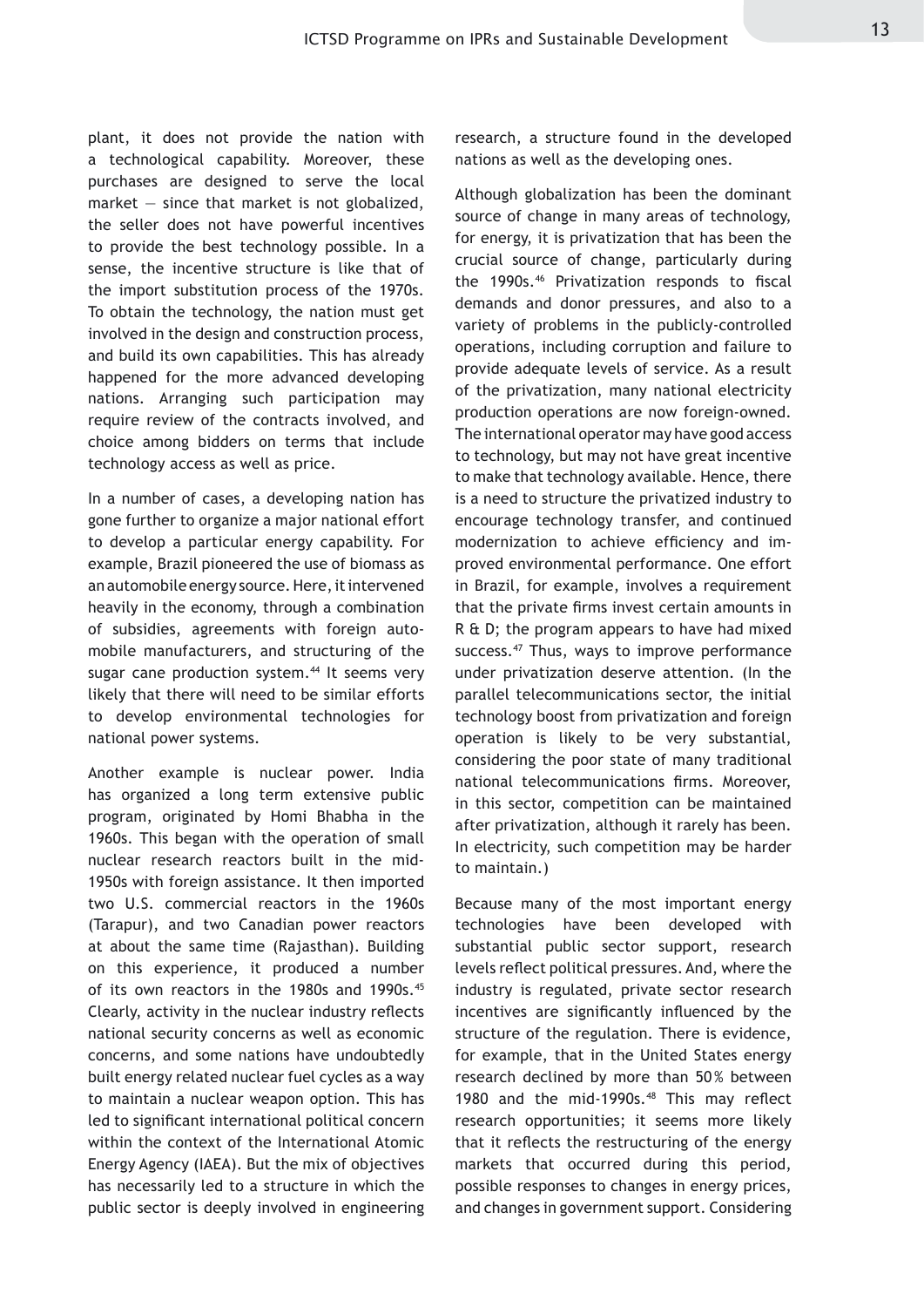plant, it does not provide the nation with a technological capability. Moreover, these purchases are designed to serve the local market — since that market is not globalized, the seller does not have powerful incentives to provide the best technology possible. In a sense, the incentive structure is like that of the import substitution process of the 1970s. To obtain the technology, the nation must get involved in the design and construction process, and build its own capabilities. This has already happened for the more advanced developing nations. Arranging such participation may require review of the contracts involved, and choice among bidders on terms that include technology access as well as price.

In a number of cases, a developing nation has gone further to organize a major national effort to develop a particular energy capability. For example, Brazil pioneered the use of biomass as an automobile energy source. Here, it intervened heavily in the economy, through a combination of subsidies, agreements with foreign automobile manufacturers, and structuring of the sugar cane production system.[44] It seems very likely that there will need to be similar efforts to develop environmental technologies for national power systems.

Another example is nuclear power. India has organized a long term extensive public program, originated by Homi Bhabha in the 1960s. This began with the operation of small nuclear research reactors built in the mid-1950s with foreign assistance. It then imported two U.S. commercial reactors in the 1960s (Tarapur), and two Canadian power reactors at about the same time (Rajasthan). Building on this experience, it produced a number of its own reactors in the 1980s and 1990s.[45] Clearly, activity in the nuclear industry reflects national security concerns as well as economic concerns, and some nations have undoubtedly built energy related nuclear fuel cycles as a way to maintain a nuclear weapon option. This has led to significant international political concern within the context of the International Atomic Energy Agency (IAEA). But the mix of objectives has necessarily led to a structure in which the public sector is deeply involved in engineering research, a structure found in the developed nations as well as the developing ones.

Although globalization has been the dominant source of change in many areas of technology, for energy, it is privatization that has been the crucial source of change, particularly during the 1990s.[46] Privatization responds to fiscal demands and donor pressures, and also to a variety of problems in the publicly-controlled operations, including corruption and failure to provide adequate levels of service. As a result of the privatization, many national electricity production operations are now foreign-owned. The international operator may have good access to technology, but may not have great incentive to make that technology available. Hence, there is a need to structure the privatized industry to encourage technology transfer, and continued modernization to achieve efficiency and improved environmental performance. One effort in Brazil, for example, involves a requirement that the private firms invest certain amounts in R & D; the program appears to have had mixed success.[47] Thus, ways to improve performance under privatization deserve attention. (In the parallel telecommunications sector, the initial technology boost from privatization and foreign operation is likely to be very substantial, considering the poor state of many traditional national telecommunications firms. Moreover, in this sector, competition can be maintained after privatization, although it rarely has been. In electricity, such competition may be harder to maintain.)

Because many of the most important energy technologies have been developed with substantial public sector support, research levels reflect political pressures. And, where the industry is regulated, private sector research incentives are significantly influenced by the structure of the regulation. There is evidence, for example, that in the United States energy research declined by more than 50% between 1980 and the mid-1990s.[48] This may reflect research opportunities; it seems more likely that it reflects the restructuring of the energy markets that occurred during this period, possible responses to changes in energy prices, and changes in government support. Considering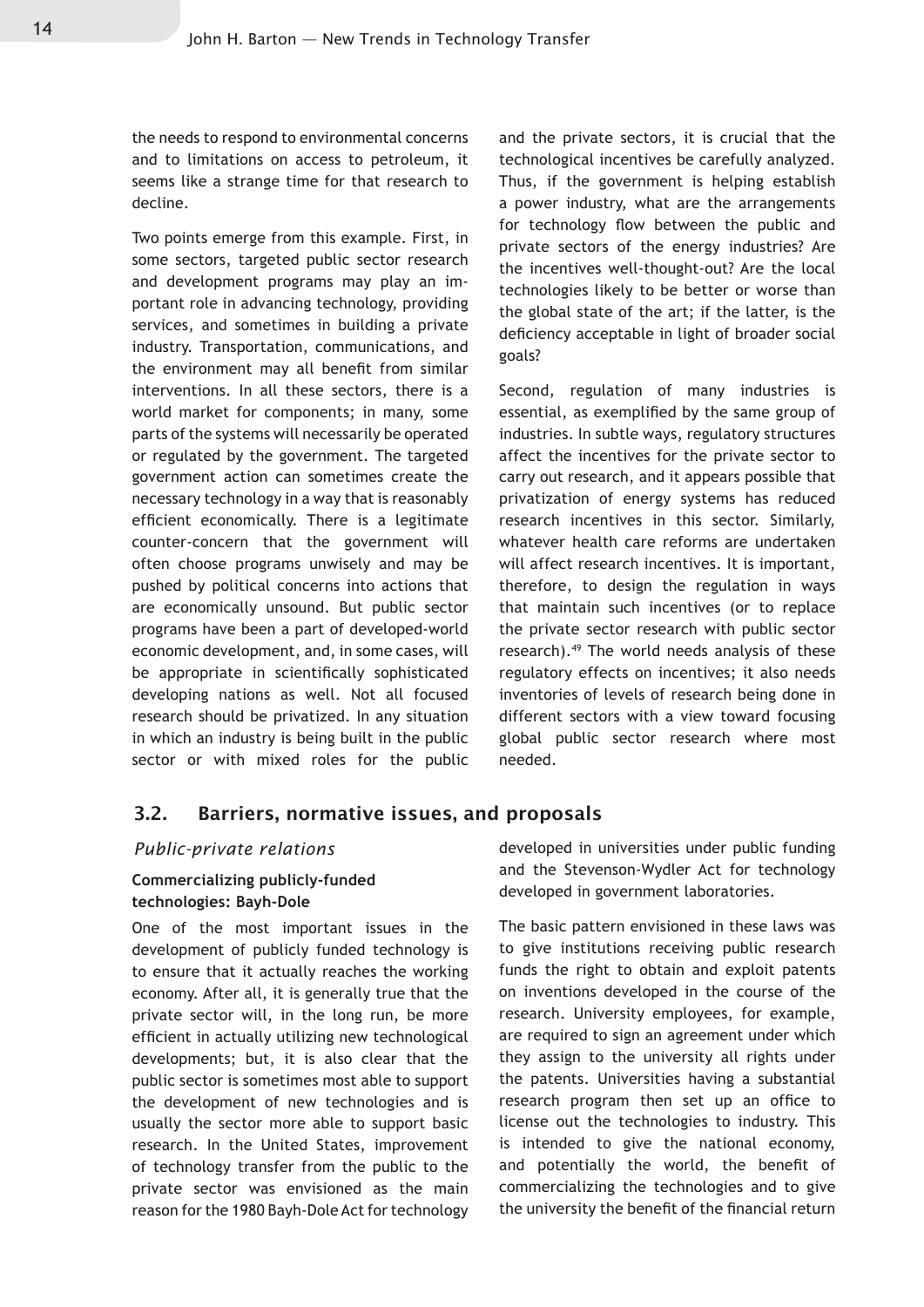the needs to respond to environmental concerns and to limitations on access to petroleum, it seems like a strange time for that research to decline.

Two points emerge from this example. First, in some sectors, targeted public sector research and development programs may play an important role in advancing technology, providing services, and sometimes in building a private industry. Transportation, communications, and the environment may all benefit from similar interventions. In all these sectors, there is a world market for components; in many, some parts of the systems will necessarily be operated or regulated by the government. The targeted government action can sometimes create the necessary technology in a way that is reasonably efficient economically. There is a legitimate counter-concern that the government will often choose programs unwisely and may be pushed by political concerns into actions that are economically unsound. But public sector programs have been a part of developed-world economic development, and, in some cases, will be appropriate in scientifically sophisticated developing nations as well. Not all focused research should be privatized. In any situation in which an industry is being built in the public sector or with mixed roles for the public and the private sectors, it is crucial that the technological incentives be carefully analyzed. Thus, if the government is helping establish a power industry, what are the arrangements for technology flow between the public and private sectors of the energy industries? Are the incentives well-thought-out? Are the local technologies likely to be better or worse than the global state of the art; if the latter, is the deficiency acceptable in light of broader social goals?

Second, regulation of many industries is essential, as exemplified by the same group of industries. In subtle ways, regulatory structures affect the incentives for the private sector to carry out research, and it appears possible that privatization of energy systems has reduced research incentives in this sector. Similarly, whatever health care reforms are undertaken will affect research incentives. It is important, therefore, to design the regulation in ways that maintain such incentives (or to replace the private sector research with public sector research).[49] The world needs analysis of these regulatory effects on incentives; it also needs inventories of levels of research being done in different sectors with a view toward focusing global public sector research where most needed.

## 3.2. Barriers, normative issues, and proposals

### *Public-private relations*

#### Commercializing publicly-funded technologies: Bayh-Dole

One of the most important issues in the development of publicly funded technology is to ensure that it actually reaches the working economy. After all, it is generally true that the private sector will, in the long run, be more efficient in actually utilizing new technological developments; but, it is also clear that the public sector is sometimes most able to support the development of new technologies and is usually the sector more able to support basic research. In the United States, improvement of technology transfer from the public to the private sector was envisioned as the main reason for the 1980 Bayh-Dole Act for technology developed in universities under public funding and the Stevenson-Wydler Act for technology developed in government laboratories.

The basic pattern envisioned in these laws was to give institutions receiving public research funds the right to obtain and exploit patents on inventions developed in the course of the research. University employees, for example, are required to sign an agreement under which they assign to the university all rights under the patents. Universities having a substantial research program then set up an office to license out the technologies to industry. This is intended to give the national economy, and potentially the world, the benefit of commercializing the technologies and to give the university the benefit of the financial return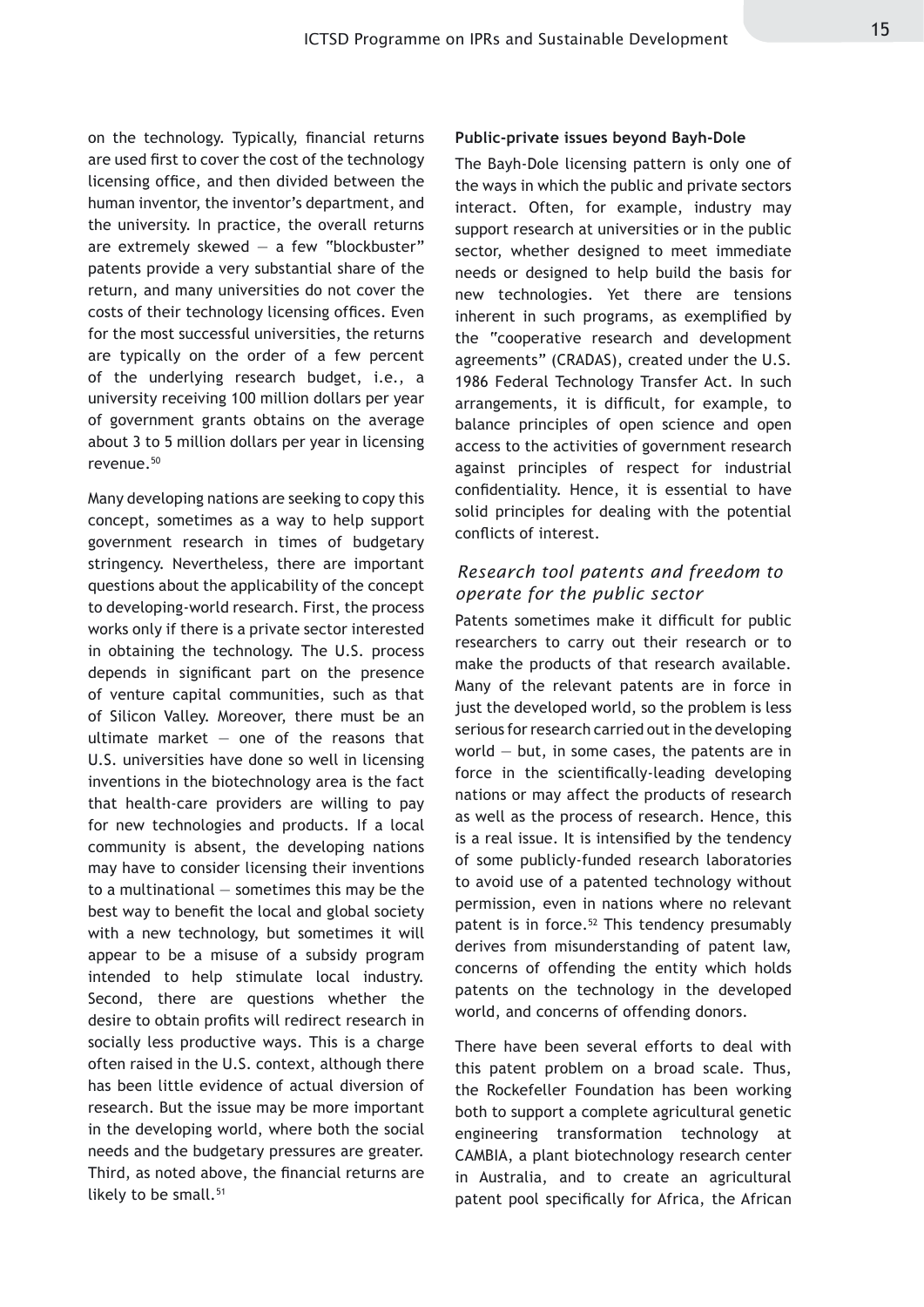on the technology. Typically, financial returns are used first to cover the cost of the technology licensing office, and then divided between the human inventor, the inventor's department, and the university. In practice, the overall returns are extremely skewed — a few "blockbuster" patents provide a very substantial share of the return, and many universities do not cover the costs of their technology licensing offices. Even for the most successful universities, the returns are typically on the order of a few percent of the underlying research budget, i.e., a university receiving 100 million dollars per year of government grants obtains on the average about 3 to 5 million dollars per year in licensing revenue.[50]

Many developing nations are seeking to copy this concept, sometimes as a way to help support government research in times of budgetary stringency. Nevertheless, there are important questions about the applicability of the concept to developing-world research. First, the process works only if there is a private sector interested in obtaining the technology. The U.S. process depends in significant part on the presence of venture capital communities, such as that of Silicon Valley. Moreover, there must be an ultimate market — one of the reasons that U.S. universities have done so well in licensing inventions in the biotechnology area is the fact that health-care providers are willing to pay for new technologies and products. If a local community is absent, the developing nations may have to consider licensing their inventions to a multinational — sometimes this may be the best way to benefit the local and global society with a new technology, but sometimes it will appear to be a misuse of a subsidy program intended to help stimulate local industry. Second, there are questions whether the desire to obtain profits will redirect research in socially less productive ways. This is a charge often raised in the U.S. context, although there has been little evidence of actual diversion of research. But the issue may be more important in the developing world, where both the social needs and the budgetary pressures are greater. Third, as noted above, the financial returns are likely to be small.[51]

**Public-private issues beyond Bayh-Dole**

The Bayh-Dole licensing pattern is only one of the ways in which the public and private sectors interact. Often, for example, industry may support research at universities or in the public sector, whether designed to meet immediate needs or designed to help build the basis for new technologies. Yet there are tensions inherent in such programs, as exemplified by the "cooperative research and development agreements" (CRADAS), created under the U.S. 1986 Federal Technology Transfer Act. In such arrangements, it is difficult, for example, to balance principles of open science and open access to the activities of government research against principles of respect for industrial confidentiality. Hence, it is essential to have solid principles for dealing with the potential conflicts of interest.

### *Research tool patents and freedom to operate for the public sector*

Patents sometimes make it difficult for public researchers to carry out their research or to make the products of that research available. Many of the relevant patents are in force in just the developed world, so the problem is less serious for research carried out in the developing world — but, in some cases, the patents are in force in the scientifically-leading developing nations or may affect the products of research as well as the process of research. Hence, this is a real issue. It is intensified by the tendency of some publicly-funded research laboratories to avoid use of a patented technology without permission, even in nations where no relevant patent is in force.[52] This tendency presumably derives from misunderstanding of patent law, concerns of offending the entity which holds patents on the technology in the developed world, and concerns of offending donors.

There have been several efforts to deal with this patent problem on a broad scale. Thus, the Rockefeller Foundation has been working both to support a complete agricultural genetic engineering transformation technology at CAMBIA, a plant biotechnology research center in Australia, and to create an agricultural patent pool specifically for Africa, the African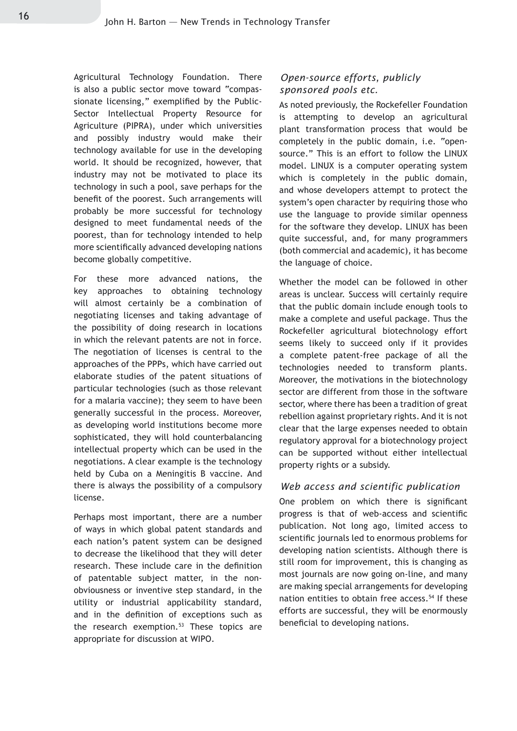Agricultural Technology Foundation. There is also a public sector move toward "compassionate licensing," exemplified by the Public-Sector Intellectual Property Resource for Agriculture (PIPRA), under which universities and possibly industry would make their technology available for use in the developing world. It should be recognized, however, that industry may not be motivated to place its technology in such a pool, save perhaps for the benefit of the poorest. Such arrangements will probably be more successful for technology designed to meet fundamental needs of the poorest, than for technology intended to help more scientifically advanced developing nations become globally competitive.

For these more advanced nations, the key approaches to obtaining technology will almost certainly be a combination of negotiating licenses and taking advantage of the possibility of doing research in locations in which the relevant patents are not in force. The negotiation of licenses is central to the approaches of the PPPs, which have carried out elaborate studies of the patent situations of particular technologies (such as those relevant for a malaria vaccine); they seem to have been generally successful in the process. Moreover, as developing world institutions become more sophisticated, they will hold counterbalancing intellectual property which can be used in the negotiations. A clear example is the technology held by Cuba on a Meningitis B vaccine. And there is always the possibility of a compulsory license.

Perhaps most important, there are a number of ways in which global patent standards and each nation's patent system can be designed to decrease the likelihood that they will deter research. These include care in the definition of patentable subject matter, in the non-obviousness or inventive step standard, in the utility or industrial applicability standard, and in the definition of exceptions such as the research exemption.[53] These topics are appropriate for discussion at WIPO.

### *Open-source efforts, publicly sponsored pools etc.*

As noted previously, the Rockefeller Foundation is attempting to develop an agricultural plant transformation process that would be completely in the public domain, i.e. "open-source." This is an effort to follow the LINUX model. LINUX is a computer operating system which is completely in the public domain, and whose developers attempt to protect the system's open character by requiring those who use the language to provide similar openness for the software they develop. LINUX has been quite successful, and, for many programmers (both commercial and academic), it has become the language of choice.

Whether the model can be followed in other areas is unclear. Success will certainly require that the public domain include enough tools to make a complete and useful package. Thus the Rockefeller agricultural biotechnology effort seems likely to succeed only if it provides a complete patent-free package of all the technologies needed to transform plants. Moreover, the motivations in the biotechnology sector are different from those in the software sector, where there has been a tradition of great rebellion against proprietary rights. And it is not clear that the large expenses needed to obtain regulatory approval for a biotechnology project can be supported without either intellectual property rights or a subsidy.

### *Web access and scientific publication*

One problem on which there is significant progress is that of web-access and scientific publication. Not long ago, limited access to scientific journals led to enormous problems for developing nation scientists. Although there is still room for improvement, this is changing as most journals are now going on-line, and many are making special arrangements for developing nation entities to obtain free access.[54] If these efforts are successful, they will be enormously beneficial to developing nations.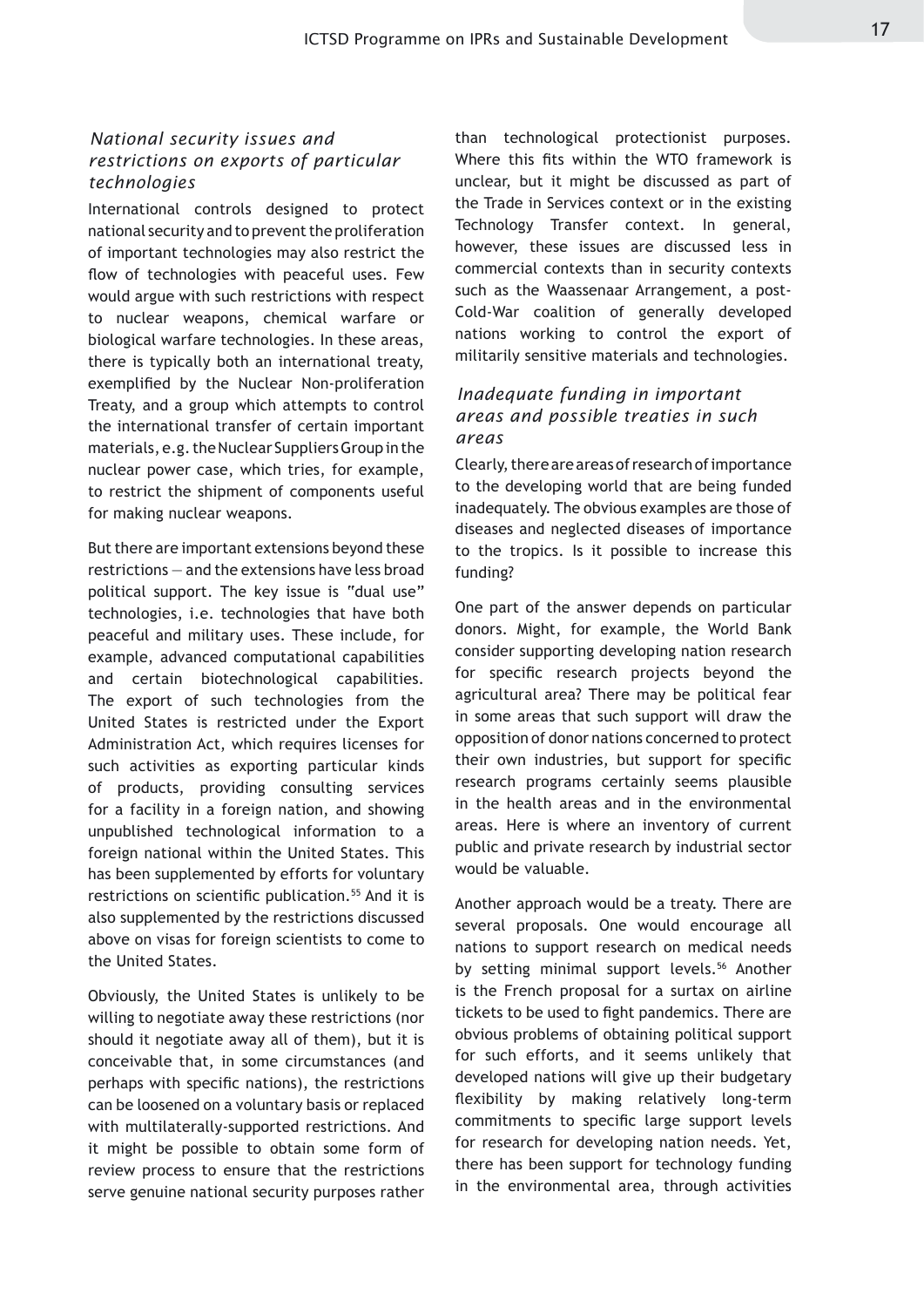### *National security issues and restrictions on exports of particular technologies*

International controls designed to protect national security and to prevent the proliferation of important technologies may also restrict the flow of technologies with peaceful uses. Few would argue with such restrictions with respect to nuclear weapons, chemical warfare or biological warfare technologies. In these areas, there is typically both an international treaty, exemplified by the Nuclear Non-proliferation Treaty, and a group which attempts to control the international transfer of certain important materials, e.g. the Nuclear Suppliers Group in the nuclear power case, which tries, for example, to restrict the shipment of components useful for making nuclear weapons.

But there are important extensions beyond these restrictions — and the extensions have less broad political support. The key issue is "dual use" technologies, i.e. technologies that have both peaceful and military uses. These include, for example, advanced computational capabilities and certain biotechnological capabilities. The export of such technologies from the United States is restricted under the Export Administration Act, which requires licenses for such activities as exporting particular kinds of products, providing consulting services for a facility in a foreign nation, and showing unpublished technological information to a foreign national within the United States. This has been supplemented by efforts for voluntary restrictions on scientific publication.[55] And it is also supplemented by the restrictions discussed above on visas for foreign scientists to come to the United States.

Obviously, the United States is unlikely to be willing to negotiate away these restrictions (nor should it negotiate away all of them), but it is conceivable that, in some circumstances (and perhaps with specific nations), the restrictions can be loosened on a voluntary basis or replaced with multilaterally-supported restrictions. And it might be possible to obtain some form of review process to ensure that the restrictions serve genuine national security purposes rather than technological protectionist purposes. Where this fits within the WTO framework is unclear, but it might be discussed as part of the Trade in Services context or in the existing Technology Transfer context. In general, however, these issues are discussed less in commercial contexts than in security contexts such as the Waassenaar Arrangement, a post-Cold-War coalition of generally developed nations working to control the export of militarily sensitive materials and technologies.

### *Inadequate funding in important areas and possible treaties in such areas*

Clearly, there are areas of research of importance to the developing world that are being funded inadequately. The obvious examples are those of diseases and neglected diseases of importance to the tropics. Is it possible to increase this funding?

One part of the answer depends on particular donors. Might, for example, the World Bank consider supporting developing nation research for specific research projects beyond the agricultural area? There may be political fear in some areas that such support will draw the opposition of donor nations concerned to protect their own industries, but support for specific research programs certainly seems plausible in the health areas and in the environmental areas. Here is where an inventory of current public and private research by industrial sector would be valuable.

Another approach would be a treaty. There are several proposals. One would encourage all nations to support research on medical needs by setting minimal support levels.[56] Another is the French proposal for a surtax on airline tickets to be used to fight pandemics. There are obvious problems of obtaining political support for such efforts, and it seems unlikely that developed nations will give up their budgetary flexibility by making relatively long-term commitments to specific large support levels for research for developing nation needs. Yet, there has been support for technology funding in the environmental area, through activities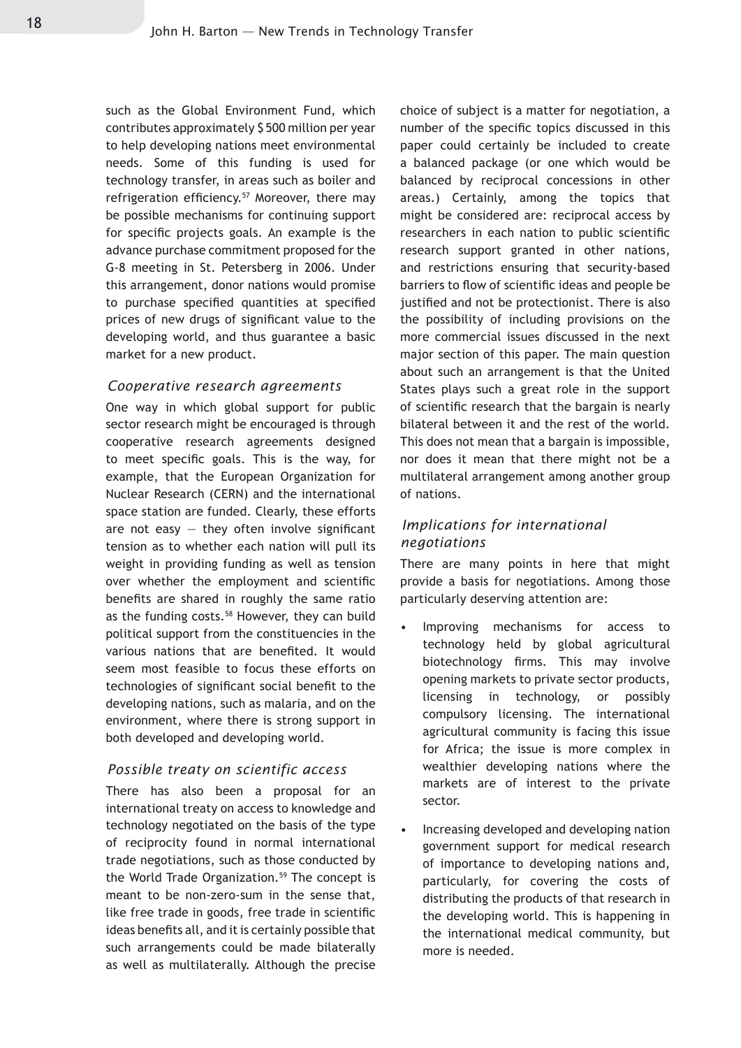such as the Global Environment Fund, which contributes approximately $ 500 million per year to help developing nations meet environmental needs. Some of this funding is used for technology transfer, in areas such as boiler and refrigeration efficiency.[57] Moreover, there may be possible mechanisms for continuing support for specific projects goals. An example is the advance purchase commitment proposed for the G-8 meeting in St. Petersberg in 2006. Under this arrangement, donor nations would promise to purchase specified quantities at specified prices of new drugs of significant value to the developing world, and thus guarantee a basic market for a new product.

### *Cooperative research agreements*

One way in which global support for public sector research might be encouraged is through cooperative research agreements designed to meet specific goals. This is the way, for example, that the European Organization for Nuclear Research (CERN) and the international space station are funded. Clearly, these efforts are not easy — they often involve significant tension as to whether each nation will pull its weight in providing funding as well as tension over whether the employment and scientific benefits are shared in roughly the same ratio as the funding costs.[58] However, they can build political support from the constituencies in the various nations that are benefited. It would seem most feasible to focus these efforts on technologies of significant social benefit to the developing nations, such as malaria, and on the environment, where there is strong support in both developed and developing world.

### *Possible treaty on scientific access*

There has also been a proposal for an international treaty on access to knowledge and technology negotiated on the basis of the type of reciprocity found in normal international trade negotiations, such as those conducted by the World Trade Organization.[59] The concept is meant to be non-zero-sum in the sense that, like free trade in goods, free trade in scientific ideas benefits all, and it is certainly possible that such arrangements could be made bilaterally as well as multilaterally. Although the precise choice of subject is a matter for negotiation, a number of the specific topics discussed in this paper could certainly be included to create a balanced package (or one which would be balanced by reciprocal concessions in other areas.) Certainly, among the topics that might be considered are: reciprocal access by researchers in each nation to public scientific research support granted in other nations, and restrictions ensuring that security-based barriers to flow of scientific ideas and people be justified and not be protectionist. There is also the possibility of including provisions on the more commercial issues discussed in the next major section of this paper. The main question about such an arrangement is that the United States plays such a great role in the support of scientific research that the bargain is nearly bilateral between it and the rest of the world. This does not mean that a bargain is impossible, nor does it mean that there might not be a multilateral arrangement among another group of nations.

### *Implications for international negotiations*

There are many points in here that might provide a basis for negotiations. Among those particularly deserving attention are:

- Improving mechanisms for access to technology held by global agricultural biotechnology firms. This may involve opening markets to private sector products, licensing in technology, or possibly compulsory licensing. The international agricultural community is facing this issue for Africa; the issue is more complex in wealthier developing nations where the markets are of interest to the private sector.
- Increasing developed and developing nation government support for medical research of importance to developing nations and, particularly, for covering the costs of distributing the products of that research in the developing world. This is happening in the international medical community, but more is needed.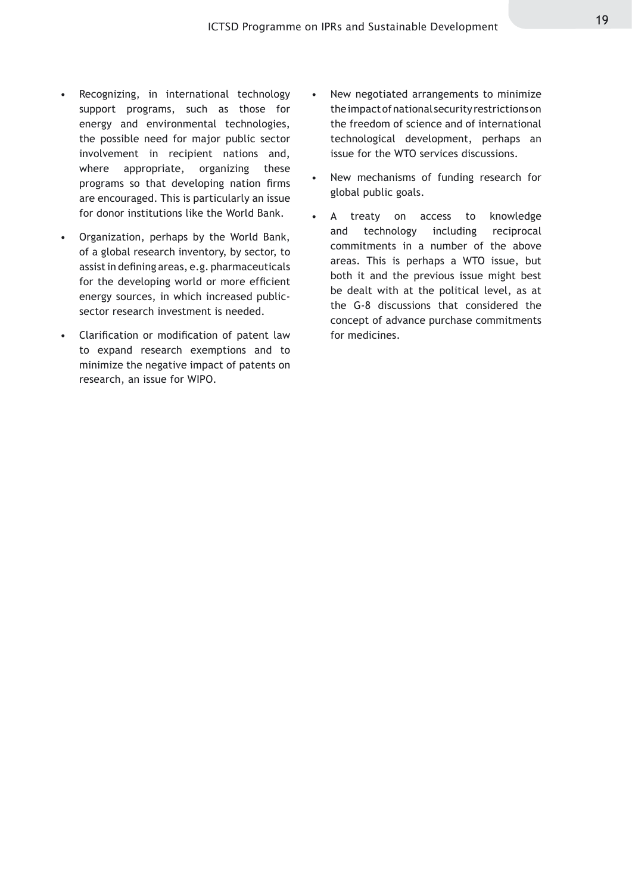- Recognizing, in international technology support programs, such as those for energy and environmental technologies, the possible need for major public sector involvement in recipient nations and, where appropriate, organizing these programs so that developing nation firms are encouraged. This is particularly an issue for donor institutions like the World Bank.
- Organization, perhaps by the World Bank, of a global research inventory, by sector, to assist in defining areas, e.g. pharmaceuticals for the developing world or more efficient energy sources, in which increased public-sector research investment is needed.
- Clarification or modification of patent law to expand research exemptions and to minimize the negative impact of patents on research, an issue for WIPO.
- New negotiated arrangements to minimize the impact of national security restrictions on the freedom of science and of international technological development, perhaps an issue for the WTO services discussions.
- New mechanisms of funding research for global public goals.
- A treaty on access to knowledge and technology including reciprocal commitments in a number of the above areas. This is perhaps a WTO issue, but both it and the previous issue might best be dealt with at the political level, as at the G-8 discussions that considered the concept of advance purchase commitments for medicines.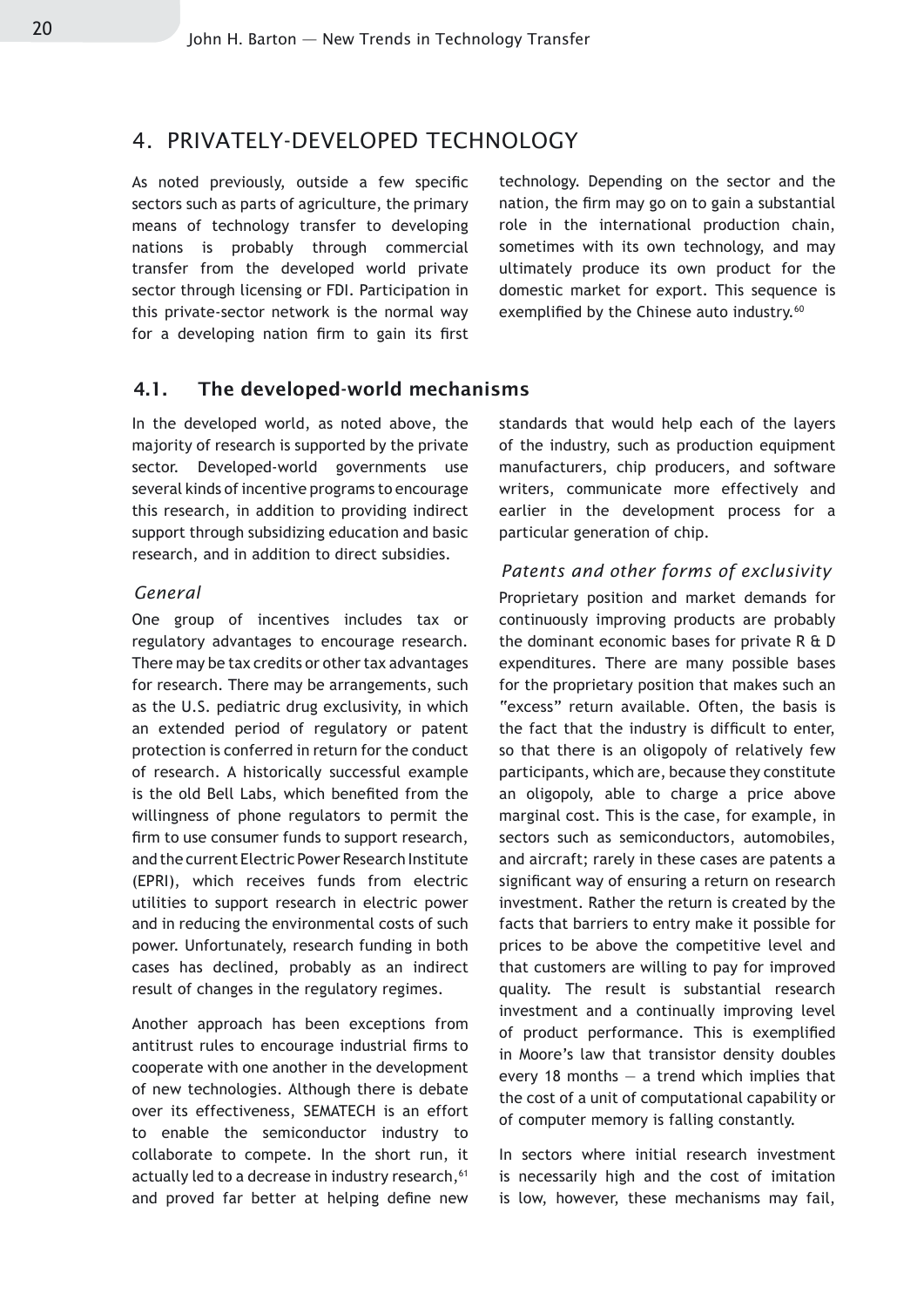## 4. PRIVATELY-DEVELOPED TECHNOLOGY

As noted previously, outside a few specific sectors such as parts of agriculture, the primary means of technology transfer to developing nations is probably through commercial transfer from the developed world private sector through licensing or FDI. Participation in this private-sector network is the normal way for a developing nation firm to gain its first technology. Depending on the sector and the nation, the firm may go on to gain a substantial role in the international production chain, sometimes with its own technology, and may ultimately produce its own product for the domestic market for export. This sequence is exemplified by the Chinese auto industry.[60]

### 4.1. The developed-world mechanisms

In the developed world, as noted above, the majority of research is supported by the private sector. Developed-world governments use several kinds of incentive programs to encourage this research, in addition to providing indirect support through subsidizing education and basic research, and in addition to direct subsidies.

#### *General*

One group of incentives includes tax or regulatory advantages to encourage research. There may be tax credits or other tax advantages for research. There may be arrangements, such as the U.S. pediatric drug exclusivity, in which an extended period of regulatory or patent protection is conferred in return for the conduct of research. A historically successful example is the old Bell Labs, which benefited from the willingness of phone regulators to permit the firm to use consumer funds to support research, and the current Electric Power Research Institute (EPRI), which receives funds from electric utilities to support research in electric power and in reducing the environmental costs of such power. Unfortunately, research funding in both cases has declined, probably as an indirect result of changes in the regulatory regimes.

Another approach has been exceptions from antitrust rules to encourage industrial firms to cooperate with one another in the development of new technologies. Although there is debate over its effectiveness, SEMATECH is an effort to enable the semiconductor industry to collaborate to compete. In the short run, it actually led to a decrease in industry research,[61] and proved far better at helping define new standards that would help each of the layers of the industry, such as production equipment manufacturers, chip producers, and software writers, communicate more effectively and earlier in the development process for a particular generation of chip.

#### *Patents and other forms of exclusivity*

Proprietary position and market demands for continuously improving products are probably the dominant economic bases for private R & D expenditures. There are many possible bases for the proprietary position that makes such an "excess" return available. Often, the basis is the fact that the industry is difficult to enter, so that there is an oligopoly of relatively few participants, which are, because they constitute an oligopoly, able to charge a price above marginal cost. This is the case, for example, in sectors such as semiconductors, automobiles, and aircraft; rarely in these cases are patents a significant way of ensuring a return on research investment. Rather the return is created by the facts that barriers to entry make it possible for prices to be above the competitive level and that customers are willing to pay for improved quality. The result is substantial research investment and a continually improving level of product performance. This is exemplified in Moore's law that transistor density doubles every 18 months — a trend which implies that the cost of a unit of computational capability or of computer memory is falling constantly.

In sectors where initial research investment is necessarily high and the cost of imitation is low, however, these mechanisms may fail,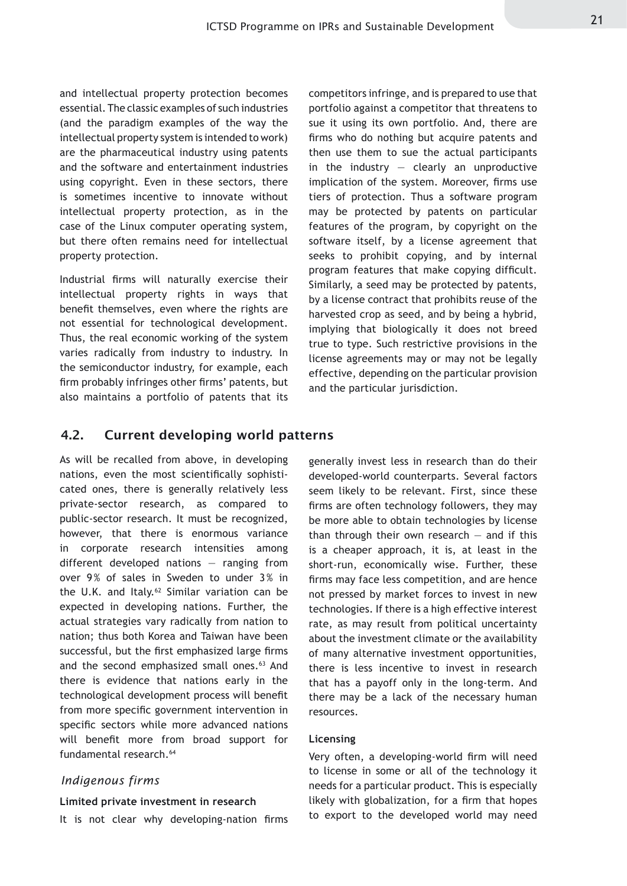and intellectual property protection becomes essential. The classic examples of such industries (and the paradigm examples of the way the intellectual property system is intended to work) are the pharmaceutical industry using patents and the software and entertainment industries using copyright. Even in these sectors, there is sometimes incentive to innovate without intellectual property protection, as in the case of the Linux computer operating system, but there often remains need for intellectual property protection.

Industrial firms will naturally exercise their intellectual property rights in ways that benefit themselves, even where the rights are not essential for technological development. Thus, the real economic working of the system varies radically from industry to industry. In the semiconductor industry, for example, each firm probably infringes other firms' patents, but also maintains a portfolio of patents that its competitors infringe, and is prepared to use that portfolio against a competitor that threatens to sue it using its own portfolio. And, there are firms who do nothing but acquire patents and then use them to sue the actual participants in the industry — clearly an unproductive implication of the system. Moreover, firms use tiers of protection. Thus a software program may be protected by patents on particular features of the program, by copyright on the software itself, by a license agreement that seeks to prohibit copying, and by internal program features that make copying difficult. Similarly, a seed may be protected by patents, by a license contract that prohibits reuse of the harvested crop as seed, and by being a hybrid, implying that biologically it does not breed true to type. Such restrictive provisions in the license agreements may or may not be legally effective, depending on the particular provision and the particular jurisdiction.

## 4.2. Current developing world patterns

As will be recalled from above, in developing nations, even the most scientifically sophisticated ones, there is generally relatively less private-sector research, as compared to public-sector research. It must be recognized, however, that there is enormous variance in corporate research intensities among different developed nations — ranging from over 9% of sales in Sweden to under 3% in the U.K. and Italy.[62] Similar variation can be expected in developing nations. Further, the actual strategies vary radically from nation to nation; thus both Korea and Taiwan have been successful, but the first emphasized large firms and the second emphasized small ones.[63] And there is evidence that nations early in the technological development process will benefit from more specific government intervention in specific sectors while more advanced nations will benefit more from broad support for fundamental research.[64]

### *Indigenous firms*

**Limited private investment in research**

It is not clear why developing-nation firms generally invest less in research than do their developed-world counterparts. Several factors seem likely to be relevant. First, since these firms are often technology followers, they may be more able to obtain technologies by license than through their own research — and if this is a cheaper approach, it is, at least in the short-run, economically wise. Further, these firms may face less competition, and are hence not pressed by market forces to invest in new technologies. If there is a high effective interest rate, as may result from political uncertainty about the investment climate or the availability of many alternative investment opportunities, there is less incentive to invest in research that has a payoff only in the long-term. And there may be a lack of the necessary human resources.

**Licensing**

Very often, a developing-world firm will need to license in some or all of the technology it needs for a particular product. This is especially likely with globalization, for a firm that hopes to export to the developed world may need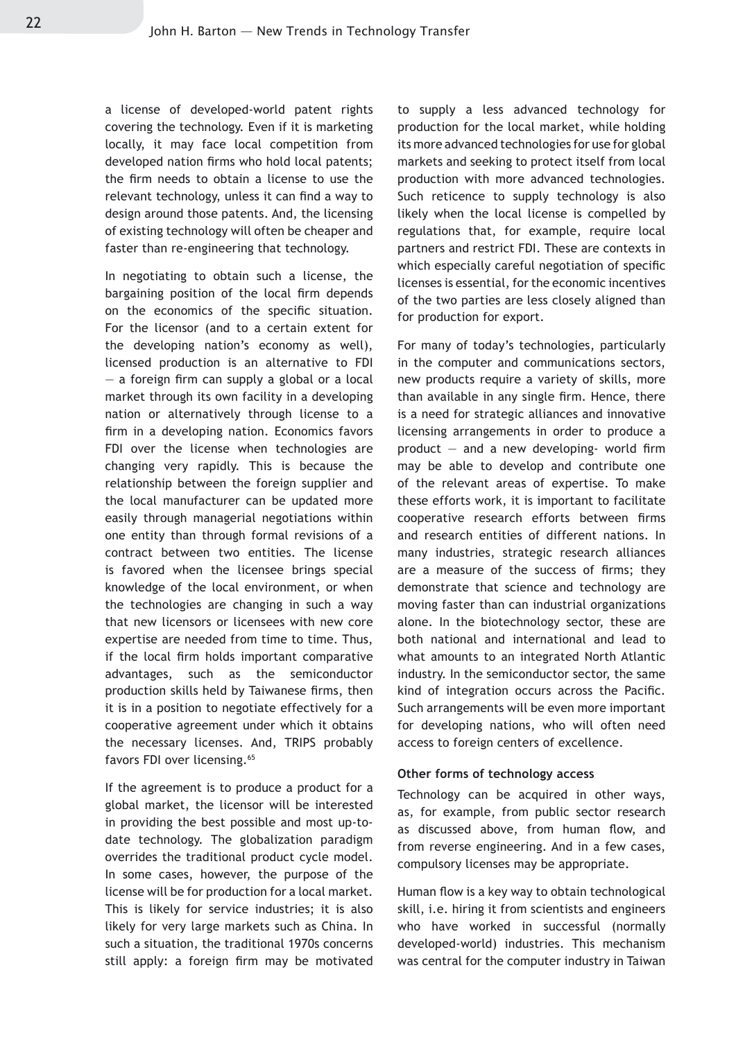a license of developed-world patent rights covering the technology. Even if it is marketing locally, it may face local competition from developed nation firms who hold local patents; the firm needs to obtain a license to use the relevant technology, unless it can find a way to design around those patents. And, the licensing of existing technology will often be cheaper and faster than re-engineering that technology.

In negotiating to obtain such a license, the bargaining position of the local firm depends on the economics of the specific situation. For the licensor (and to a certain extent for the developing nation's economy as well), licensed production is an alternative to FDI — a foreign firm can supply a global or a local market through its own facility in a developing nation or alternatively through license to a firm in a developing nation. Economics favors FDI over the license when technologies are changing very rapidly. This is because the relationship between the foreign supplier and the local manufacturer can be updated more easily through managerial negotiations within one entity than through formal revisions of a contract between two entities. The license is favored when the licensee brings special knowledge of the local environment, or when the technologies are changing in such a way that new licensors or licensees with new core expertise are needed from time to time. Thus, if the local firm holds important comparative advantages, such as the semiconductor production skills held by Taiwanese firms, then it is in a position to negotiate effectively for a cooperative agreement under which it obtains the necessary licenses. And, TRIPS probably favors FDI over licensing.[65]

If the agreement is to produce a product for a global market, the licensor will be interested in providing the best possible and most up-to-date technology. The globalization paradigm overrides the traditional product cycle model. In some cases, however, the purpose of the license will be for production for a local market. This is likely for service industries; it is also likely for very large markets such as China. In such a situation, the traditional 1970s concerns still apply: a foreign firm may be motivated to supply a less advanced technology for production for the local market, while holding its more advanced technologies for use for global markets and seeking to protect itself from local production with more advanced technologies. Such reticence to supply technology is also likely when the local license is compelled by regulations that, for example, require local partners and restrict FDI. These are contexts in which especially careful negotiation of specific licenses is essential, for the economic incentives of the two parties are less closely aligned than for production for export.

For many of today's technologies, particularly in the computer and communications sectors, new products require a variety of skills, more than available in any single firm. Hence, there is a need for strategic alliances and innovative licensing arrangements in order to produce a product — and a new developing- world firm may be able to develop and contribute one of the relevant areas of expertise. To make these efforts work, it is important to facilitate cooperative research efforts between firms and research entities of different nations. In many industries, strategic research alliances are a measure of the success of firms; they demonstrate that science and technology are moving faster than can industrial organizations alone. In the biotechnology sector, these are both national and international and lead to what amounts to an integrated North Atlantic industry. In the semiconductor sector, the same kind of integration occurs across the Pacific. Such arrangements will be even more important for developing nations, who will often need access to foreign centers of excellence.

#### Other forms of technology access

Technology can be acquired in other ways, as, for example, from public sector research as discussed above, from human flow, and from reverse engineering. And in a few cases, compulsory licenses may be appropriate.

Human flow is a key way to obtain technological skill, i.e. hiring it from scientists and engineers who have worked in successful (normally developed-world) industries. This mechanism was central for the computer industry in Taiwan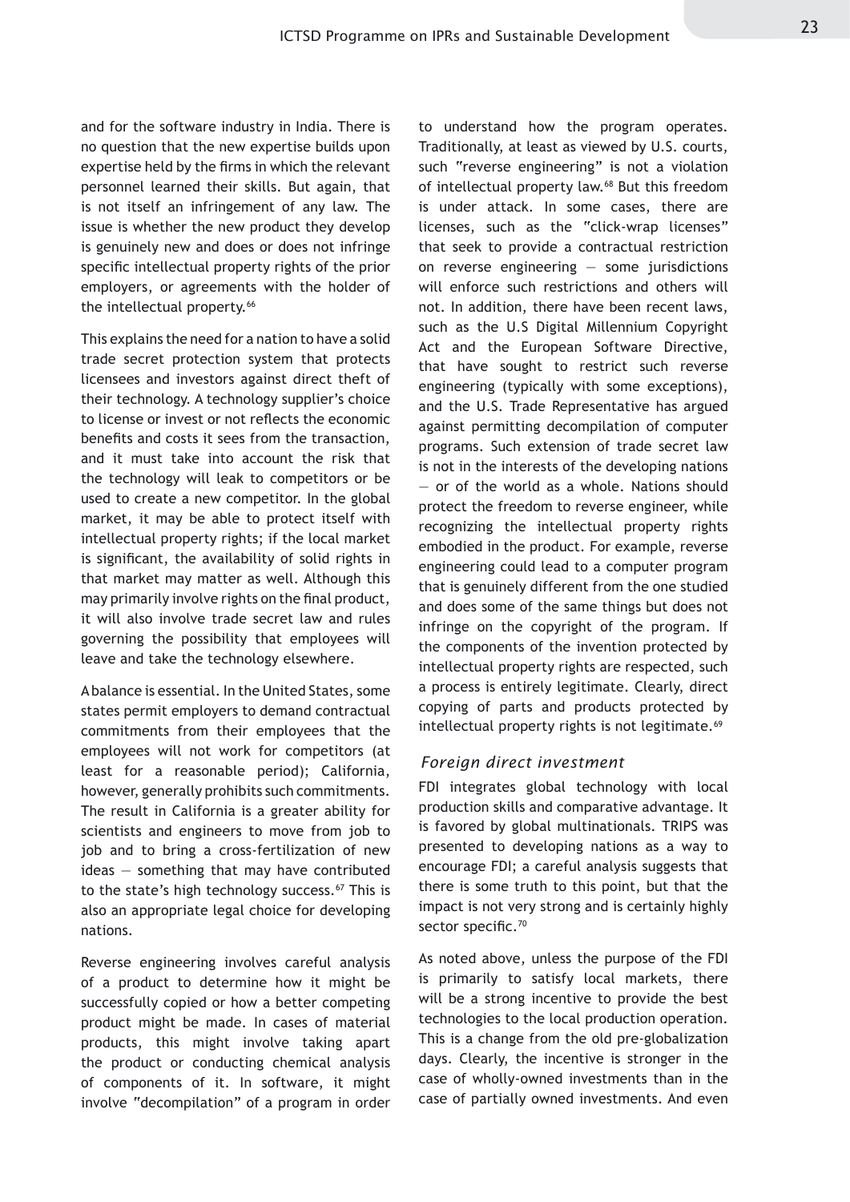and for the software industry in India. There is no question that the new expertise builds upon expertise held by the firms in which the relevant personnel learned their skills. But again, that is not itself an infringement of any law. The issue is whether the new product they develop is genuinely new and does or does not infringe specific intellectual property rights of the prior employers, or agreements with the holder of the intellectual property.[66]

This explains the need for a nation to have a solid trade secret protection system that protects licensees and investors against direct theft of their technology. A technology supplier's choice to license or invest or not reflects the economic benefits and costs it sees from the transaction, and it must take into account the risk that the technology will leak to competitors or be used to create a new competitor. In the global market, it may be able to protect itself with intellectual property rights; if the local market is significant, the availability of solid rights in that market may matter as well. Although this may primarily involve rights on the final product, it will also involve trade secret law and rules governing the possibility that employees will leave and take the technology elsewhere.

A balance is essential. In the United States, some states permit employers to demand contractual commitments from their employees that the employees will not work for competitors (at least for a reasonable period); California, however, generally prohibits such commitments. The result in California is a greater ability for scientists and engineers to move from job to job and to bring a cross-fertilization of new ideas — something that may have contributed to the state's high technology success.[67] This is also an appropriate legal choice for developing nations.

Reverse engineering involves careful analysis of a product to determine how it might be successfully copied or how a better competing product might be made. In cases of material products, this might involve taking apart the product or conducting chemical analysis of components of it. In software, it might involve "decompilation" of a program in order to understand how the program operates. Traditionally, at least as viewed by U.S. courts, such "reverse engineering" is not a violation of intellectual property law.[68] But this freedom is under attack. In some cases, there are licenses, such as the "click-wrap licenses" that seek to provide a contractual restriction on reverse engineering — some jurisdictions will enforce such restrictions and others will not. In addition, there have been recent laws, such as the U.S Digital Millennium Copyright Act and the European Software Directive, that have sought to restrict such reverse engineering (typically with some exceptions), and the U.S. Trade Representative has argued against permitting decompilation of computer programs. Such extension of trade secret law is not in the interests of the developing nations — or of the world as a whole. Nations should protect the freedom to reverse engineer, while recognizing the intellectual property rights embodied in the product. For example, reverse engineering could lead to a computer program that is genuinely different from the one studied and does some of the same things but does not infringe on the copyright of the program. If the components of the invention protected by intellectual property rights are respected, such a process is entirely legitimate. Clearly, direct copying of parts and products protected by intellectual property rights is not legitimate.[69]

### *Foreign direct investment*

FDI integrates global technology with local production skills and comparative advantage. It is favored by global multinationals. TRIPS was presented to developing nations as a way to encourage FDI; a careful analysis suggests that there is some truth to this point, but that the impact is not very strong and is certainly highly sector specific.[70]

As noted above, unless the purpose of the FDI is primarily to satisfy local markets, there will be a strong incentive to provide the best technologies to the local production operation. This is a change from the old pre-globalization days. Clearly, the incentive is stronger in the case of wholly-owned investments than in the case of partially owned investments. And even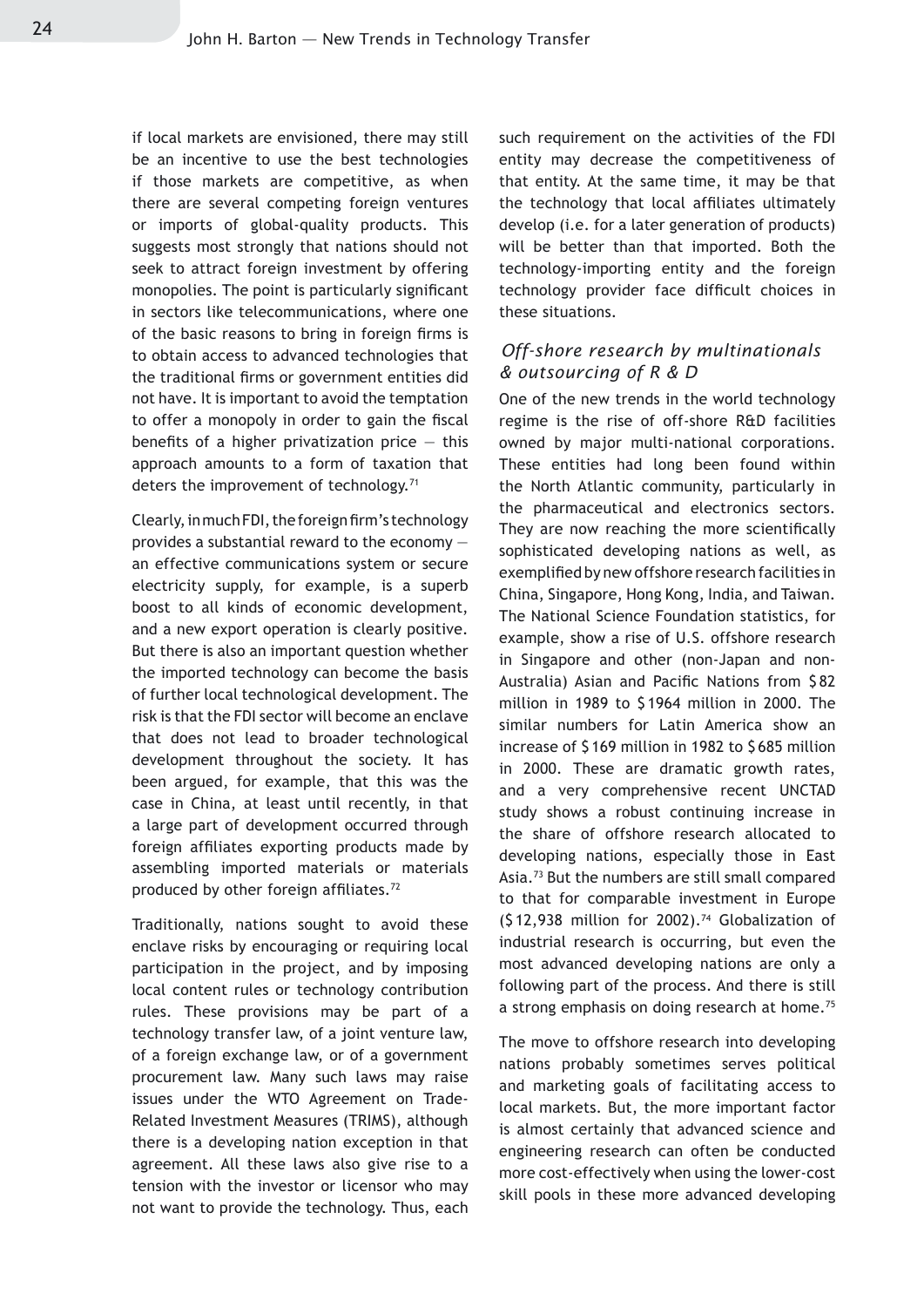if local markets are envisioned, there may still be an incentive to use the best technologies if those markets are competitive, as when there are several competing foreign ventures or imports of global-quality products. This suggests most strongly that nations should not seek to attract foreign investment by offering monopolies. The point is particularly significant in sectors like telecommunications, where one of the basic reasons to bring in foreign firms is to obtain access to advanced technologies that the traditional firms or government entities did not have. It is important to avoid the temptation to offer a monopoly in order to gain the fiscal benefits of a higher privatization price — this approach amounts to a form of taxation that deters the improvement of technology.[71]

Clearly, in much FDI, the foreign firm's technology provides a substantial reward to the economy — an effective communications system or secure electricity supply, for example, is a superb boost to all kinds of economic development, and a new export operation is clearly positive. But there is also an important question whether the imported technology can become the basis of further local technological development. The risk is that the FDI sector will become an enclave that does not lead to broader technological development throughout the society. It has been argued, for example, that this was the case in China, at least until recently, in that a large part of development occurred through foreign affiliates exporting products made by assembling imported materials or materials produced by other foreign affiliates.[72]

Traditionally, nations sought to avoid these enclave risks by encouraging or requiring local participation in the project, and by imposing local content rules or technology contribution rules. These provisions may be part of a technology transfer law, of a joint venture law, of a foreign exchange law, or of a government procurement law. Many such laws may raise issues under the WTO Agreement on Trade-Related Investment Measures (TRIMS), although there is a developing nation exception in that agreement. All these laws also give rise to a tension with the investor or licensor who may not want to provide the technology. Thus, each such requirement on the activities of the FDI entity may decrease the competitiveness of that entity. At the same time, it may be that the technology that local affiliates ultimately develop (i.e. for a later generation of products) will be better than that imported. Both the technology-importing entity and the foreign technology provider face difficult choices in these situations.

### *Off-shore research by multinationals & outsourcing of R & D*

One of the new trends in the world technology regime is the rise of off-shore R&D facilities owned by major multi-national corporations. These entities had long been found within the North Atlantic community, particularly in the pharmaceutical and electronics sectors. They are now reaching the more scientifically sophisticated developing nations as well, as exemplified by new offshore research facilities in China, Singapore, Hong Kong, India, and Taiwan. The National Science Foundation statistics, for example, show a rise of U.S. offshore research in Singapore and other (non-Japan and non-Australia) Asian and Pacific Nations from $82 million in 1989 to $1964 million in 2000. The similar numbers for Latin America show an increase of $169 million in 1982 to $685 million in 2000. These are dramatic growth rates, and a very comprehensive recent UNCTAD study shows a robust continuing increase in the share of offshore research allocated to developing nations, especially those in East Asia.[73] But the numbers are still small compared to that for comparable investment in Europe ($12,938 million for 2002).[74] Globalization of industrial research is occurring, but even the most advanced developing nations are only a following part of the process. And there is still a strong emphasis on doing research at home.[75]

The move to offshore research into developing nations probably sometimes serves political and marketing goals of facilitating access to local markets. But, the more important factor is almost certainly that advanced science and engineering research can often be conducted more cost-effectively when using the lower-cost skill pools in these more advanced developing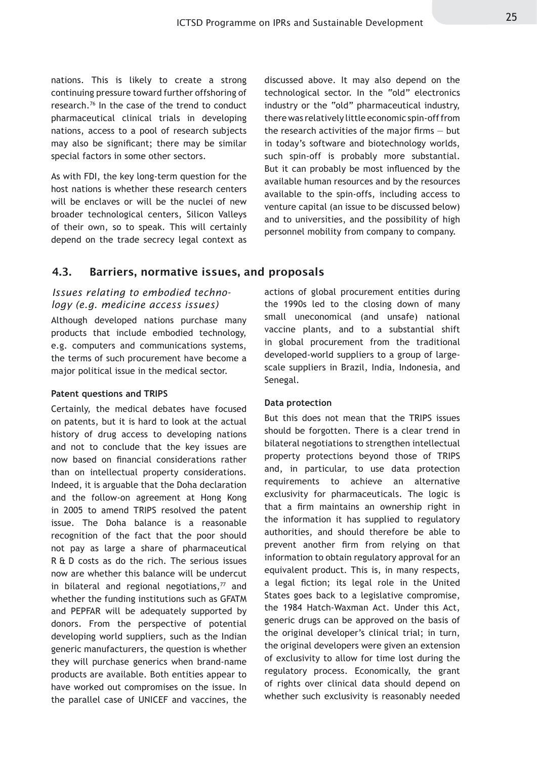nations. This is likely to create a strong continuing pressure toward further offshoring of research.[76] In the case of the trend to conduct pharmaceutical clinical trials in developing nations, access to a pool of research subjects may also be significant; there may be similar special factors in some other sectors.

As with FDI, the key long-term question for the host nations is whether these research centers will be enclaves or will be the nuclei of new broader technological centers, Silicon Valleys of their own, so to speak. This will certainly depend on the trade secrecy legal context as discussed above. It may also depend on the technological sector. In the "old" electronics industry or the "old" pharmaceutical industry, there was relatively little economic spin-off from the research activities of the major firms — but in today's software and biotechnology worlds, such spin-off is probably more substantial. But it can probably be most influenced by the available human resources and by the resources available to the spin-offs, including access to venture capital (an issue to be discussed below) and to universities, and the possibility of high personnel mobility from company to company.

## 4.3. Barriers, normative issues, and proposals

### *Issues relating to embodied technology (e.g. medicine access issues)*

Although developed nations purchase many products that include embodied technology, e.g. computers and communications systems, the terms of such procurement have become a major political issue in the medical sector.

#### Patent questions and TRIPS

Certainly, the medical debates have focused on patents, but it is hard to look at the actual history of drug access to developing nations and not to conclude that the key issues are now based on financial considerations rather than on intellectual property considerations. Indeed, it is arguable that the Doha declaration and the follow-on agreement at Hong Kong in 2005 to amend TRIPS resolved the patent issue. The Doha balance is a reasonable recognition of the fact that the poor should not pay as large a share of pharmaceutical R & D costs as do the rich. The serious issues now are whether this balance will be undercut in bilateral and regional negotiations,[77] and whether the funding institutions such as GFATM and PEPFAR will be adequately supported by donors. From the perspective of potential developing world suppliers, such as the Indian generic manufacturers, the question is whether they will purchase generics when brand-name products are available. Both entities appear to have worked out compromises on the issue. In the parallel case of UNICEF and vaccines, the actions of global procurement entities during the 1990s led to the closing down of many small uneconomical (and unsafe) national vaccine plants, and to a substantial shift in global procurement from the traditional developed-world suppliers to a group of large-scale suppliers in Brazil, India, Indonesia, and Senegal.

#### Data protection

But this does not mean that the TRIPS issues should be forgotten. There is a clear trend in bilateral negotiations to strengthen intellectual property protections beyond those of TRIPS and, in particular, to use data protection requirements to achieve an alternative exclusivity for pharmaceuticals. The logic is that a firm maintains an ownership right in the information it has supplied to regulatory authorities, and should therefore be able to prevent another firm from relying on that information to obtain regulatory approval for an equivalent product. This is, in many respects, a legal fiction; its legal role in the United States goes back to a legislative compromise, the 1984 Hatch-Waxman Act. Under this Act, generic drugs can be approved on the basis of the original developer's clinical trial; in turn, the original developers were given an extension of exclusivity to allow for time lost during the regulatory process. Economically, the grant of rights over clinical data should depend on whether such exclusivity is reasonably needed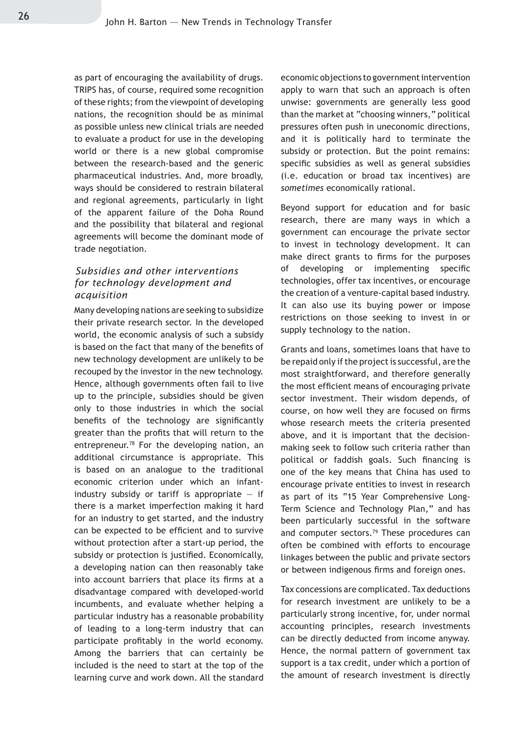as part of encouraging the availability of drugs. TRIPS has, of course, required some recognition of these rights; from the viewpoint of developing nations, the recognition should be as minimal as possible unless new clinical trials are needed to evaluate a product for use in the developing world or there is a new global compromise between the research-based and the generic pharmaceutical industries. And, more broadly, ways should be considered to restrain bilateral and regional agreements, particularly in light of the apparent failure of the Doha Round and the possibility that bilateral and regional agreements will become the dominant mode of trade negotiation.

### *Subsidies and other interventions for technology development and acquisition*

Many developing nations are seeking to subsidize their private research sector. In the developed world, the economic analysis of such a subsidy is based on the fact that many of the benefits of new technology development are unlikely to be recouped by the investor in the new technology. Hence, although governments often fail to live up to the principle, subsidies should be given only to those industries in which the social benefits of the technology are significantly greater than the profits that will return to the entrepreneur.[78] For the developing nation, an additional circumstance is appropriate. This is based on an analogue to the traditional economic criterion under which an infant-industry subsidy or tariff is appropriate — if there is a market imperfection making it hard for an industry to get started, and the industry can be expected to be efficient and to survive without protection after a start-up period, the subsidy or protection is justified. Economically, a developing nation can then reasonably take into account barriers that place its firms at a disadvantage compared with developed-world incumbents, and evaluate whether helping a particular industry has a reasonable probability of leading to a long-term industry that can participate profitably in the world economy. Among the barriers that can certainly be included is the need to start at the top of the learning curve and work down. All the standard economic objections to government intervention apply to warn that such an approach is often unwise: governments are generally less good than the market at "choosing winners," political pressures often push in uneconomic directions, and it is politically hard to terminate the subsidy or protection. But the point remains: specific subsidies as well as general subsidies (i.e. education or broad tax incentives) are *sometimes* economically rational.

Beyond support for education and for basic research, there are many ways in which a government can encourage the private sector to invest in technology development. It can make direct grants to firms for the purposes of developing or implementing specific technologies, offer tax incentives, or encourage the creation of a venture-capital based industry. It can also use its buying power or impose restrictions on those seeking to invest in or supply technology to the nation.

Grants and loans, sometimes loans that have to be repaid only if the project is successful, are the most straightforward, and therefore generally the most efficient means of encouraging private sector investment. Their wisdom depends, of course, on how well they are focused on firms whose research meets the criteria presented above, and it is important that the decision-making seek to follow such criteria rather than political or faddish goals. Such financing is one of the key means that China has used to encourage private entities to invest in research as part of its "15 Year Comprehensive Long-Term Science and Technology Plan," and has been particularly successful in the software and computer sectors.[79] These procedures can often be combined with efforts to encourage linkages between the public and private sectors or between indigenous firms and foreign ones.

Tax concessions are complicated. Tax deductions for research investment are unlikely to be a particularly strong incentive, for, under normal accounting principles, research investments can be directly deducted from income anyway. Hence, the normal pattern of government tax support is a tax credit, under which a portion of the amount of research investment is directly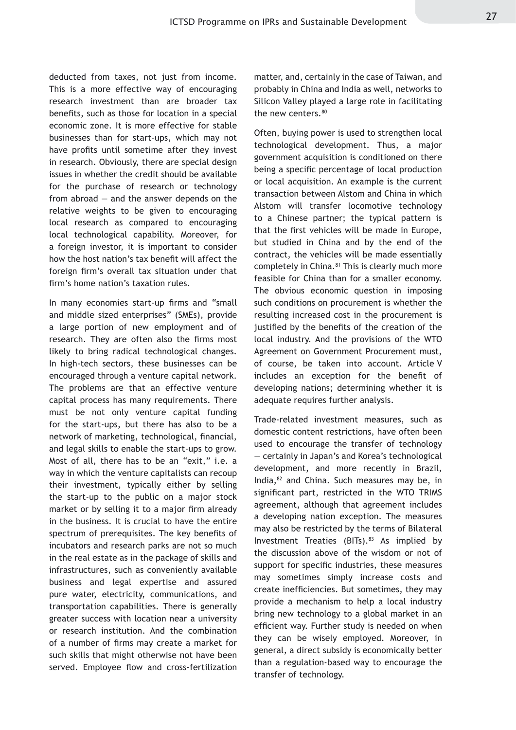deducted from taxes, not just from income. This is a more effective way of encouraging research investment than are broader tax benefits, such as those for location in a special economic zone. It is more effective for stable businesses than for start-ups, which may not have profits until sometime after they invest in research. Obviously, there are special design issues in whether the credit should be available for the purchase of research or technology from abroad — and the answer depends on the relative weights to be given to encouraging local research as compared to encouraging local technological capability. Moreover, for a foreign investor, it is important to consider how the host nation's tax benefit will affect the foreign firm's overall tax situation under that firm's home nation's taxation rules.

In many economies start-up firms and "small and middle sized enterprises" (SMEs), provide a large portion of new employment and of research. They are often also the firms most likely to bring radical technological changes. In high-tech sectors, these businesses can be encouraged through a venture capital network. The problems are that an effective venture capital process has many requirements. There must be not only venture capital funding for the start-ups, but there has also to be a network of marketing, technological, financial, and legal skills to enable the start-ups to grow. Most of all, there has to be an "exit," i.e. a way in which the venture capitalists can recoup their investment, typically either by selling the start-up to the public on a major stock market or by selling it to a major firm already in the business. It is crucial to have the entire spectrum of prerequisites. The key benefits of incubators and research parks are not so much in the real estate as in the package of skills and infrastructures, such as conveniently available business and legal expertise and assured pure water, electricity, communications, and transportation capabilities. There is generally greater success with location near a university or research institution. And the combination of a number of firms may create a market for such skills that might otherwise not have been served. Employee flow and cross-fertilization matter, and, certainly in the case of Taiwan, and probably in China and India as well, networks to Silicon Valley played a large role in facilitating the new centers.[80]

Often, buying power is used to strengthen local technological development. Thus, a major government acquisition is conditioned on there being a specific percentage of local production or local acquisition. An example is the current transaction between Alstom and China in which Alstom will transfer locomotive technology to a Chinese partner; the typical pattern is that the first vehicles will be made in Europe, but studied in China and by the end of the contract, the vehicles will be made essentially completely in China.[81] This is clearly much more feasible for China than for a smaller economy. The obvious economic question in imposing such conditions on procurement is whether the resulting increased cost in the procurement is justified by the benefits of the creation of the local industry. And the provisions of the WTO Agreement on Government Procurement must, of course, be taken into account. Article V includes an exception for the benefit of developing nations; determining whether it is adequate requires further analysis.

Trade-related investment measures, such as domestic content restrictions, have often been used to encourage the transfer of technology — certainly in Japan's and Korea's technological development, and more recently in Brazil, India,[82] and China. Such measures may be, in significant part, restricted in the WTO TRIMS agreement, although that agreement includes a developing nation exception. The measures may also be restricted by the terms of Bilateral Investment Treaties (BITs).[83] As implied by the discussion above of the wisdom or not of support for specific industries, these measures may sometimes simply increase costs and create inefficiencies. But sometimes, they may provide a mechanism to help a local industry bring new technology to a global market in an efficient way. Further study is needed on when they can be wisely employed. Moreover, in general, a direct subsidy is economically better than a regulation-based way to encourage the transfer of technology.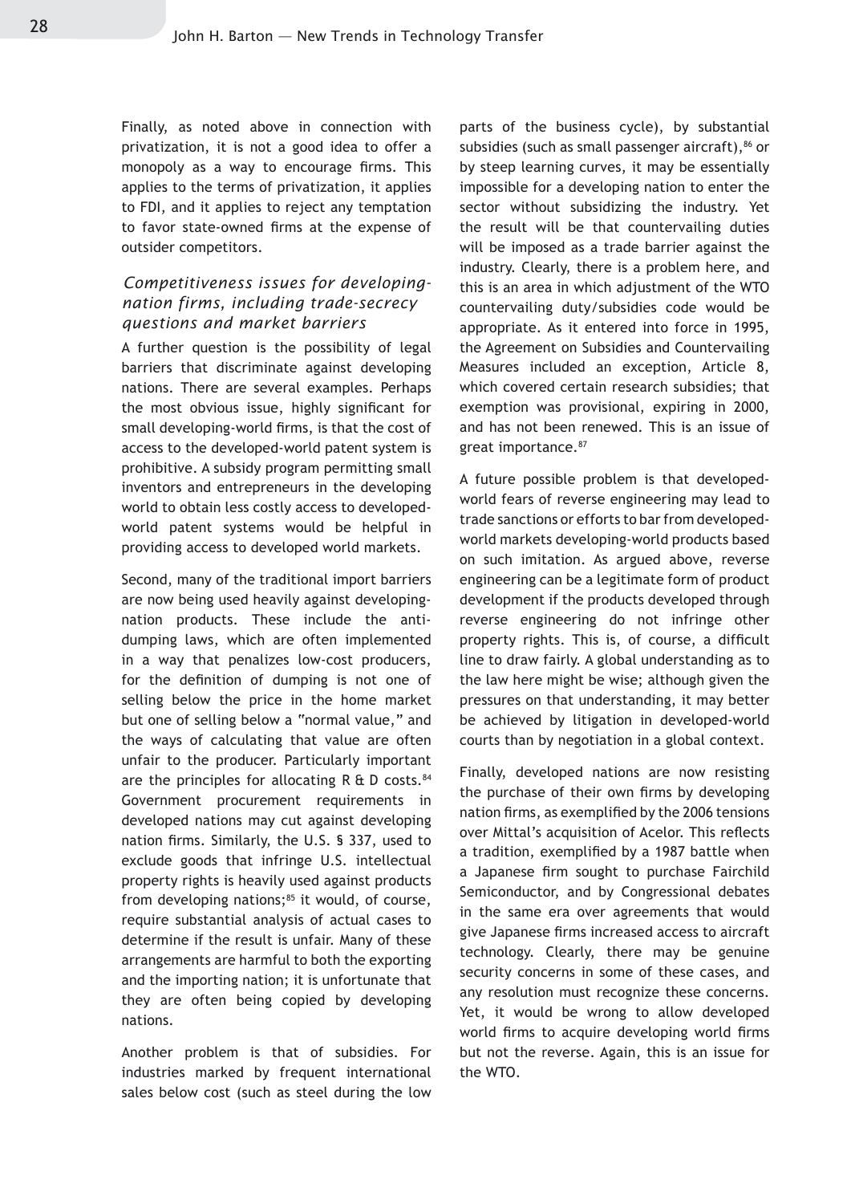Finally, as noted above in connection with privatization, it is not a good idea to offer a monopoly as a way to encourage firms. This applies to the terms of privatization, it applies to FDI, and it applies to reject any temptation to favor state-owned firms at the expense of outsider competitors.

### *Competitiveness issues for developing-nation firms, including trade-secrecy questions and market barriers*

A further question is the possibility of legal barriers that discriminate against developing nations. There are several examples. Perhaps the most obvious issue, highly significant for small developing-world firms, is that the cost of access to the developed-world patent system is prohibitive. A subsidy program permitting small inventors and entrepreneurs in the developing world to obtain less costly access to developed-world patent systems would be helpful in providing access to developed world markets.

Second, many of the traditional import barriers are now being used heavily against developing-nation products. These include the anti-dumping laws, which are often implemented in a way that penalizes low-cost producers, for the definition of dumping is not one of selling below the price in the home market but one of selling below a "normal value," and the ways of calculating that value are often unfair to the producer. Particularly important are the principles for allocating R & D costs.[84] Government procurement requirements in developed nations may cut against developing nation firms. Similarly, the U.S. § 337, used to exclude goods that infringe U.S. intellectual property rights is heavily used against products from developing nations;[85] it would, of course, require substantial analysis of actual cases to determine if the result is unfair. Many of these arrangements are harmful to both the exporting and the importing nation; it is unfortunate that they are often being copied by developing nations.

Another problem is that of subsidies. For industries marked by frequent international sales below cost (such as steel during the low parts of the business cycle), by substantial subsidies (such as small passenger aircraft),[86] or by steep learning curves, it may be essentially impossible for a developing nation to enter the sector without subsidizing the industry. Yet the result will be that countervailing duties will be imposed as a trade barrier against the industry. Clearly, there is a problem here, and this is an area in which adjustment of the WTO countervailing duty/subsidies code would be appropriate. As it entered into force in 1995, the Agreement on Subsidies and Countervailing Measures included an exception, Article 8, which covered certain research subsidies; that exemption was provisional, expiring in 2000, and has not been renewed. This is an issue of great importance.[87]

A future possible problem is that developed-world fears of reverse engineering may lead to trade sanctions or efforts to bar from developed-world markets developing-world products based on such imitation. As argued above, reverse engineering can be a legitimate form of product development if the products developed through reverse engineering do not infringe other property rights. This is, of course, a difficult line to draw fairly. A global understanding as to the law here might be wise; although given the pressures on that understanding, it may better be achieved by litigation in developed-world courts than by negotiation in a global context.

Finally, developed nations are now resisting the purchase of their own firms by developing nation firms, as exemplified by the 2006 tensions over Mittal's acquisition of Acelor. This reflects a tradition, exemplified by a 1987 battle when a Japanese firm sought to purchase Fairchild Semiconductor, and by Congressional debates in the same era over agreements that would give Japanese firms increased access to aircraft technology. Clearly, there may be genuine security concerns in some of these cases, and any resolution must recognize these concerns. Yet, it would be wrong to allow developed world firms to acquire developing world firms but not the reverse. Again, this is an issue for the WTO.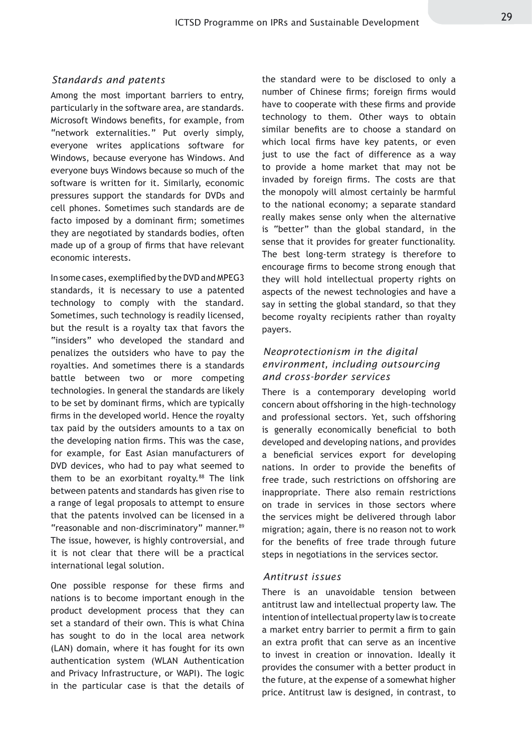### *Standards and patents*

Among the most important barriers to entry, particularly in the software area, are standards. Microsoft Windows benefits, for example, from "network externalities." Put overly simply, everyone writes applications software for Windows, because everyone has Windows. And everyone buys Windows because so much of the software is written for it. Similarly, economic pressures support the standards for DVDs and cell phones. Sometimes such standards are de facto imposed by a dominant firm; sometimes they are negotiated by standards bodies, often made up of a group of firms that have relevant economic interests.

In some cases, exemplified by the DVD and MPEG3 standards, it is necessary to use a patented technology to comply with the standard. Sometimes, such technology is readily licensed, but the result is a royalty tax that favors the "insiders" who developed the standard and penalizes the outsiders who have to pay the royalties. And sometimes there is a standards battle between two or more competing technologies. In general the standards are likely to be set by dominant firms, which are typically firms in the developed world. Hence the royalty tax paid by the outsiders amounts to a tax on the developing nation firms. This was the case, for example, for East Asian manufacturers of DVD devices, who had to pay what seemed to them to be an exorbitant royalty.[88] The link between patents and standards has given rise to a range of legal proposals to attempt to ensure that the patents involved can be licensed in a "reasonable and non-discriminatory" manner.[89] The issue, however, is highly controversial, and it is not clear that there will be a practical international legal solution.

One possible response for these firms and nations is to become important enough in the product development process that they can set a standard of their own. This is what China has sought to do in the local area network (LAN) domain, where it has fought for its own authentication system (WLAN Authentication and Privacy Infrastructure, or WAPI). The logic in the particular case is that the details of the standard were to be disclosed to only a number of Chinese firms; foreign firms would have to cooperate with these firms and provide technology to them. Other ways to obtain similar benefits are to choose a standard on which local firms have key patents, or even just to use the fact of difference as a way to provide a home market that may not be invaded by foreign firms. The costs are that the monopoly will almost certainly be harmful to the national economy; a separate standard really makes sense only when the alternative is "better" than the global standard, in the sense that it provides for greater functionality. The best long-term strategy is therefore to encourage firms to become strong enough that they will hold intellectual property rights on aspects of the newest technologies and have a say in setting the global standard, so that they become royalty recipients rather than royalty payers.

### *Neoprotectionism in the digital environment, including outsourcing and cross-border services*

There is a contemporary developing world concern about offshoring in the high-technology and professional sectors. Yet, such offshoring is generally economically beneficial to both developed and developing nations, and provides a beneficial services export for developing nations. In order to provide the benefits of free trade, such restrictions on offshoring are inappropriate. There also remain restrictions on trade in services in those sectors where the services might be delivered through labor migration; again, there is no reason not to work for the benefits of free trade through future steps in negotiations in the services sector.

### *Antitrust issues*

There is an unavoidable tension between antitrust law and intellectual property law. The intention of intellectual property law is to create a market entry barrier to permit a firm to gain an extra profit that can serve as an incentive to invest in creation or innovation. Ideally it provides the consumer with a better product in the future, at the expense of a somewhat higher price. Antitrust law is designed, in contrast, to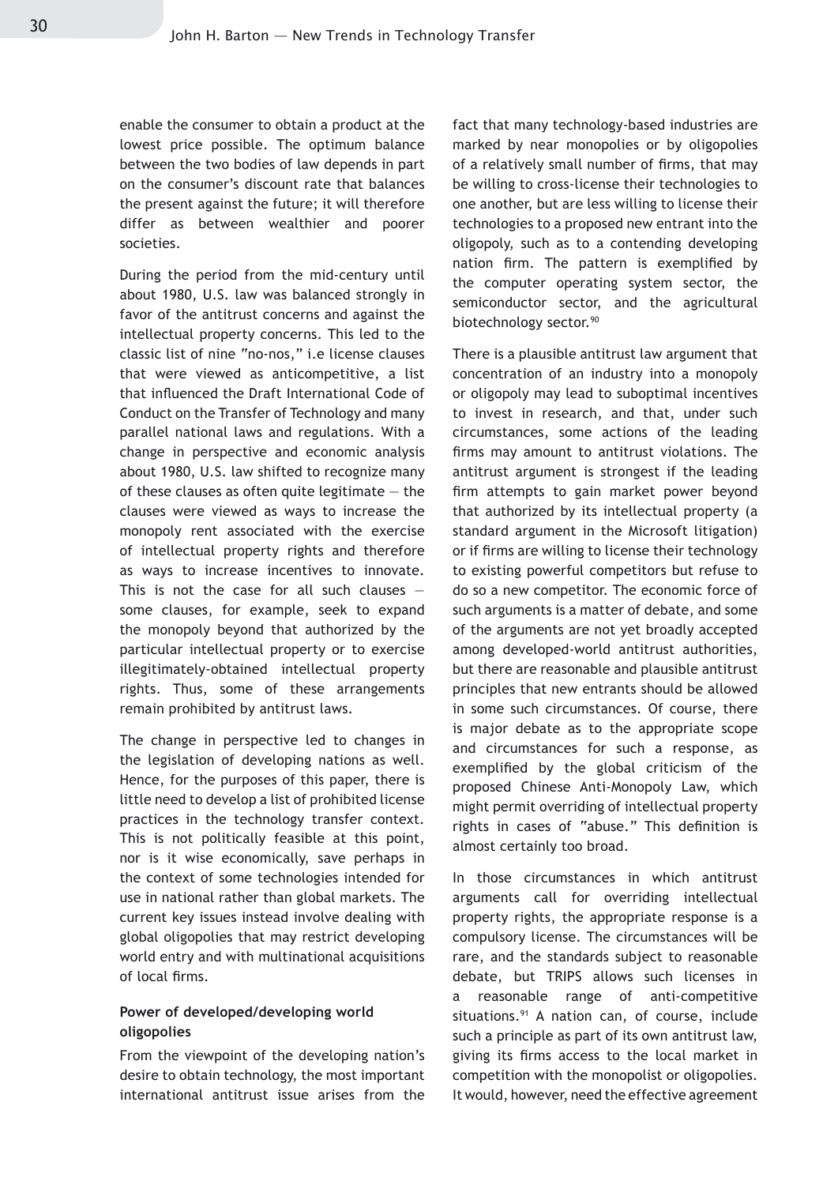enable the consumer to obtain a product at the lowest price possible. The optimum balance between the two bodies of law depends in part on the consumer's discount rate that balances the present against the future; it will therefore differ as between wealthier and poorer societies.

During the period from the mid-century until about 1980, U.S. law was balanced strongly in favor of the antitrust concerns and against the intellectual property concerns. This led to the classic list of nine "no-nos," i.e license clauses that were viewed as anticompetitive, a list that influenced the Draft International Code of Conduct on the Transfer of Technology and many parallel national laws and regulations. With a change in perspective and economic analysis about 1980, U.S. law shifted to recognize many of these clauses as often quite legitimate — the clauses were viewed as ways to increase the monopoly rent associated with the exercise of intellectual property rights and therefore as ways to increase incentives to innovate. This is not the case for all such clauses — some clauses, for example, seek to expand the monopoly beyond that authorized by the particular intellectual property or to exercise illegitimately-obtained intellectual property rights. Thus, some of these arrangements remain prohibited by antitrust laws.

The change in perspective led to changes in the legislation of developing nations as well. Hence, for the purposes of this paper, there is little need to develop a list of prohibited license practices in the technology transfer context. This is not politically feasible at this point, nor is it wise economically, save perhaps in the context of some technologies intended for use in national rather than global markets. The current key issues instead involve dealing with global oligopolies that may restrict developing world entry and with multinational acquisitions of local firms.

**Power of developed/developing world oligopolies**

From the viewpoint of the developing nation's desire to obtain technology, the most important international antitrust issue arises from the fact that many technology-based industries are marked by near monopolies or by oligopolies of a relatively small number of firms, that may be willing to cross-license their technologies to one another, but are less willing to license their technologies to a proposed new entrant into the oligopoly, such as to a contending developing nation firm. The pattern is exemplified by the computer operating system sector, the semiconductor sector, and the agricultural biotechnology sector.[90]

There is a plausible antitrust law argument that concentration of an industry into a monopoly or oligopoly may lead to suboptimal incentives to invest in research, and that, under such circumstances, some actions of the leading firms may amount to antitrust violations. The antitrust argument is strongest if the leading firm attempts to gain market power beyond that authorized by its intellectual property (a standard argument in the Microsoft litigation) or if firms are willing to license their technology to existing powerful competitors but refuse to do so a new competitor. The economic force of such arguments is a matter of debate, and some of the arguments are not yet broadly accepted among developed-world antitrust authorities, but there are reasonable and plausible antitrust principles that new entrants should be allowed in some such circumstances. Of course, there is major debate as to the appropriate scope and circumstances for such a response, as exemplified by the global criticism of the proposed Chinese Anti-Monopoly Law, which might permit overriding of intellectual property rights in cases of "abuse." This definition is almost certainly too broad.

In those circumstances in which antitrust arguments call for overriding intellectual property rights, the appropriate response is a compulsory license. The circumstances will be rare, and the standards subject to reasonable debate, but TRIPS allows such licenses in a reasonable range of anti-competitive situations.[91] A nation can, of course, include such a principle as part of its own antitrust law, giving its firms access to the local market in competition with the monopolist or oligopolies. It would, however, need the effective agreement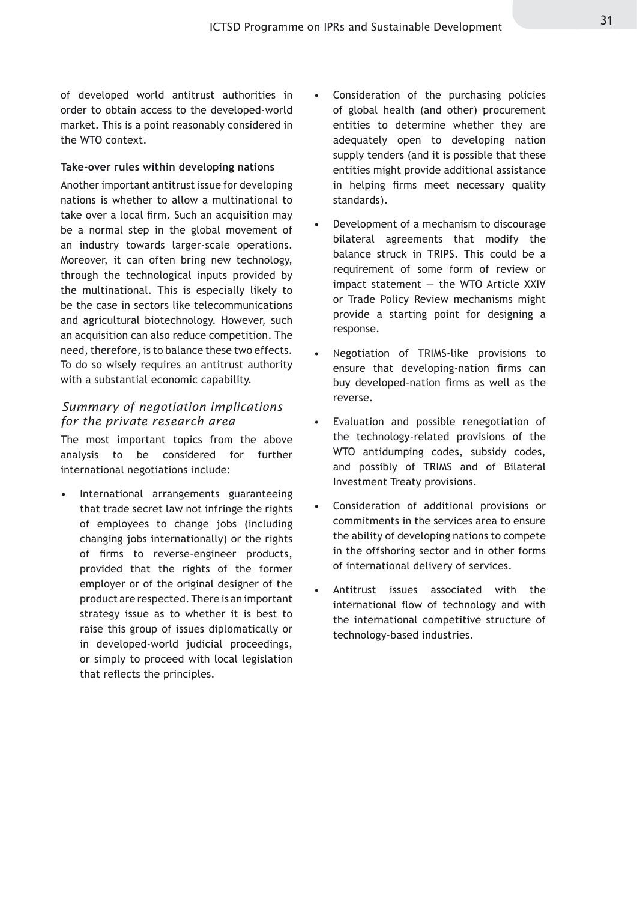of developed world antitrust authorities in order to obtain access to the developed-world market. This is a point reasonably considered in the WTO context.

**Take-over rules within developing nations**

Another important antitrust issue for developing nations is whether to allow a multinational to take over a local firm. Such an acquisition may be a normal step in the global movement of an industry towards larger-scale operations. Moreover, it can often bring new technology, through the technological inputs provided by the multinational. This is especially likely to be the case in sectors like telecommunications and agricultural biotechnology. However, such an acquisition can also reduce competition. The need, therefore, is to balance these two effects. To do so wisely requires an antitrust authority with a substantial economic capability.

### *Summary of negotiation implications for the private research area*

The most important topics from the above analysis to be considered for further international negotiations include:

- International arrangements guaranteeing that trade secret law not infringe the rights of employees to change jobs (including changing jobs internationally) or the rights of firms to reverse-engineer products, provided that the rights of the former employer or of the original designer of the product are respected. There is an important strategy issue as to whether it is best to raise this group of issues diplomatically or in developed-world judicial proceedings, or simply to proceed with local legislation that reflects the principles.
- Consideration of the purchasing policies of global health (and other) procurement entities to determine whether they are adequately open to developing nation supply tenders (and it is possible that these entities might provide additional assistance in helping firms meet necessary quality standards).
- Development of a mechanism to discourage bilateral agreements that modify the balance struck in TRIPS. This could be a requirement of some form of review or impact statement — the WTO Article XXIV or Trade Policy Review mechanisms might provide a starting point for designing a response.
- Negotiation of TRIMS-like provisions to ensure that developing-nation firms can buy developed-nation firms as well as the reverse.
- Evaluation and possible renegotiation of the technology-related provisions of the WTO antidumping codes, subsidy codes, and possibly of TRIMS and of Bilateral Investment Treaty provisions.
- Consideration of additional provisions or commitments in the services area to ensure the ability of developing nations to compete in the offshoring sector and in other forms of international delivery of services.
- Antitrust issues associated with the international flow of technology and with the international competitive structure of technology-based industries.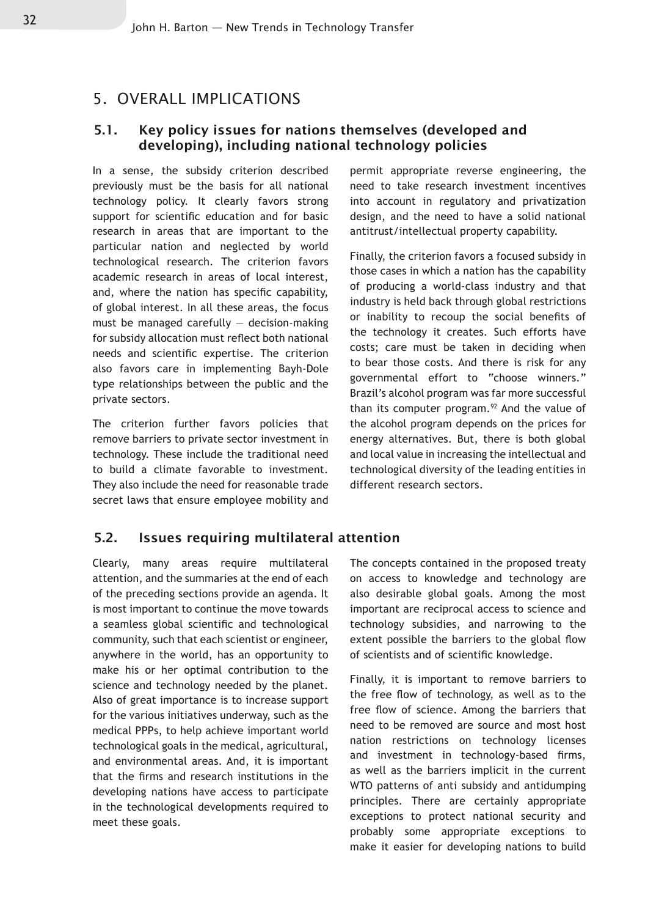## 5. OVERALL IMPLICATIONS

### 5.1. Key policy issues for nations themselves (developed and developing), including national technology policies

In a sense, the subsidy criterion described previously must be the basis for all national technology policy. It clearly favors strong support for scientific education and for basic research in areas that are important to the particular nation and neglected by world technological research. The criterion favors academic research in areas of local interest, and, where the nation has specific capability, of global interest. In all these areas, the focus must be managed carefully — decision-making for subsidy allocation must reflect both national needs and scientific expertise. The criterion also favors care in implementing Bayh-Dole type relationships between the public and the private sectors.

The criterion further favors policies that remove barriers to private sector investment in technology. These include the traditional need to build a climate favorable to investment. They also include the need for reasonable trade secret laws that ensure employee mobility and permit appropriate reverse engineering, the need to take research investment incentives into account in regulatory and privatization design, and the need to have a solid national antitrust/intellectual property capability.

Finally, the criterion favors a focused subsidy in those cases in which a nation has the capability of producing a world-class industry and that industry is held back through global restrictions or inability to recoup the social benefits of the technology it creates. Such efforts have costs; care must be taken in deciding when to bear those costs. And there is risk for any governmental effort to "choose winners." Brazil's alcohol program was far more successful than its computer program.[92] And the value of the alcohol program depends on the prices for energy alternatives. But, there is both global and local value in increasing the intellectual and technological diversity of the leading entities in different research sectors.

### 5.2. Issues requiring multilateral attention

Clearly, many areas require multilateral attention, and the summaries at the end of each of the preceding sections provide an agenda. It is most important to continue the move towards a seamless global scientific and technological community, such that each scientist or engineer, anywhere in the world, has an opportunity to make his or her optimal contribution to the science and technology needed by the planet. Also of great importance is to increase support for the various initiatives underway, such as the medical PPPs, to help achieve important world technological goals in the medical, agricultural, and environmental areas. And, it is important that the firms and research institutions in the developing nations have access to participate in the technological developments required to meet these goals.

The concepts contained in the proposed treaty on access to knowledge and technology are also desirable global goals. Among the most important are reciprocal access to science and technology subsidies, and narrowing to the extent possible the barriers to the global flow of scientists and of scientific knowledge.

Finally, it is important to remove barriers to the free flow of technology, as well as to the free flow of science. Among the barriers that need to be removed are source and most host nation restrictions on technology licenses and investment in technology-based firms, as well as the barriers implicit in the current WTO patterns of anti subsidy and antidumping principles. There are certainly appropriate exceptions to protect national security and probably some appropriate exceptions to make it easier for developing nations to build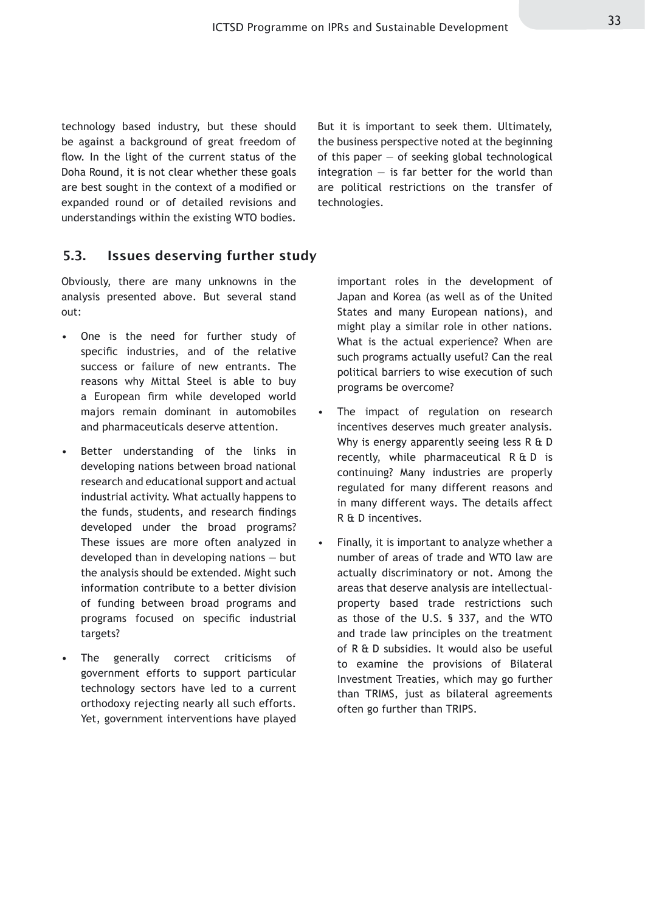technology based industry, but these should be against a background of great freedom of flow. In the light of the current status of the Doha Round, it is not clear whether these goals are best sought in the context of a modified or expanded round or of detailed revisions and understandings within the existing WTO bodies.

But it is important to seek them. Ultimately, the business perspective noted at the beginning of this paper — of seeking global technological integration — is far better for the world than are political restrictions on the transfer of technologies.

## 5.3. Issues deserving further study

Obviously, there are many unknowns in the analysis presented above. But several stand out:

- One is the need for further study of specific industries, and of the relative success or failure of new entrants. The reasons why Mittal Steel is able to buy a European firm while developed world majors remain dominant in automobiles and pharmaceuticals deserve attention.
- Better understanding of the links in developing nations between broad national research and educational support and actual industrial activity. What actually happens to the funds, students, and research findings developed under the broad programs? These issues are more often analyzed in developed than in developing nations — but the analysis should be extended. Might such information contribute to a better division of funding between broad programs and programs focused on specific industrial targets?
- The generally correct criticisms of government efforts to support particular technology sectors have led to a current orthodoxy rejecting nearly all such efforts. Yet, government interventions have played important roles in the development of Japan and Korea (as well as of the United States and many European nations), and might play a similar role in other nations. What is the actual experience? When are such programs actually useful? Can the real political barriers to wise execution of such programs be overcome?
- The impact of regulation on research incentives deserves much greater analysis. Why is energy apparently seeing less R & D recently, while pharmaceutical R & D is continuing? Many industries are properly regulated for many different reasons and in many different ways. The details affect R & D incentives.
- Finally, it is important to analyze whether a number of areas of trade and WTO law are actually discriminatory or not. Among the areas that deserve analysis are intellectual-property based trade restrictions such as those of the U.S. § 337, and the WTO and trade law principles on the treatment of R & D subsidies. It would also be useful to examine the provisions of Bilateral Investment Treaties, which may go further than TRIMS, just as bilateral agreements often go further than TRIPS.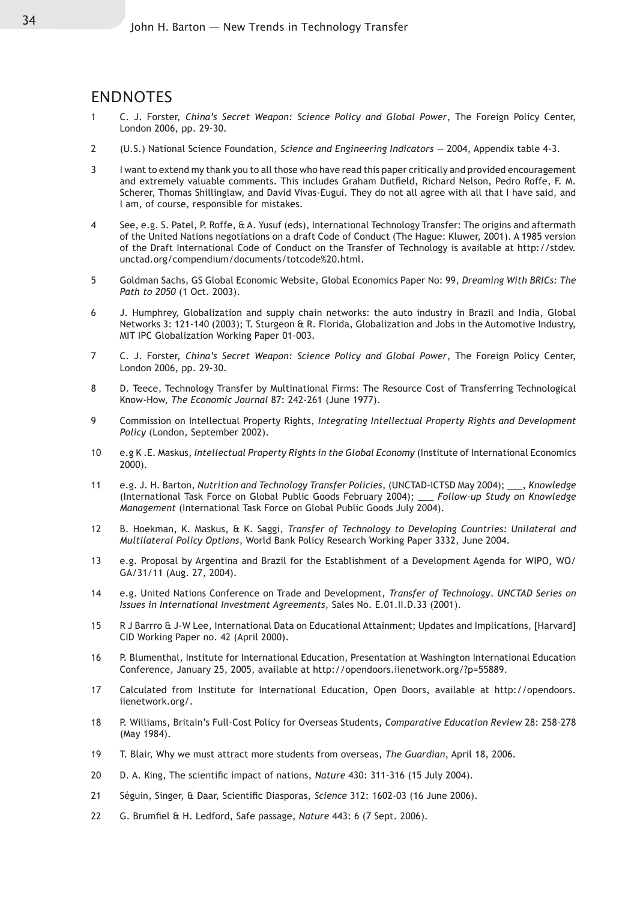## ENDNOTES

1. C. J. Forster, *China's Secret Weapon: Science Policy and Global Power*, The Foreign Policy Center, London 2006, pp. 29-30.

2. (U.S.) National Science Foundation, *Science and Engineering Indicators* — 2004, Appendix table 4-3.

3. I want to extend my thank you to all those who have read this paper critically and provided encouragement and extremely valuable comments. This includes Graham Dutfield, Richard Nelson, Pedro Roffe, F. M. Scherer, Thomas Shillinglaw, and David Vivas-Eugui. They do not all agree with all that I have said, and I am, of course, responsible for mistakes.

4. See, e.g. S. Patel, P. Roffe, & A. Yusuf (eds), International Technology Transfer: The origins and aftermath of the United Nations negotiations on a draft Code of Conduct (The Hague: Kluwer, 2001). A 1985 version of the Draft International Code of Conduct on the Transfer of Technology is available at http://stdev.unctad.org/compendium/documents/totcode%20.html.

5. Goldman Sachs, GS Global Economic Website, Global Economics Paper No: 99, *Dreaming With BRICs: The Path to 2050* (1 Oct. 2003).

6. J. Humphrey, Globalization and supply chain networks: the auto industry in Brazil and India, Global Networks 3: 121-140 (2003); T. Sturgeon & R. Florida, Globalization and Jobs in the Automotive Industry, MIT IPC Globalization Working Paper 01-003.

7. C. J. Forster, *China's Secret Weapon: Science Policy and Global Power*, The Foreign Policy Center, London 2006, pp. 29-30.

8. D. Teece, Technology Transfer by Multinational Firms: The Resource Cost of Transferring Technological Know-How, *The Economic Journal* 87: 242-261 (June 1977).

9. Commission on Intellectual Property Rights, *Integrating Intellectual Property Rights and Development Policy* (London, September 2002).

10. e.g K .E. Maskus, *Intellectual Property Rights in the Global Economy* (Institute of International Economics 2000).

11. e.g. J. H. Barton, *Nutrition and Technology Transfer Policies*, (UNCTAD-ICTSD May 2004); ___, *Knowledge* (International Task Force on Global Public Goods February 2004); ___ *Follow-up Study on Knowledge Management* (International Task Force on Global Public Goods July 2004).

12. B. Hoekman, K. Maskus, & K. Saggi, *Transfer of Technology to Developing Countries: Unilateral and Multilateral Policy Options*, World Bank Policy Research Working Paper 3332, June 2004.

13. e.g. Proposal by Argentina and Brazil for the Establishment of a Development Agenda for WIPO, WO/GA/31/11 (Aug. 27, 2004).

14. e.g. United Nations Conference on Trade and Development, *Transfer of Technology. UNCTAD Series on Issues in International Investment Agreements*, Sales No. E.01.II.D.33 (2001).

15. R J Barrro & J-W Lee, International Data on Educational Attainment; Updates and Implications, [Harvard] CID Working Paper no. 42 (April 2000).

16. P. Blumenthal, Institute for International Education, Presentation at Washington International Education Conference, January 25, 2005, available at http://opendoors.iienetwork.org/?p=55889.

17. Calculated from Institute for International Education, Open Doors, available at http://opendoors.iienetwork.org/.

18. P. Williams, Britain's Full-Cost Policy for Overseas Students, *Comparative Education Review* 28: 258-278 (May 1984).

19. T. Blair, Why we must attract more students from overseas, *The Guardian*, April 18, 2006.

20. D. A. King, The scientific impact of nations, *Nature* 430: 311-316 (15 July 2004).

21. Séguin, Singer, & Daar, Scientific Diasporas, *Science* 312: 1602-03 (16 June 2006).

22. G. Brumfiel & H. Ledford, Safe passage, *Nature* 443: 6 (7 Sept. 2006).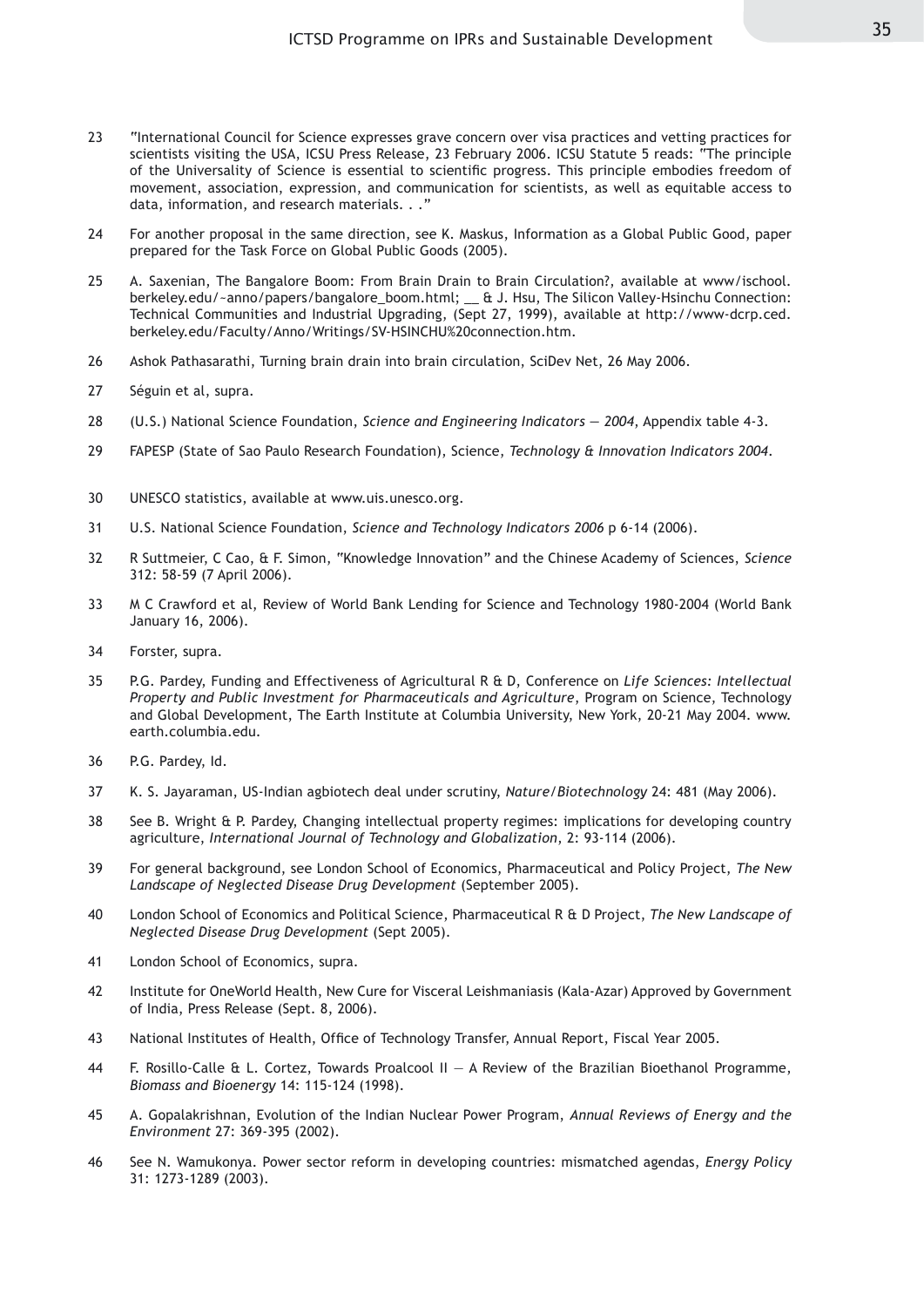23 "International Council for Science expresses grave concern over visa practices and vetting practices for scientists visiting the USA, ICSU Press Release, 23 February 2006. ICSU Statute 5 reads: "The principle of the Universality of Science is essential to scientific progress. This principle embodies freedom of movement, association, expression, and communication for scientists, as well as equitable access to data, information, and research materials. . ."

24 For another proposal in the same direction, see K. Maskus, Information as a Global Public Good, paper prepared for the Task Force on Global Public Goods (2005).

25 A. Saxenian, The Bangalore Boom: From Brain Drain to Brain Circulation?, available at www/ischool.berkeley.edu/~anno/papers/bangalore_boom.html; __ & J. Hsu, The Silicon Valley-Hsinchu Connection: Technical Communities and Industrial Upgrading, (Sept 27, 1999), available at http://www-dcrp.ced.berkeley.edu/Faculty/Anno/Writings/SV-HSINCHU%20connection.htm.

26 Ashok Pathasarathi, Turning brain drain into brain circulation, SciDev Net, 26 May 2006.

27 Séguin et al, supra.

28 (U.S.) National Science Foundation, *Science and Engineering Indicators — 2004*, Appendix table 4-3.

29 FAPESP (State of Sao Paulo Research Foundation), Science, *Technology & Innovation Indicators 2004*.

30 UNESCO statistics, available at www.uis.unesco.org.

31 U.S. National Science Foundation, *Science and Technology Indicators 2006* p 6-14 (2006).

32 R Suttmeier, C Cao, & F. Simon, "Knowledge Innovation" and the Chinese Academy of Sciences, *Science* 312: 58-59 (7 April 2006).

33 M C Crawford et al, Review of World Bank Lending for Science and Technology 1980-2004 (World Bank January 16, 2006).

34 Forster, supra.

35 P.G. Pardey, Funding and Effectiveness of Agricultural R & D, Conference on *Life Sciences: Intellectual Property and Public Investment for Pharmaceuticals and Agriculture*, Program on Science, Technology and Global Development, The Earth Institute at Columbia University, New York, 20-21 May 2004. www.earth.columbia.edu.

36 P.G. Pardey, Id.

37 K. S. Jayaraman, US-Indian agbiotech deal under scrutiny, *Nature/Biotechnology* 24: 481 (May 2006).

38 See B. Wright & P. Pardey, Changing intellectual property regimes: implications for developing country agriculture, *International Journal of Technology and Globalization*, 2: 93-114 (2006).

39 For general background, see London School of Economics, Pharmaceutical and Policy Project, *The New Landscape of Neglected Disease Drug Development* (September 2005).

40 London School of Economics and Political Science, Pharmaceutical R & D Project, *The New Landscape of Neglected Disease Drug Development* (Sept 2005).

41 London School of Economics, supra.

42 Institute for OneWorld Health, New Cure for Visceral Leishmaniasis (Kala-Azar) Approved by Government of India, Press Release (Sept. 8, 2006).

43 National Institutes of Health, Office of Technology Transfer, Annual Report, Fiscal Year 2005.

44 F. Rosillo-Calle & L. Cortez, Towards Proalcool II — A Review of the Brazilian Bioethanol Programme, *Biomass and Bioenergy* 14: 115-124 (1998).

45 A. Gopalakrishnan, Evolution of the Indian Nuclear Power Program, *Annual Reviews of Energy and the Environment* 27: 369-395 (2002).

46 See N. Wamukonya. Power sector reform in developing countries: mismatched agendas, *Energy Policy* 31: 1273-1289 (2003).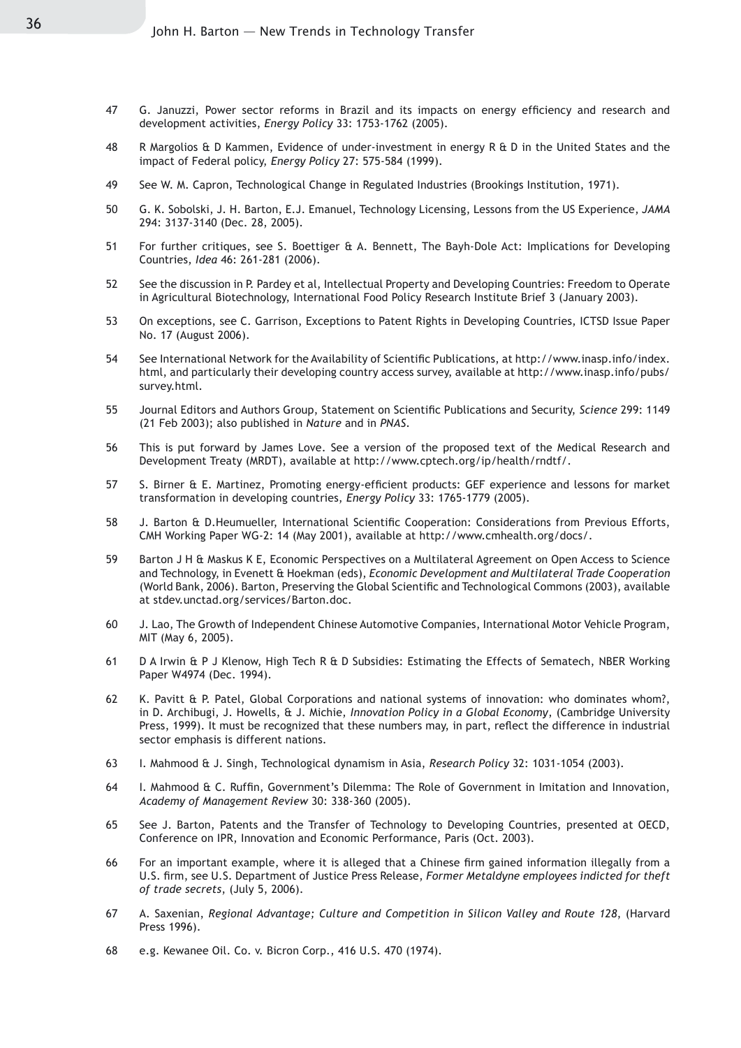47 G. Januzzi, Power sector reforms in Brazil and its impacts on energy efficiency and research and development activities, *Energy Policy* 33: 1753-1762 (2005).

48 R Margolios & D Kammen, Evidence of under-investment in energy R & D in the United States and the impact of Federal policy, *Energy Policy* 27: 575-584 (1999).

49 See W. M. Capron, Technological Change in Regulated Industries (Brookings Institution, 1971).

50 G. K. Sobolski, J. H. Barton, E.J. Emanuel, Technology Licensing, Lessons from the US Experience, *JAMA* 294: 3137-3140 (Dec. 28, 2005).

51 For further critiques, see S. Boettiger & A. Bennett, The Bayh-Dole Act: Implications for Developing Countries, *Idea* 46: 261-281 (2006).

52 See the discussion in P. Pardey et al, Intellectual Property and Developing Countries: Freedom to Operate in Agricultural Biotechnology, International Food Policy Research Institute Brief 3 (January 2003).

53 On exceptions, see C. Garrison, Exceptions to Patent Rights in Developing Countries, ICTSD Issue Paper No. 17 (August 2006).

54 See International Network for the Availability of Scientific Publications, at http://www.inasp.info/index.html, and particularly their developing country access survey, available at http://www.inasp.info/pubs/survey.html.

55 Journal Editors and Authors Group, Statement on Scientific Publications and Security, *Science* 299: 1149 (21 Feb 2003); also published in *Nature* and in *PNAS*.

56 This is put forward by James Love. See a version of the proposed text of the Medical Research and Development Treaty (MRDT), available at http://www.cptech.org/ip/health/rndtf/.

57 S. Birner & E. Martinez, Promoting energy-efficient products: GEF experience and lessons for market transformation in developing countries, *Energy Policy* 33: 1765-1779 (2005).

58 J. Barton & D.Heumueller, International Scientific Cooperation: Considerations from Previous Efforts, CMH Working Paper WG-2: 14 (May 2001), available at http://www.cmhealth.org/docs/.

59 Barton J H & Maskus K E, Economic Perspectives on a Multilateral Agreement on Open Access to Science and Technology, in Evenett & Hoekman (eds), *Economic Development and Multilateral Trade Cooperation* (World Bank, 2006). Barton, Preserving the Global Scientific and Technological Commons (2003), available at stdev.unctad.org/services/Barton.doc.

60 J. Lao, The Growth of Independent Chinese Automotive Companies, International Motor Vehicle Program, MIT (May 6, 2005).

61 D A Irwin & P J Klenow, High Tech R & D Subsidies: Estimating the Effects of Sematech, NBER Working Paper W4974 (Dec. 1994).

62 K. Pavitt & P. Patel, Global Corporations and national systems of innovation: who dominates whom?, in D. Archibugi, J. Howells, & J. Michie, *Innovation Policy in a Global Economy*, (Cambridge University Press, 1999). It must be recognized that these numbers may, in part, reflect the difference in industrial sector emphasis is different nations.

63 I. Mahmood & J. Singh, Technological dynamism in Asia, *Research Policy* 32: 1031-1054 (2003).

64 I. Mahmood & C. Ruffin, Government's Dilemma: The Role of Government in Imitation and Innovation, *Academy of Management Review* 30: 338-360 (2005).

65 See J. Barton, Patents and the Transfer of Technology to Developing Countries, presented at OECD, Conference on IPR, Innovation and Economic Performance, Paris (Oct. 2003).

66 For an important example, where it is alleged that a Chinese firm gained information illegally from a U.S. firm, see U.S. Department of Justice Press Release, *Former Metaldyne employees indicted for theft of trade secrets*, (July 5, 2006).

67 A. Saxenian, *Regional Advantage; Culture and Competition in Silicon Valley and Route 128*, (Harvard Press 1996).

68 e.g. Kewanee Oil. Co. v. Bicron Corp., 416 U.S. 470 (1974).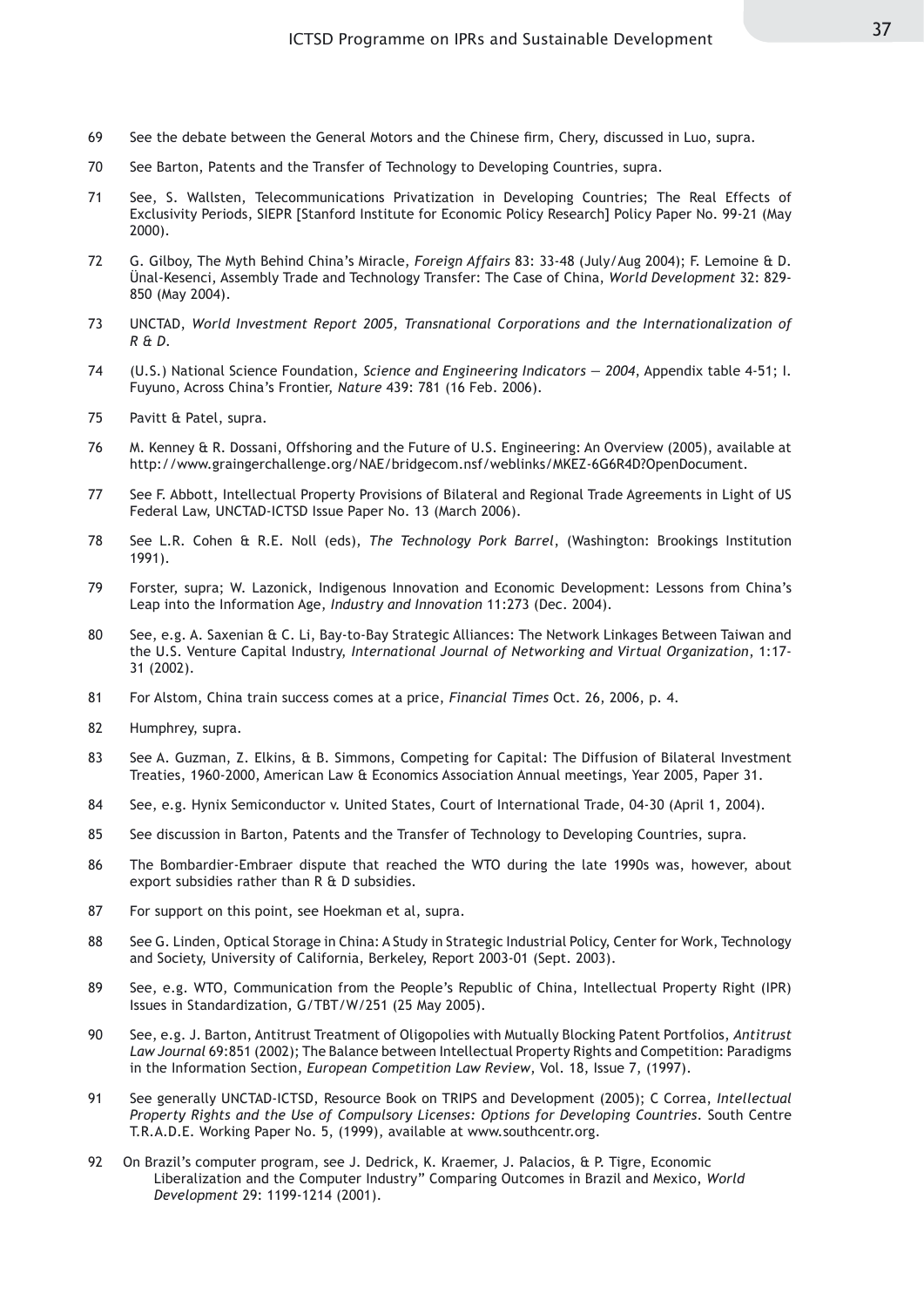69 See the debate between the General Motors and the Chinese firm, Chery, discussed in Luo, supra.

70 See Barton, Patents and the Transfer of Technology to Developing Countries, supra.

71 See, S. Wallsten, Telecommunications Privatization in Developing Countries; The Real Effects of Exclusivity Periods, SIEPR [Stanford Institute for Economic Policy Research] Policy Paper No. 99-21 (May 2000).

72 G. Gilboy, The Myth Behind China's Miracle, *Foreign Affairs* 83: 33-48 (July/Aug 2004); F. Lemoine & D. Ünal-Kesenci, Assembly Trade and Technology Transfer: The Case of China, *World Development* 32: 829-850 (May 2004).

73 UNCTAD, *World Investment Report 2005, Transnational Corporations and the Internationalization of R & D.*

74 (U.S.) National Science Foundation, *Science and Engineering Indicators — 2004*, Appendix table 4-51; I. Fuyuno, Across China's Frontier, *Nature* 439: 781 (16 Feb. 2006).

75 Pavitt & Patel, supra.

76 M. Kenney & R. Dossani, Offshoring and the Future of U.S. Engineering: An Overview (2005), available at http://www.graingerchallenge.org/NAE/bridgecom.nsf/weblinks/MKEZ-6G6R4D?OpenDocument.

77 See F. Abbott, Intellectual Property Provisions of Bilateral and Regional Trade Agreements in Light of US Federal Law, UNCTAD-ICTSD Issue Paper No. 13 (March 2006).

78 See L.R. Cohen & R.E. Noll (eds), *The Technology Pork Barrel*, (Washington: Brookings Institution 1991).

79 Forster, supra; W. Lazonick, Indigenous Innovation and Economic Development: Lessons from China's Leap into the Information Age, *Industry and Innovation* 11:273 (Dec. 2004).

80 See, e.g. A. Saxenian & C. Li, Bay-to-Bay Strategic Alliances: The Network Linkages Between Taiwan and the U.S. Venture Capital Industry, *International Journal of Networking and Virtual Organization*, 1:17-31 (2002).

81 For Alstom, China train success comes at a price, *Financial Times* Oct. 26, 2006, p. 4.

82 Humphrey, supra.

83 See A. Guzman, Z. Elkins, & B. Simmons, Competing for Capital: The Diffusion of Bilateral Investment Treaties, 1960-2000, American Law & Economics Association Annual meetings, Year 2005, Paper 31.

84 See, e.g. Hynix Semiconductor v. United States, Court of International Trade, 04-30 (April 1, 2004).

85 See discussion in Barton, Patents and the Transfer of Technology to Developing Countries, supra.

86 The Bombardier-Embraer dispute that reached the WTO during the late 1990s was, however, about export subsidies rather than R & D subsidies.

87 For support on this point, see Hoekman et al, supra.

88 See G. Linden, Optical Storage in China: A Study in Strategic Industrial Policy, Center for Work, Technology and Society, University of California, Berkeley, Report 2003-01 (Sept. 2003).

89 See, e.g. WTO, Communication from the People's Republic of China, Intellectual Property Right (IPR) Issues in Standardization, G/TBT/W/251 (25 May 2005).

90 See, e.g. J. Barton, Antitrust Treatment of Oligopolies with Mutually Blocking Patent Portfolios, *Antitrust Law Journal* 69:851 (2002); The Balance between Intellectual Property Rights and Competition: Paradigms in the Information Section, *European Competition Law Review*, Vol. 18, Issue 7, (1997).

91 See generally UNCTAD-ICTSD, Resource Book on TRIPS and Development (2005); C Correa, *Intellectual Property Rights and the Use of Compulsory Licenses: Options for Developing Countries*. South Centre T.R.A.D.E. Working Paper No. 5, (1999), available at www.southcentr.org.

92 On Brazil's computer program, see J. Dedrick, K. Kraemer, J. Palacios, & P. Tigre, Economic Liberalization and the Computer Industry" Comparing Outcomes in Brazil and Mexico, *World Development* 29: 1199-1214 (2001).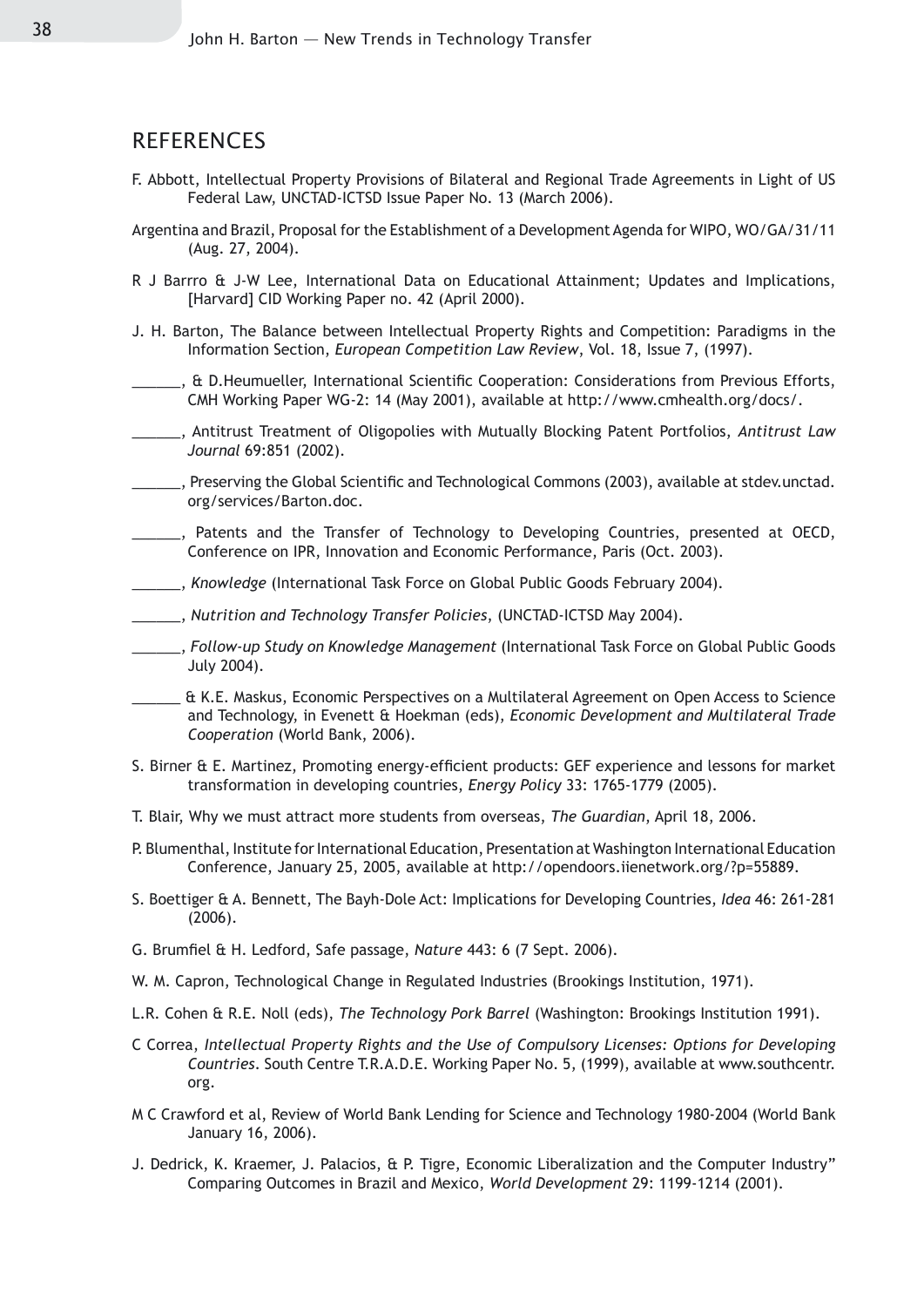## REFERENCES

F. Abbott, Intellectual Property Provisions of Bilateral and Regional Trade Agreements in Light of US Federal Law, UNCTAD-ICTSD Issue Paper No. 13 (March 2006).

Argentina and Brazil, Proposal for the Establishment of a Development Agenda for WIPO, WO/GA/31/11 (Aug. 27, 2004).

R J Barrro & J-W Lee, International Data on Educational Attainment; Updates and Implications, [Harvard] CID Working Paper no. 42 (April 2000).

J. H. Barton, The Balance between Intellectual Property Rights and Competition: Paradigms in the Information Section, *European Competition Law Review*, Vol. 18, Issue 7, (1997).

______, & D.Heumueller, International Scientific Cooperation: Considerations from Previous Efforts, CMH Working Paper WG-2: 14 (May 2001), available at http://www.cmhealth.org/docs/.

______, Antitrust Treatment of Oligopolies with Mutually Blocking Patent Portfolios, *Antitrust Law Journal* 69:851 (2002).

______, Preserving the Global Scientific and Technological Commons (2003), available at stdev.unctad.org/services/Barton.doc.

______, Patents and the Transfer of Technology to Developing Countries, presented at OECD, Conference on IPR, Innovation and Economic Performance, Paris (Oct. 2003).

______, *Knowledge* (International Task Force on Global Public Goods February 2004).

______, *Nutrition and Technology Transfer Policies*, (UNCTAD-ICTSD May 2004).

______, *Follow-up Study on Knowledge Management* (International Task Force on Global Public Goods July 2004).

______ & K.E. Maskus, Economic Perspectives on a Multilateral Agreement on Open Access to Science and Technology, in Evenett & Hoekman (eds), *Economic Development and Multilateral Trade Cooperation* (World Bank, 2006).

S. Birner & E. Martinez, Promoting energy-efficient products: GEF experience and lessons for market transformation in developing countries, *Energy Policy* 33: 1765-1779 (2005).

T. Blair, Why we must attract more students from overseas, *The Guardian*, April 18, 2006.

P. Blumenthal, Institute for International Education, Presentation at Washington International Education Conference, January 25, 2005, available at http://opendoors.iienetwork.org/?p=55889.

S. Boettiger & A. Bennett, The Bayh-Dole Act: Implications for Developing Countries, *Idea* 46: 261-281 (2006).

G. Brumfiel & H. Ledford, Safe passage, *Nature* 443: 6 (7 Sept. 2006).

W. M. Capron, Technological Change in Regulated Industries (Brookings Institution, 1971).

L.R. Cohen & R.E. Noll (eds), *The Technology Pork Barrel* (Washington: Brookings Institution 1991).

C Correa, *Intellectual Property Rights and the Use of Compulsory Licenses: Options for Developing Countries*. South Centre T.R.A.D.E. Working Paper No. 5, (1999), available at www.southcentr.org.

M C Crawford et al, Review of World Bank Lending for Science and Technology 1980-2004 (World Bank January 16, 2006).

J. Dedrick, K. Kraemer, J. Palacios, & P. Tigre, Economic Liberalization and the Computer Industry" Comparing Outcomes in Brazil and Mexico, *World Development* 29: 1199-1214 (2001).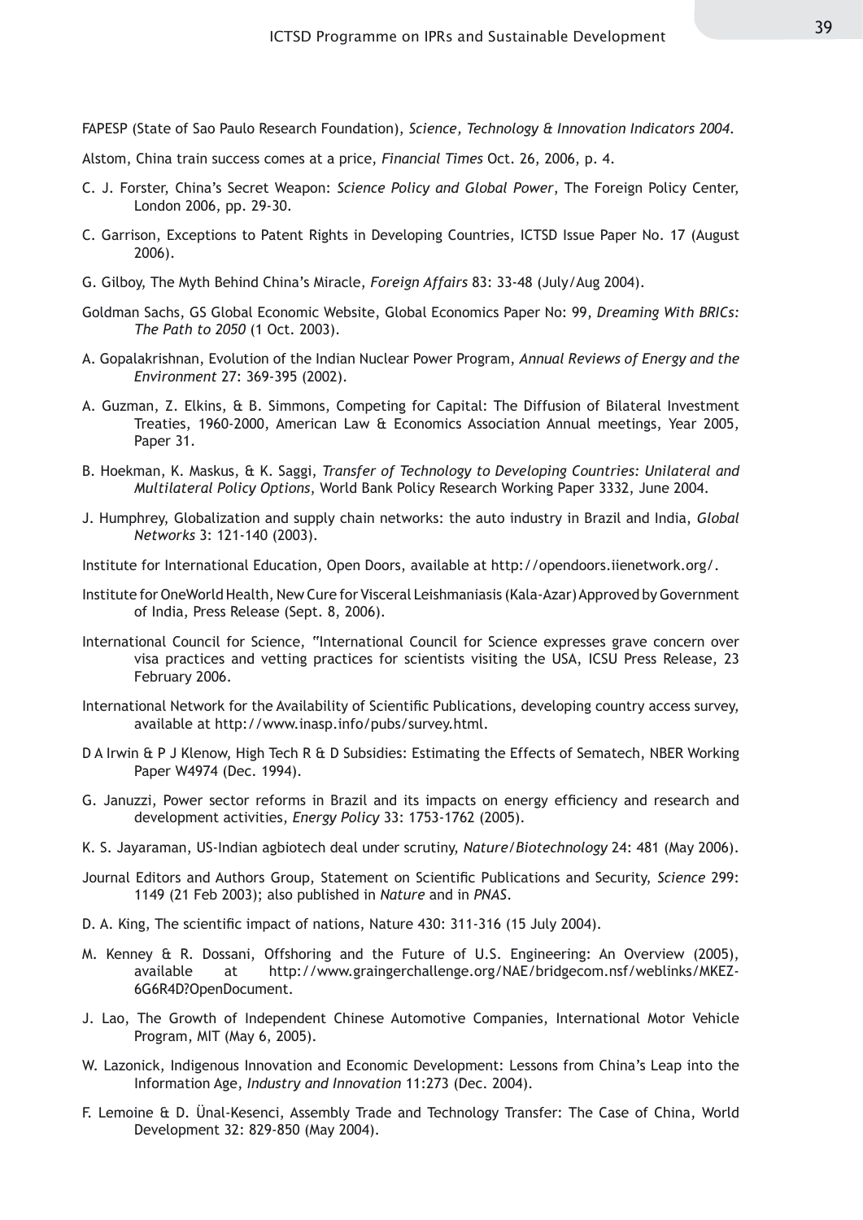FAPESP (State of Sao Paulo Research Foundation), *Science, Technology & Innovation Indicators 2004.*

Alstom, China train success comes at a price, *Financial Times* Oct. 26, 2006, p. 4.

C. J. Forster, China's Secret Weapon: *Science Policy and Global Power*, The Foreign Policy Center, London 2006, pp. 29-30.

C. Garrison, Exceptions to Patent Rights in Developing Countries, ICTSD Issue Paper No. 17 (August 2006).

G. Gilboy, The Myth Behind China's Miracle, *Foreign Affairs* 83: 33-48 (July/Aug 2004).

Goldman Sachs, GS Global Economic Website, Global Economics Paper No: 99, *Dreaming With BRICs: The Path to 2050* (1 Oct. 2003).

A. Gopalakrishnan, Evolution of the Indian Nuclear Power Program, *Annual Reviews of Energy and the Environment* 27: 369-395 (2002).

A. Guzman, Z. Elkins, & B. Simmons, Competing for Capital: The Diffusion of Bilateral Investment Treaties, 1960-2000, American Law & Economics Association Annual meetings, Year 2005, Paper 31.

B. Hoekman, K. Maskus, & K. Saggi, *Transfer of Technology to Developing Countries: Unilateral and Multilateral Policy Options*, World Bank Policy Research Working Paper 3332, June 2004.

J. Humphrey, Globalization and supply chain networks: the auto industry in Brazil and India, *Global Networks* 3: 121-140 (2003).

Institute for International Education, Open Doors, available at http://opendoors.iienetwork.org/.

Institute for OneWorld Health, New Cure for Visceral Leishmaniasis (Kala-Azar) Approved by Government of India, Press Release (Sept. 8, 2006).

International Council for Science, "International Council for Science expresses grave concern over visa practices and vetting practices for scientists visiting the USA, ICSU Press Release, 23 February 2006.

International Network for the Availability of Scientific Publications, developing country access survey, available at http://www.inasp.info/pubs/survey.html.

D A Irwin & P J Klenow, High Tech R & D Subsidies: Estimating the Effects of Sematech, NBER Working Paper W4974 (Dec. 1994).

G. Januzzi, Power sector reforms in Brazil and its impacts on energy efficiency and research and development activities, *Energy Policy* 33: 1753-1762 (2005).

K. S. Jayaraman, US-Indian agbiotech deal under scrutiny, *Nature/Biotechnology* 24: 481 (May 2006).

Journal Editors and Authors Group, Statement on Scientific Publications and Security, *Science* 299: 1149 (21 Feb 2003); also published in *Nature* and in *PNAS*.

D. A. King, The scientific impact of nations, Nature 430: 311-316 (15 July 2004).

M. Kenney & R. Dossani, Offshoring and the Future of U.S. Engineering: An Overview (2005), available at http://www.graingerchallenge.org/NAE/bridgecom.nsf/weblinks/MKEZ-6G6R4D?OpenDocument.

J. Lao, The Growth of Independent Chinese Automotive Companies, International Motor Vehicle Program, MIT (May 6, 2005).

W. Lazonick, Indigenous Innovation and Economic Development: Lessons from China's Leap into the Information Age, *Industry and Innovation* 11:273 (Dec. 2004).

F. Lemoine & D. Ünal-Kesenci, Assembly Trade and Technology Transfer: The Case of China, World Development 32: 829-850 (May 2004).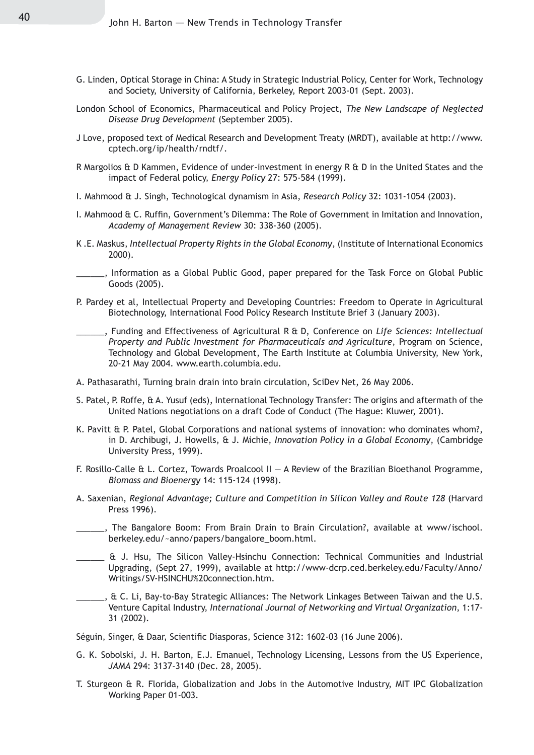G. Linden, Optical Storage in China: A Study in Strategic Industrial Policy, Center for Work, Technology and Society, University of California, Berkeley, Report 2003-01 (Sept. 2003).

London School of Economics, Pharmaceutical and Policy Project, *The New Landscape of Neglected Disease Drug Development* (September 2005).

J Love, proposed text of Medical Research and Development Treaty (MRDT), available at http://www.cptech.org/ip/health/rndtf/.

R Margolios & D Kammen, Evidence of under-investment in energy R & D in the United States and the impact of Federal policy, *Energy Policy* 27: 575-584 (1999).

I. Mahmood & J. Singh, Technological dynamism in Asia, *Research Policy* 32: 1031-1054 (2003).

I. Mahmood & C. Ruffin, Government's Dilemma: The Role of Government in Imitation and Innovation, *Academy of Management Review* 30: 338-360 (2005).

K .E. Maskus, *Intellectual Property Rights in the Global Economy*, (Institute of International Economics 2000).

______, Information as a Global Public Good, paper prepared for the Task Force on Global Public Goods (2005).

P. Pardey et al, Intellectual Property and Developing Countries: Freedom to Operate in Agricultural Biotechnology, International Food Policy Research Institute Brief 3 (January 2003).

______, Funding and Effectiveness of Agricultural R & D, Conference on *Life Sciences: Intellectual Property and Public Investment for Pharmaceuticals and Agriculture*, Program on Science, Technology and Global Development, The Earth Institute at Columbia University, New York, 20-21 May 2004. www.earth.columbia.edu.

A. Pathasarathi, Turning brain drain into brain circulation, SciDev Net, 26 May 2006.

S. Patel, P. Roffe, & A. Yusuf (eds), International Technology Transfer: The origins and aftermath of the United Nations negotiations on a draft Code of Conduct (The Hague: Kluwer, 2001).

K. Pavitt & P. Patel, Global Corporations and national systems of innovation: who dominates whom?, in D. Archibugi, J. Howells, & J. Michie, *Innovation Policy in a Global Economy*, (Cambridge University Press, 1999).

F. Rosillo-Calle & L. Cortez, Towards Proalcool II — A Review of the Brazilian Bioethanol Programme, *Biomass and Bioenergy* 14: 115-124 (1998).

A. Saxenian, *Regional Advantage; Culture and Competition in Silicon Valley and Route 128* (Harvard Press 1996).

______, The Bangalore Boom: From Brain Drain to Brain Circulation?, available at www/ischool.berkeley.edu/~anno/papers/bangalore_boom.html.

______ & J. Hsu, The Silicon Valley-Hsinchu Connection: Technical Communities and Industrial Upgrading, (Sept 27, 1999), available at http://www-dcrp.ced.berkeley.edu/Faculty/Anno/Writings/SV-HSINCHU%20connection.htm.

______, & C. Li, Bay-to-Bay Strategic Alliances: The Network Linkages Between Taiwan and the U.S. Venture Capital Industry, *International Journal of Networking and Virtual Organization*, 1:17-31 (2002).

Séguin, Singer, & Daar, Scientific Diasporas, Science 312: 1602-03 (16 June 2006).

G. K. Sobolski, J. H. Barton, E.J. Emanuel, Technology Licensing, Lessons from the US Experience, *JAMA* 294: 3137-3140 (Dec. 28, 2005).

T. Sturgeon & R. Florida, Globalization and Jobs in the Automotive Industry, MIT IPC Globalization Working Paper 01-003.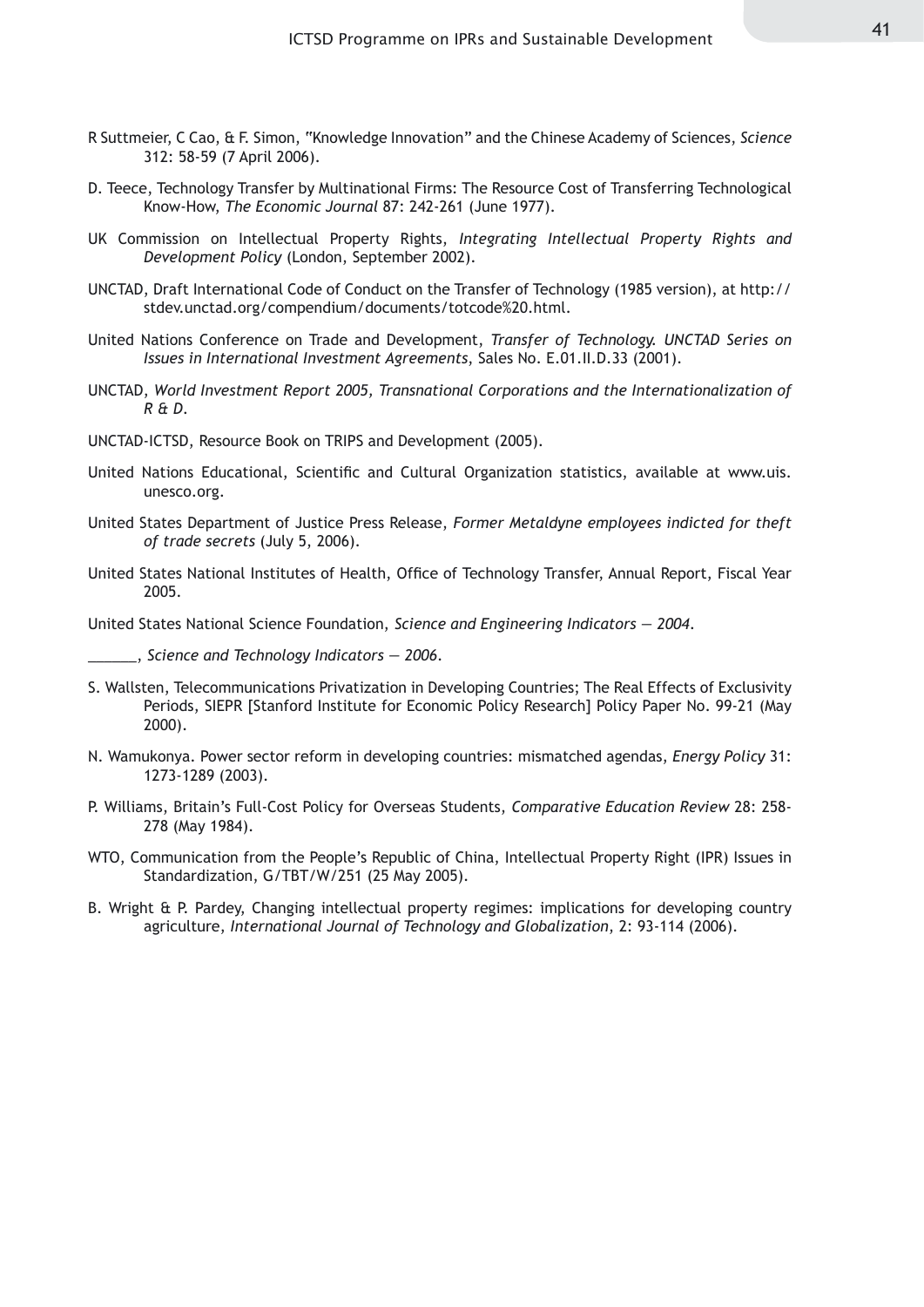R Suttmeier, C Cao, & F. Simon, "Knowledge Innovation" and the Chinese Academy of Sciences, *Science* 312: 58-59 (7 April 2006).

D. Teece, Technology Transfer by Multinational Firms: The Resource Cost of Transferring Technological Know-How, *The Economic Journal* 87: 242-261 (June 1977).

UK Commission on Intellectual Property Rights, *Integrating Intellectual Property Rights and Development Policy* (London, September 2002).

UNCTAD, Draft International Code of Conduct on the Transfer of Technology (1985 version), at http://stdev.unctad.org/compendium/documents/totcode%20.html.

United Nations Conference on Trade and Development, *Transfer of Technology. UNCTAD Series on Issues in International Investment Agreements*, Sales No. E.01.II.D.33 (2001).

UNCTAD, *World Investment Report 2005, Transnational Corporations and the Internationalization of R & D.*

UNCTAD-ICTSD, Resource Book on TRIPS and Development (2005).

United Nations Educational, Scientific and Cultural Organization statistics, available at www.uis.unesco.org.

United States Department of Justice Press Release, *Former Metaldyne employees indicted for theft of trade secrets* (July 5, 2006).

United States National Institutes of Health, Office of Technology Transfer, Annual Report, Fiscal Year 2005.

United States National Science Foundation, *Science and Engineering Indicators — 2004.*

______, *Science and Technology Indicators — 2006.*

S. Wallsten, Telecommunications Privatization in Developing Countries; The Real Effects of Exclusivity Periods, SIEPR [Stanford Institute for Economic Policy Research] Policy Paper No. 99-21 (May 2000).

N. Wamukonya. Power sector reform in developing countries: mismatched agendas, *Energy Policy* 31: 1273-1289 (2003).

P. Williams, Britain's Full-Cost Policy for Overseas Students, *Comparative Education Review* 28: 258-278 (May 1984).

WTO, Communication from the People's Republic of China, Intellectual Property Right (IPR) Issues in Standardization, G/TBT/W/251 (25 May 2005).

B. Wright & P. Pardey, Changing intellectual property regimes: implications for developing country agriculture, *International Journal of Technology and Globalization*, 2: 93-114 (2006).